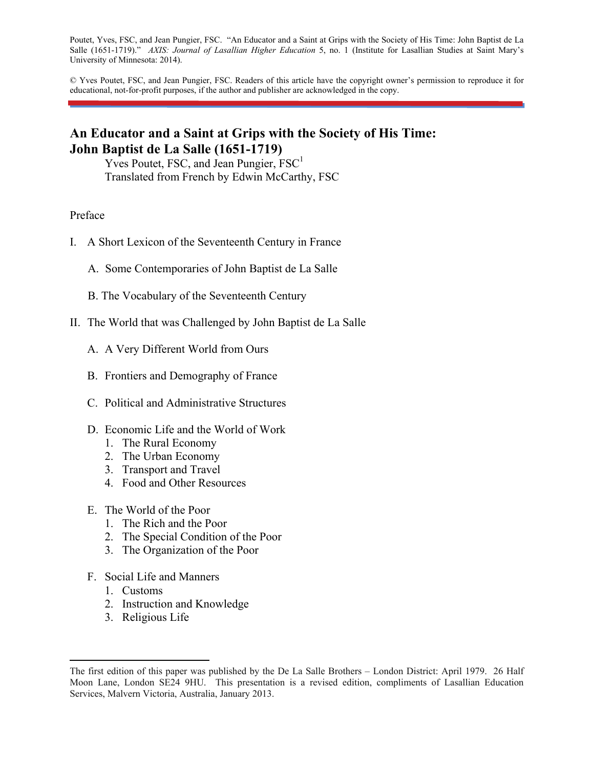Poutet, Yves, FSC, and Jean Pungier, FSC. "An Educator and a Saint at Grips with the Society of His Time: John Baptist de La Salle (1651-1719)." *AXIS: Journal of Lasallian Higher Education* 5, no. 1 (Institute for Lasallian Studies at Saint Mary's University of Minnesota: 2014).

© Yves Poutet, FSC, and Jean Pungier, FSC. Readers of this article have the copyright owner's permission to reproduce it for educational, not-for-profit purposes, if the author and publisher are acknowledged in the copy.

# An Educator and a Saint at Grips with the Society of His Time: John Baptist de La Salle (1651-1719)

Yves Poutet, FSC, and Jean Pungier, FSC[1]
Translated from French by Edwin McCarthy, FSC

Preface

I. A Short Lexicon of the Seventeenth Century in France

   A. Some Contemporaries of John Baptist de La Salle

   B. The Vocabulary of the Seventeenth Century

II. The World that was Challenged by John Baptist de La Salle

   A. A Very Different World from Ours

   B. Frontiers and Demography of France

   C. Political and Administrative Structures

   D. Economic Life and the World of Work
      1. The Rural Economy
      2. The Urban Economy
      3. Transport and Travel
      4. Food and Other Resources

   E. The World of the Poor
      1. The Rich and the Poor
      2. The Special Condition of the Poor
      3. The Organization of the Poor

   F. Social Life and Manners
      1. Customs
      2. Instruction and Knowledge
      3. Religious Life

---

[1] The first edition of this paper was published by the De La Salle Brothers – London District: April 1979. 26 Half Moon Lane, London SE24 9HU. This presentation is a revised edition, compliments of Lasallian Education Services, Malvern Victoria, Australia, January 2013.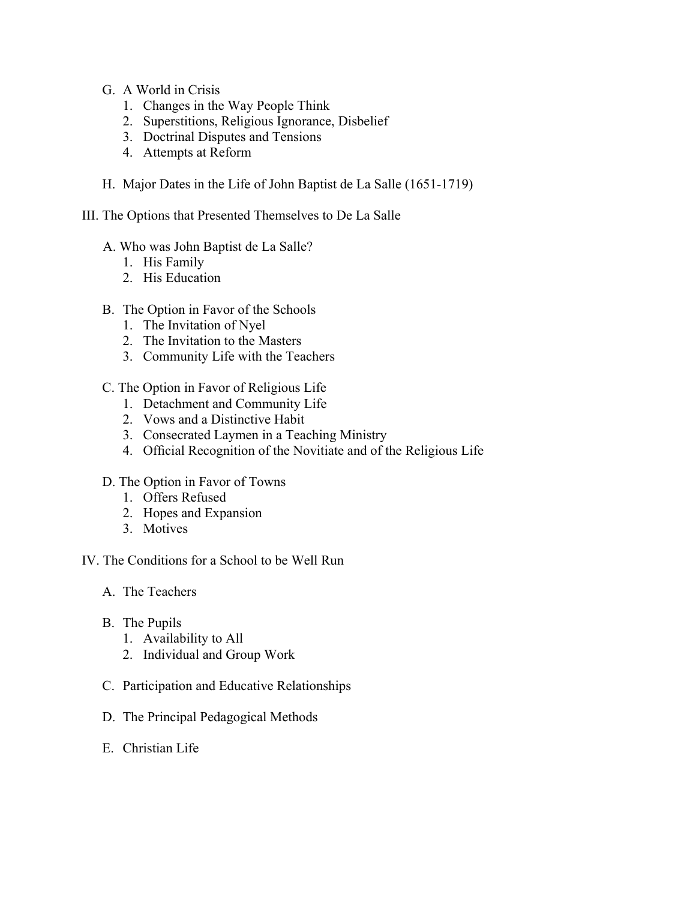G. A World in Crisis
   1. Changes in the Way People Think
   2. Superstitions, Religious Ignorance, Disbelief
   3. Doctrinal Disputes and Tensions
   4. Attempts at Reform

H. Major Dates in the Life of John Baptist de La Salle (1651-1719)

III. The Options that Presented Themselves to De La Salle

A. Who was John Baptist de La Salle?
   1. His Family
   2. His Education

B. The Option in Favor of the Schools
   1. The Invitation of Nyel
   2. The Invitation to the Masters
   3. Community Life with the Teachers

C. The Option in Favor of Religious Life
   1. Detachment and Community Life
   2. Vows and a Distinctive Habit
   3. Consecrated Laymen in a Teaching Ministry
   4. Official Recognition of the Novitiate and of the Religious Life

D. The Option in Favor of Towns
   1. Offers Refused
   2. Hopes and Expansion
   3. Motives

IV. The Conditions for a School to be Well Run

A. The Teachers

B. The Pupils
   1. Availability to All
   2. Individual and Group Work

C. Participation and Educative Relationships

D. The Principal Pedagogical Methods

E. Christian Life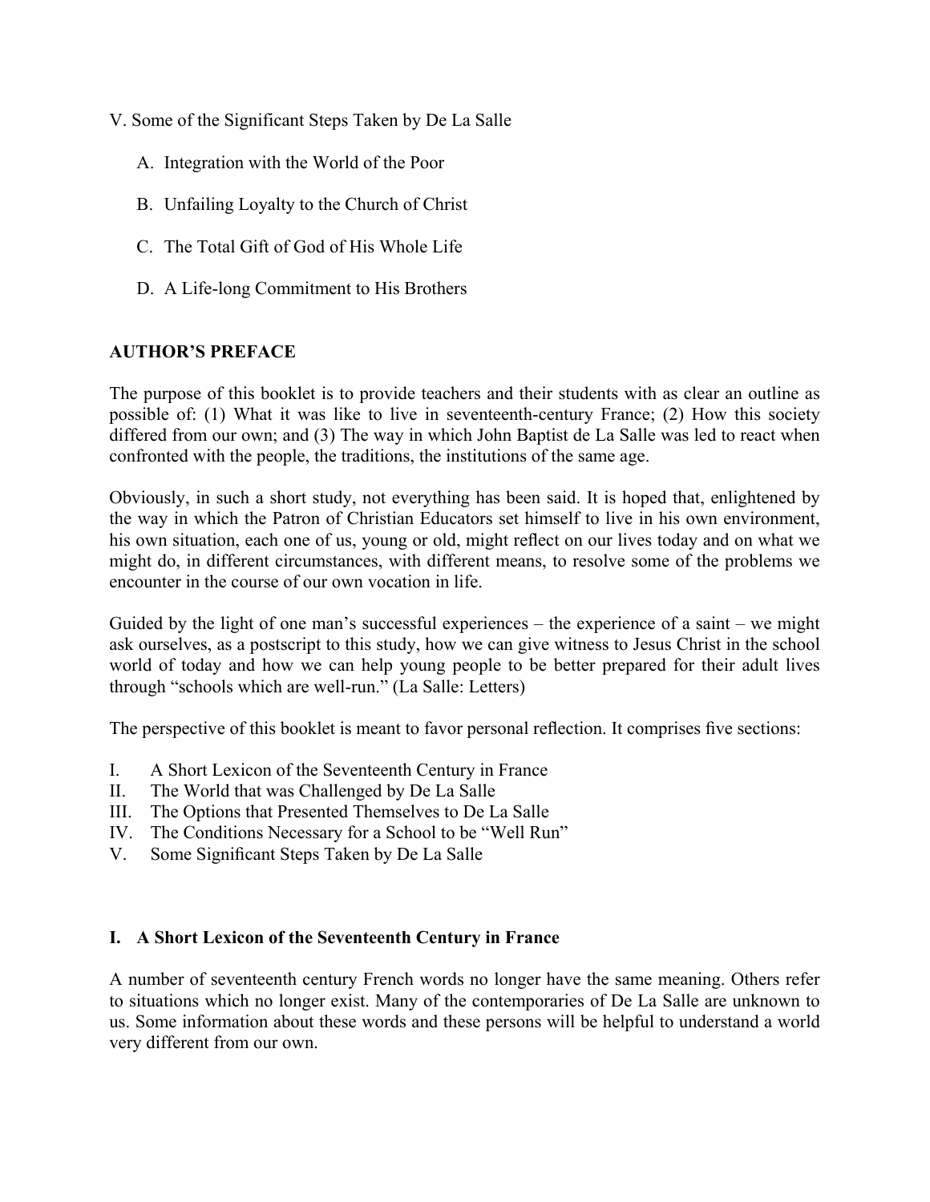V. Some of the Significant Steps Taken by De La Salle

  A. Integration with the World of the Poor

  B. Unfailing Loyalty to the Church of Christ

  C. The Total Gift of God of His Whole Life

  D. A Life-long Commitment to His Brothers

**AUTHOR'S PREFACE**

The purpose of this booklet is to provide teachers and their students with as clear an outline as possible of: (1) What it was like to live in seventeenth-century France; (2) How this society differed from our own; and (3) The way in which John Baptist de La Salle was led to react when confronted with the people, the traditions, the institutions of the same age.

Obviously, in such a short study, not everything has been said. It is hoped that, enlightened by the way in which the Patron of Christian Educators set himself to live in his own environment, his own situation, each one of us, young or old, might reflect on our lives today and on what we might do, in different circumstances, with different means, to resolve some of the problems we encounter in the course of our own vocation in life.

Guided by the light of one man's successful experiences – the experience of a saint – we might ask ourselves, as a postscript to this study, how we can give witness to Jesus Christ in the school world of today and how we can help young people to be better prepared for their adult lives through "schools which are well-run." (La Salle: Letters)

The perspective of this booklet is meant to favor personal reflection. It comprises five sections:

I. A Short Lexicon of the Seventeenth Century in France
II. The World that was Challenged by De La Salle
III. The Options that Presented Themselves to De La Salle
IV. The Conditions Necessary for a School to be "Well Run"
V. Some Significant Steps Taken by De La Salle

## I. A Short Lexicon of the Seventeenth Century in France

A number of seventeenth century French words no longer have the same meaning. Others refer to situations which no longer exist. Many of the contemporaries of De La Salle are unknown to us. Some information about these words and these persons will be helpful to understand a world very different from our own.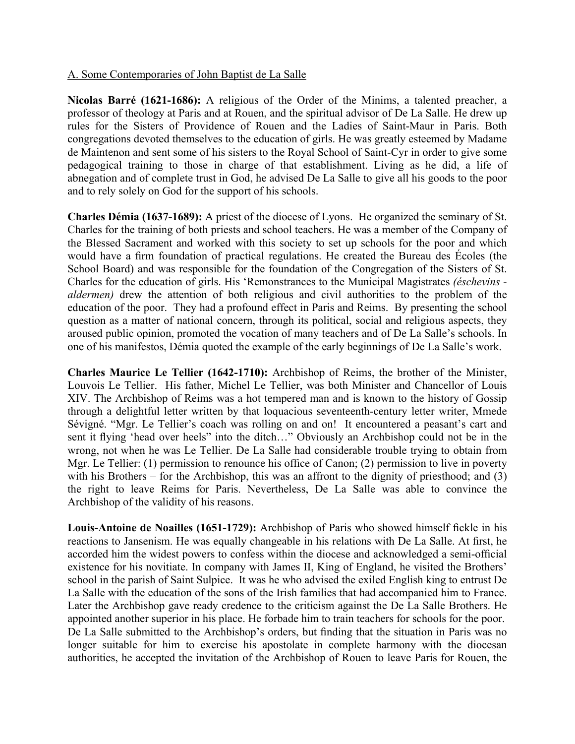A. Some Contemporaries of John Baptist de La Salle

**Nicolas Barré (1621-1686):** A religious of the Order of the Minims, a talented preacher, a professor of theology at Paris and at Rouen, and the spiritual advisor of De La Salle. He drew up rules for the Sisters of Providence of Rouen and the Ladies of Saint-Maur in Paris. Both congregations devoted themselves to the education of girls. He was greatly esteemed by Madame de Maintenon and sent some of his sisters to the Royal School of Saint-Cyr in order to give some pedagogical training to those in charge of that establishment. Living as he did, a life of abnegation and of complete trust in God, he advised De La Salle to give all his goods to the poor and to rely solely on God for the support of his schools.

**Charles Démia (1637-1689):** A priest of the diocese of Lyons. He organized the seminary of St. Charles for the training of both priests and school teachers. He was a member of the Company of the Blessed Sacrament and worked with this society to set up schools for the poor and which would have a firm foundation of practical regulations. He created the Bureau des Écoles (the School Board) and was responsible for the foundation of the Congregation of the Sisters of St. Charles for the education of girls. His 'Remonstrances to the Municipal Magistrates *(éschevins - aldermen)* drew the attention of both religious and civil authorities to the problem of the education of the poor. They had a profound effect in Paris and Reims. By presenting the school question as a matter of national concern, through its political, social and religious aspects, they aroused public opinion, promoted the vocation of many teachers and of De La Salle's schools. In one of his manifestos, Démia quoted the example of the early beginnings of De La Salle's work.

**Charles Maurice Le Tellier (1642-1710):** Archbishop of Reims, the brother of the Minister, Louvois Le Tellier. His father, Michel Le Tellier, was both Minister and Chancellor of Louis XIV. The Archbishop of Reims was a hot tempered man and is known to the history of Gossip through a delightful letter written by that loquacious seventeenth-century letter writer, Mmede Sévigné. "Mgr. Le Tellier's coach was rolling on and on! It encountered a peasant's cart and sent it flying 'head over heels" into the ditch…" Obviously an Archbishop could not be in the wrong, not when he was Le Tellier. De La Salle had considerable trouble trying to obtain from Mgr. Le Tellier: (1) permission to renounce his office of Canon; (2) permission to live in poverty with his Brothers – for the Archbishop, this was an affront to the dignity of priesthood; and (3) the right to leave Reims for Paris. Nevertheless, De La Salle was able to convince the Archbishop of the validity of his reasons.

**Louis-Antoine de Noailles (1651-1729):** Archbishop of Paris who showed himself fickle in his reactions to Jansenism. He was equally changeable in his relations with De La Salle. At first, he accorded him the widest powers to confess within the diocese and acknowledged a semi-official existence for his novitiate. In company with James II, King of England, he visited the Brothers' school in the parish of Saint Sulpice. It was he who advised the exiled English king to entrust De La Salle with the education of the sons of the Irish families that had accompanied him to France. Later the Archbishop gave ready credence to the criticism against the De La Salle Brothers. He appointed another superior in his place. He forbade him to train teachers for schools for the poor. De La Salle submitted to the Archbishop's orders, but finding that the situation in Paris was no longer suitable for him to exercise his apostolate in complete harmony with the diocesan authorities, he accepted the invitation of the Archbishop of Rouen to leave Paris for Rouen, the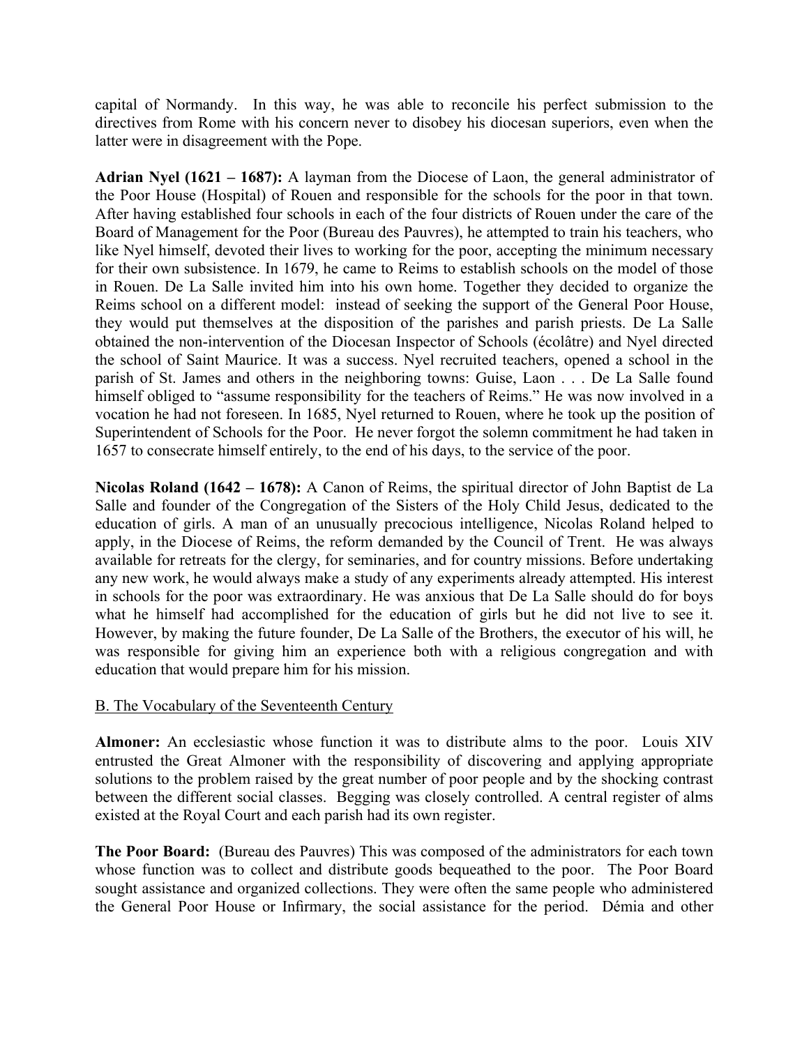capital of Normandy. In this way, he was able to reconcile his perfect submission to the directives from Rome with his concern never to disobey his diocesan superiors, even when the latter were in disagreement with the Pope.

**Adrian Nyel (1621 – 1687):** A layman from the Diocese of Laon, the general administrator of the Poor House (Hospital) of Rouen and responsible for the schools for the poor in that town. After having established four schools in each of the four districts of Rouen under the care of the Board of Management for the Poor (Bureau des Pauvres), he attempted to train his teachers, who like Nyel himself, devoted their lives to working for the poor, accepting the minimum necessary for their own subsistence. In 1679, he came to Reims to establish schools on the model of those in Rouen. De La Salle invited him into his own home. Together they decided to organize the Reims school on a different model: instead of seeking the support of the General Poor House, they would put themselves at the disposition of the parishes and parish priests. De La Salle obtained the non-intervention of the Diocesan Inspector of Schools (écolâtre) and Nyel directed the school of Saint Maurice. It was a success. Nyel recruited teachers, opened a school in the parish of St. James and others in the neighboring towns: Guise, Laon . . . De La Salle found himself obliged to "assume responsibility for the teachers of Reims." He was now involved in a vocation he had not foreseen. In 1685, Nyel returned to Rouen, where he took up the position of Superintendent of Schools for the Poor. He never forgot the solemn commitment he had taken in 1657 to consecrate himself entirely, to the end of his days, to the service of the poor.

**Nicolas Roland (1642 – 1678):** A Canon of Reims, the spiritual director of John Baptist de La Salle and founder of the Congregation of the Sisters of the Holy Child Jesus, dedicated to the education of girls. A man of an unusually precocious intelligence, Nicolas Roland helped to apply, in the Diocese of Reims, the reform demanded by the Council of Trent. He was always available for retreats for the clergy, for seminaries, and for country missions. Before undertaking any new work, he would always make a study of any experiments already attempted. His interest in schools for the poor was extraordinary. He was anxious that De La Salle should do for boys what he himself had accomplished for the education of girls but he did not live to see it. However, by making the future founder, De La Salle of the Brothers, the executor of his will, he was responsible for giving him an experience both with a religious congregation and with education that would prepare him for his mission.

## B. The Vocabulary of the Seventeenth Century

**Almoner:** An ecclesiastic whose function it was to distribute alms to the poor. Louis XIV entrusted the Great Almoner with the responsibility of discovering and applying appropriate solutions to the problem raised by the great number of poor people and by the shocking contrast between the different social classes. Begging was closely controlled. A central register of alms existed at the Royal Court and each parish had its own register.

**The Poor Board:** (Bureau des Pauvres) This was composed of the administrators for each town whose function was to collect and distribute goods bequeathed to the poor. The Poor Board sought assistance and organized collections. They were often the same people who administered the General Poor House or Infirmary, the social assistance for the period. Démia and other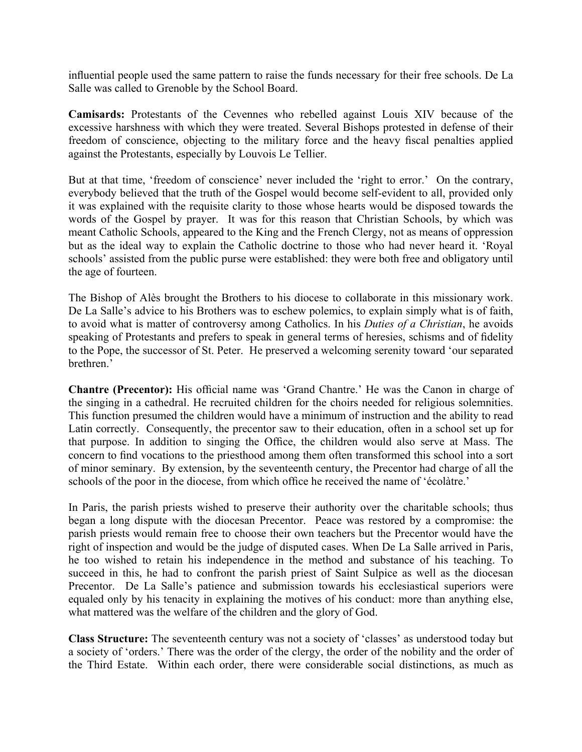influential people used the same pattern to raise the funds necessary for their free schools. De La Salle was called to Grenoble by the School Board.

**Camisards:** Protestants of the Cevennes who rebelled against Louis XIV because of the excessive harshness with which they were treated. Several Bishops protested in defense of their freedom of conscience, objecting to the military force and the heavy fiscal penalties applied against the Protestants, especially by Louvois Le Tellier.

But at that time, 'freedom of conscience' never included the 'right to error.' On the contrary, everybody believed that the truth of the Gospel would become self-evident to all, provided only it was explained with the requisite clarity to those whose hearts would be disposed towards the words of the Gospel by prayer. It was for this reason that Christian Schools, by which was meant Catholic Schools, appeared to the King and the French Clergy, not as means of oppression but as the ideal way to explain the Catholic doctrine to those who had never heard it. 'Royal schools' assisted from the public purse were established: they were both free and obligatory until the age of fourteen.

The Bishop of Alès brought the Brothers to his diocese to collaborate in this missionary work. De La Salle's advice to his Brothers was to eschew polemics, to explain simply what is of faith, to avoid what is matter of controversy among Catholics. In his *Duties of a Christian*, he avoids speaking of Protestants and prefers to speak in general terms of heresies, schisms and of fidelity to the Pope, the successor of St. Peter. He preserved a welcoming serenity toward 'our separated brethren.'

**Chantre (Precentor):** His official name was 'Grand Chantre.' He was the Canon in charge of the singing in a cathedral. He recruited children for the choirs needed for religious solemnities. This function presumed the children would have a minimum of instruction and the ability to read Latin correctly. Consequently, the precentor saw to their education, often in a school set up for that purpose. In addition to singing the Office, the children would also serve at Mass. The concern to find vocations to the priesthood among them often transformed this school into a sort of minor seminary. By extension, by the seventeenth century, the Precentor had charge of all the schools of the poor in the diocese, from which office he received the name of 'écolàtre.'

In Paris, the parish priests wished to preserve their authority over the charitable schools; thus began a long dispute with the diocesan Precentor. Peace was restored by a compromise: the parish priests would remain free to choose their own teachers but the Precentor would have the right of inspection and would be the judge of disputed cases. When De La Salle arrived in Paris, he too wished to retain his independence in the method and substance of his teaching. To succeed in this, he had to confront the parish priest of Saint Sulpice as well as the diocesan Precentor. De La Salle's patience and submission towards his ecclesiastical superiors were equaled only by his tenacity in explaining the motives of his conduct: more than anything else, what mattered was the welfare of the children and the glory of God.

**Class Structure:** The seventeenth century was not a society of 'classes' as understood today but a society of 'orders.' There was the order of the clergy, the order of the nobility and the order of the Third Estate. Within each order, there were considerable social distinctions, as much as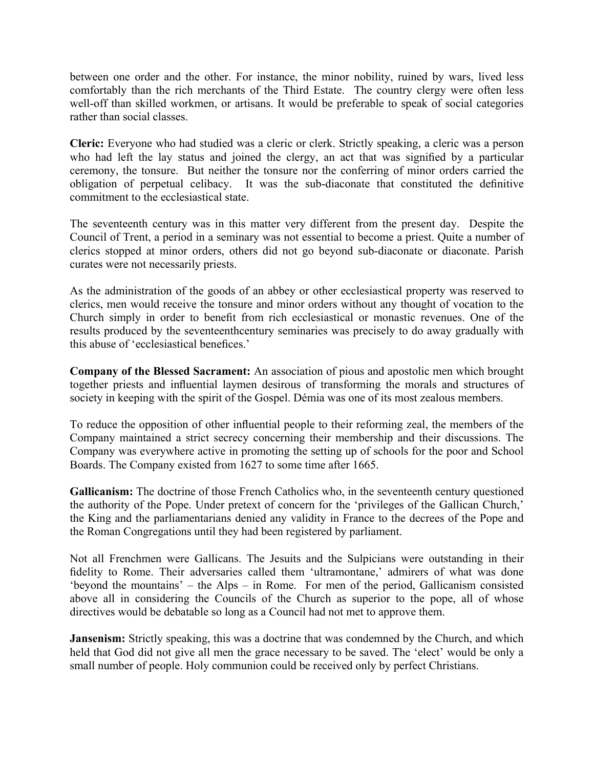between one order and the other. For instance, the minor nobility, ruined by wars, lived less comfortably than the rich merchants of the Third Estate. The country clergy were often less well-off than skilled workmen, or artisans. It would be preferable to speak of social categories rather than social classes.

**Cleric:** Everyone who had studied was a cleric or clerk. Strictly speaking, a cleric was a person who had left the lay status and joined the clergy, an act that was signified by a particular ceremony, the tonsure. But neither the tonsure nor the conferring of minor orders carried the obligation of perpetual celibacy. It was the sub-diaconate that constituted the definitive commitment to the ecclesiastical state.

The seventeenth century was in this matter very different from the present day. Despite the Council of Trent, a period in a seminary was not essential to become a priest. Quite a number of clerics stopped at minor orders, others did not go beyond sub-diaconate or diaconate. Parish curates were not necessarily priests.

As the administration of the goods of an abbey or other ecclesiastical property was reserved to clerics, men would receive the tonsure and minor orders without any thought of vocation to the Church simply in order to benefit from rich ecclesiastical or monastic revenues. One of the results produced by the seventeenthcentury seminaries was precisely to do away gradually with this abuse of 'ecclesiastical benefices.'

**Company of the Blessed Sacrament:** An association of pious and apostolic men which brought together priests and influential laymen desirous of transforming the morals and structures of society in keeping with the spirit of the Gospel. Démia was one of its most zealous members.

To reduce the opposition of other influential people to their reforming zeal, the members of the Company maintained a strict secrecy concerning their membership and their discussions. The Company was everywhere active in promoting the setting up of schools for the poor and School Boards. The Company existed from 1627 to some time after 1665.

**Gallicanism:** The doctrine of those French Catholics who, in the seventeenth century questioned the authority of the Pope. Under pretext of concern for the 'privileges of the Gallican Church,' the King and the parliamentarians denied any validity in France to the decrees of the Pope and the Roman Congregations until they had been registered by parliament.

Not all Frenchmen were Gallicans. The Jesuits and the Sulpicians were outstanding in their fidelity to Rome. Their adversaries called them 'ultramontane,' admirers of what was done 'beyond the mountains' – the Alps – in Rome. For men of the period, Gallicanism consisted above all in considering the Councils of the Church as superior to the pope, all of whose directives would be debatable so long as a Council had not met to approve them.

**Jansenism:** Strictly speaking, this was a doctrine that was condemned by the Church, and which held that God did not give all men the grace necessary to be saved. The 'elect' would be only a small number of people. Holy communion could be received only by perfect Christians.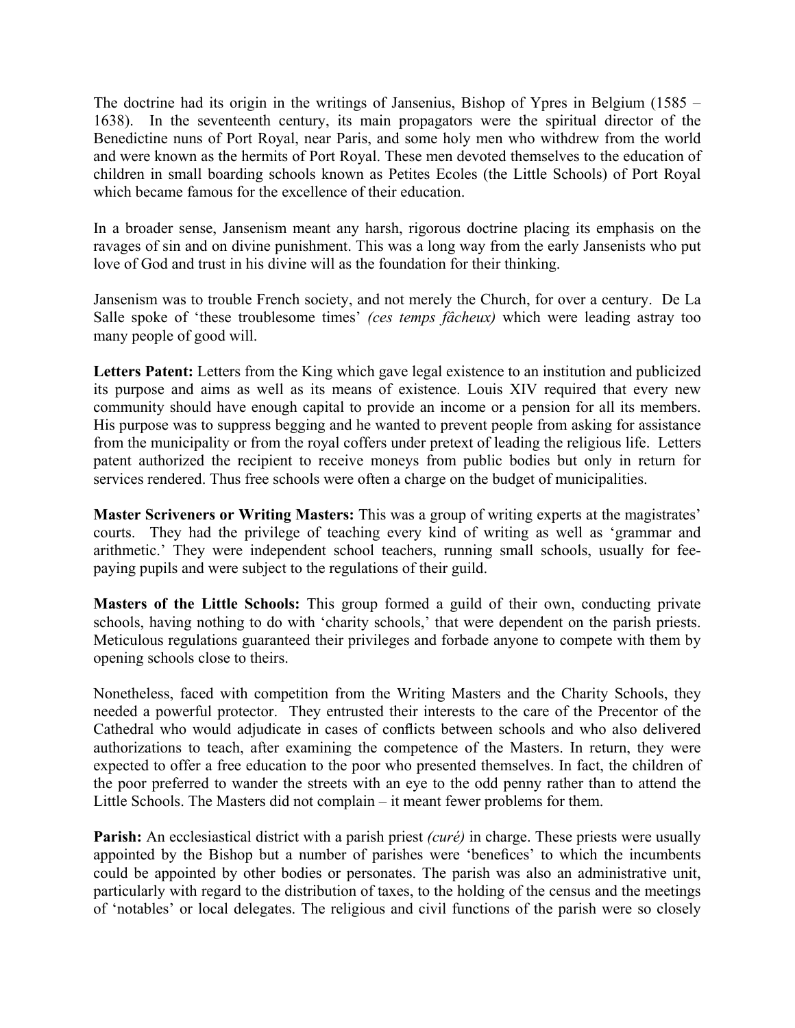The doctrine had its origin in the writings of Jansenius, Bishop of Ypres in Belgium (1585 – 1638). In the seventeenth century, its main propagators were the spiritual director of the Benedictine nuns of Port Royal, near Paris, and some holy men who withdrew from the world and were known as the hermits of Port Royal. These men devoted themselves to the education of children in small boarding schools known as Petites Ecoles (the Little Schools) of Port Royal which became famous for the excellence of their education.

In a broader sense, Jansenism meant any harsh, rigorous doctrine placing its emphasis on the ravages of sin and on divine punishment. This was a long way from the early Jansenists who put love of God and trust in his divine will as the foundation for their thinking.

Jansenism was to trouble French society, and not merely the Church, for over a century. De La Salle spoke of 'these troublesome times' *(ces temps fâcheux)* which were leading astray too many people of good will.

**Letters Patent:** Letters from the King which gave legal existence to an institution and publicized its purpose and aims as well as its means of existence. Louis XIV required that every new community should have enough capital to provide an income or a pension for all its members. His purpose was to suppress begging and he wanted to prevent people from asking for assistance from the municipality or from the royal coffers under pretext of leading the religious life. Letters patent authorized the recipient to receive moneys from public bodies but only in return for services rendered. Thus free schools were often a charge on the budget of municipalities.

**Master Scriveners or Writing Masters:** This was a group of writing experts at the magistrates' courts. They had the privilege of teaching every kind of writing as well as 'grammar and arithmetic.' They were independent school teachers, running small schools, usually for fee-paying pupils and were subject to the regulations of their guild.

**Masters of the Little Schools:** This group formed a guild of their own, conducting private schools, having nothing to do with 'charity schools,' that were dependent on the parish priests. Meticulous regulations guaranteed their privileges and forbade anyone to compete with them by opening schools close to theirs.

Nonetheless, faced with competition from the Writing Masters and the Charity Schools, they needed a powerful protector. They entrusted their interests to the care of the Precentor of the Cathedral who would adjudicate in cases of conflicts between schools and who also delivered authorizations to teach, after examining the competence of the Masters. In return, they were expected to offer a free education to the poor who presented themselves. In fact, the children of the poor preferred to wander the streets with an eye to the odd penny rather than to attend the Little Schools. The Masters did not complain – it meant fewer problems for them.

**Parish:** An ecclesiastical district with a parish priest *(curé)* in charge. These priests were usually appointed by the Bishop but a number of parishes were 'benefices' to which the incumbents could be appointed by other bodies or personates. The parish was also an administrative unit, particularly with regard to the distribution of taxes, to the holding of the census and the meetings of 'notables' or local delegates. The religious and civil functions of the parish were so closely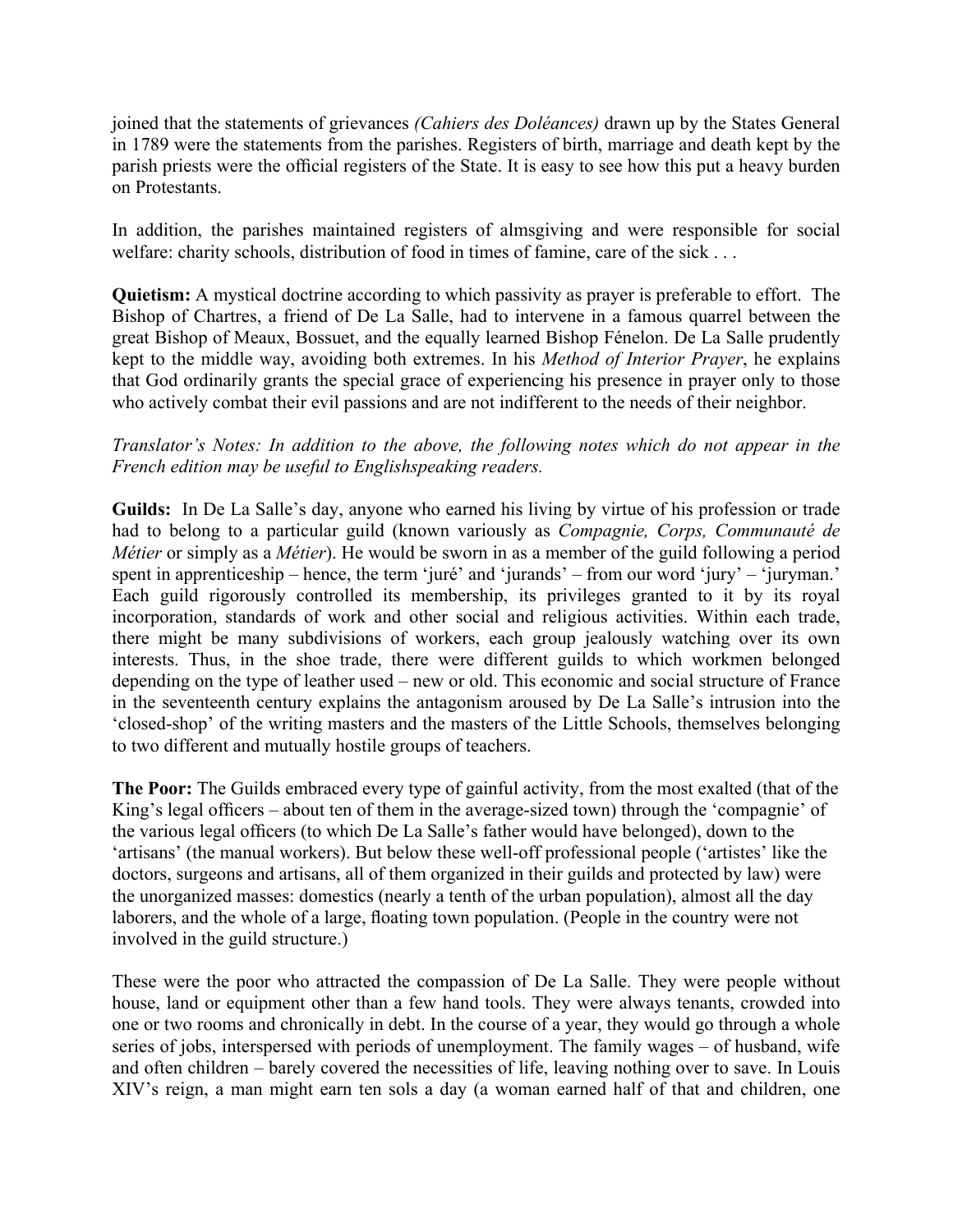joined that the statements of grievances *(Cahiers des Doléances)* drawn up by the States General in 1789 were the statements from the parishes. Registers of birth, marriage and death kept by the parish priests were the official registers of the State. It is easy to see how this put a heavy burden on Protestants.

In addition, the parishes maintained registers of almsgiving and were responsible for social welfare: charity schools, distribution of food in times of famine, care of the sick . . .

**Quietism:** A mystical doctrine according to which passivity as prayer is preferable to effort. The Bishop of Chartres, a friend of De La Salle, had to intervene in a famous quarrel between the great Bishop of Meaux, Bossuet, and the equally learned Bishop Fénelon. De La Salle prudently kept to the middle way, avoiding both extremes. In his *Method of Interior Prayer*, he explains that God ordinarily grants the special grace of experiencing his presence in prayer only to those who actively combat their evil passions and are not indifferent to the needs of their neighbor.

*Translator's Notes: In addition to the above, the following notes which do not appear in the French edition may be useful to Englishspeaking readers.*

**Guilds:** In De La Salle's day, anyone who earned his living by virtue of his profession or trade had to belong to a particular guild (known variously as *Compagnie, Corps, Communauté de Métier* or simply as a *Métier*). He would be sworn in as a member of the guild following a period spent in apprenticeship – hence, the term 'juré' and 'jurands' – from our word 'jury' – 'juryman.' Each guild rigorously controlled its membership, its privileges granted to it by its royal incorporation, standards of work and other social and religious activities. Within each trade, there might be many subdivisions of workers, each group jealously watching over its own interests. Thus, in the shoe trade, there were different guilds to which workmen belonged depending on the type of leather used – new or old. This economic and social structure of France in the seventeenth century explains the antagonism aroused by De La Salle's intrusion into the 'closed-shop' of the writing masters and the masters of the Little Schools, themselves belonging to two different and mutually hostile groups of teachers.

**The Poor:** The Guilds embraced every type of gainful activity, from the most exalted (that of the King's legal officers – about ten of them in the average-sized town) through the 'compagnie' of the various legal officers (to which De La Salle's father would have belonged), down to the 'artisans' (the manual workers). But below these well-off professional people ('artistes' like the doctors, surgeons and artisans, all of them organized in their guilds and protected by law) were the unorganized masses: domestics (nearly a tenth of the urban population), almost all the day laborers, and the whole of a large, floating town population. (People in the country were not involved in the guild structure.)

These were the poor who attracted the compassion of De La Salle. They were people without house, land or equipment other than a few hand tools. They were always tenants, crowded into one or two rooms and chronically in debt. In the course of a year, they would go through a whole series of jobs, interspersed with periods of unemployment. The family wages – of husband, wife and often children – barely covered the necessities of life, leaving nothing over to save. In Louis XIV's reign, a man might earn ten sols a day (a woman earned half of that and children, one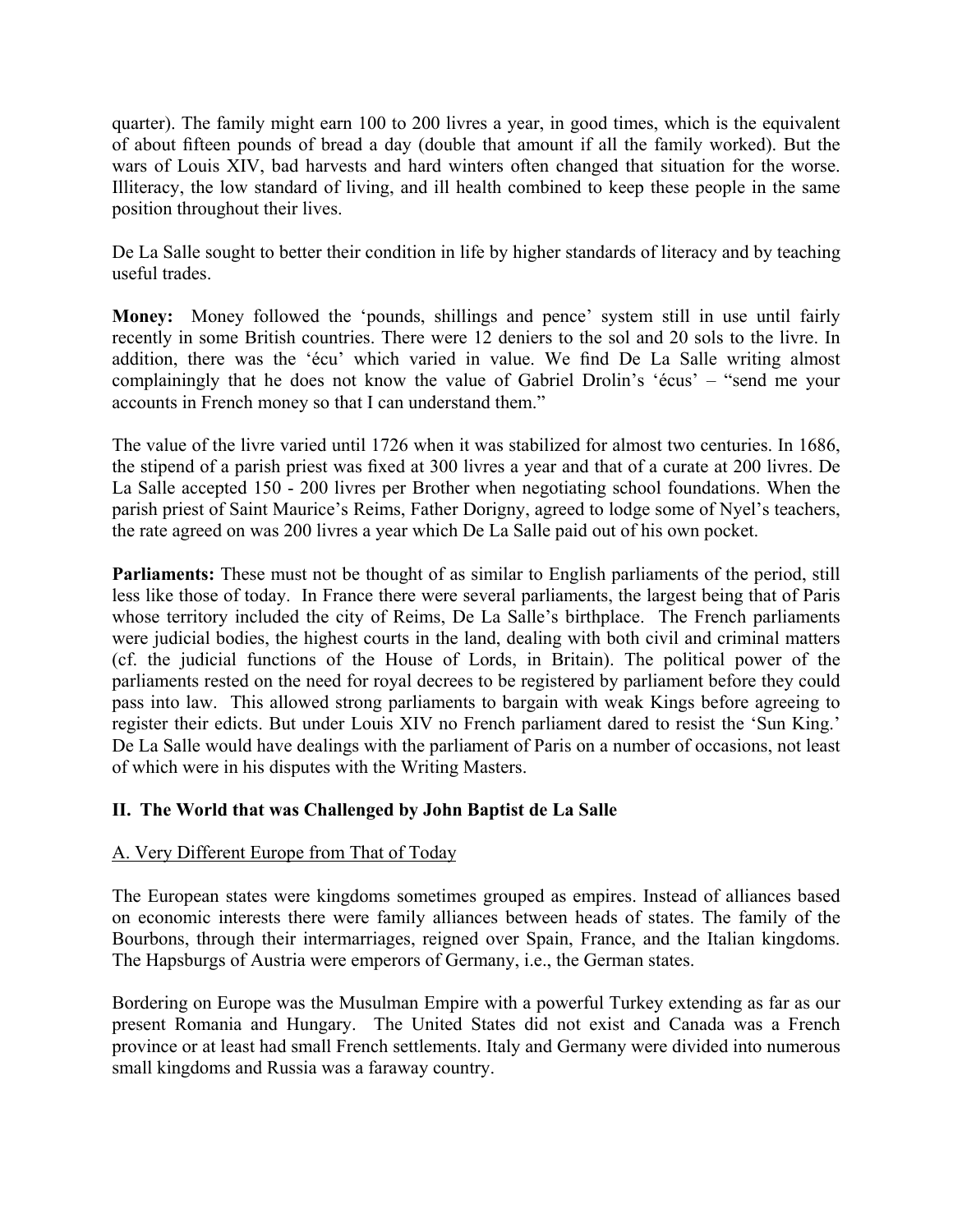quarter). The family might earn 100 to 200 livres a year, in good times, which is the equivalent of about fifteen pounds of bread a day (double that amount if all the family worked). But the wars of Louis XIV, bad harvests and hard winters often changed that situation for the worse. Illiteracy, the low standard of living, and ill health combined to keep these people in the same position throughout their lives.

De La Salle sought to better their condition in life by higher standards of literacy and by teaching useful trades.

**Money:** Money followed the 'pounds, shillings and pence' system still in use until fairly recently in some British countries. There were 12 deniers to the sol and 20 sols to the livre. In addition, there was the 'écu' which varied in value. We find De La Salle writing almost complainingly that he does not know the value of Gabriel Drolin's 'écus' – "send me your accounts in French money so that I can understand them."

The value of the livre varied until 1726 when it was stabilized for almost two centuries. In 1686, the stipend of a parish priest was fixed at 300 livres a year and that of a curate at 200 livres. De La Salle accepted 150 - 200 livres per Brother when negotiating school foundations. When the parish priest of Saint Maurice's Reims, Father Dorigny, agreed to lodge some of Nyel's teachers, the rate agreed on was 200 livres a year which De La Salle paid out of his own pocket.

**Parliaments:** These must not be thought of as similar to English parliaments of the period, still less like those of today. In France there were several parliaments, the largest being that of Paris whose territory included the city of Reims, De La Salle's birthplace. The French parliaments were judicial bodies, the highest courts in the land, dealing with both civil and criminal matters (cf. the judicial functions of the House of Lords, in Britain). The political power of the parliaments rested on the need for royal decrees to be registered by parliament before they could pass into law. This allowed strong parliaments to bargain with weak Kings before agreeing to register their edicts. But under Louis XIV no French parliament dared to resist the 'Sun King.' De La Salle would have dealings with the parliament of Paris on a number of occasions, not least of which were in his disputes with the Writing Masters.

## II. The World that was Challenged by John Baptist de La Salle

### A. Very Different Europe from That of Today

The European states were kingdoms sometimes grouped as empires. Instead of alliances based on economic interests there were family alliances between heads of states. The family of the Bourbons, through their intermarriages, reigned over Spain, France, and the Italian kingdoms. The Hapsburgs of Austria were emperors of Germany, i.e., the German states.

Bordering on Europe was the Musulman Empire with a powerful Turkey extending as far as our present Romania and Hungary. The United States did not exist and Canada was a French province or at least had small French settlements. Italy and Germany were divided into numerous small kingdoms and Russia was a faraway country.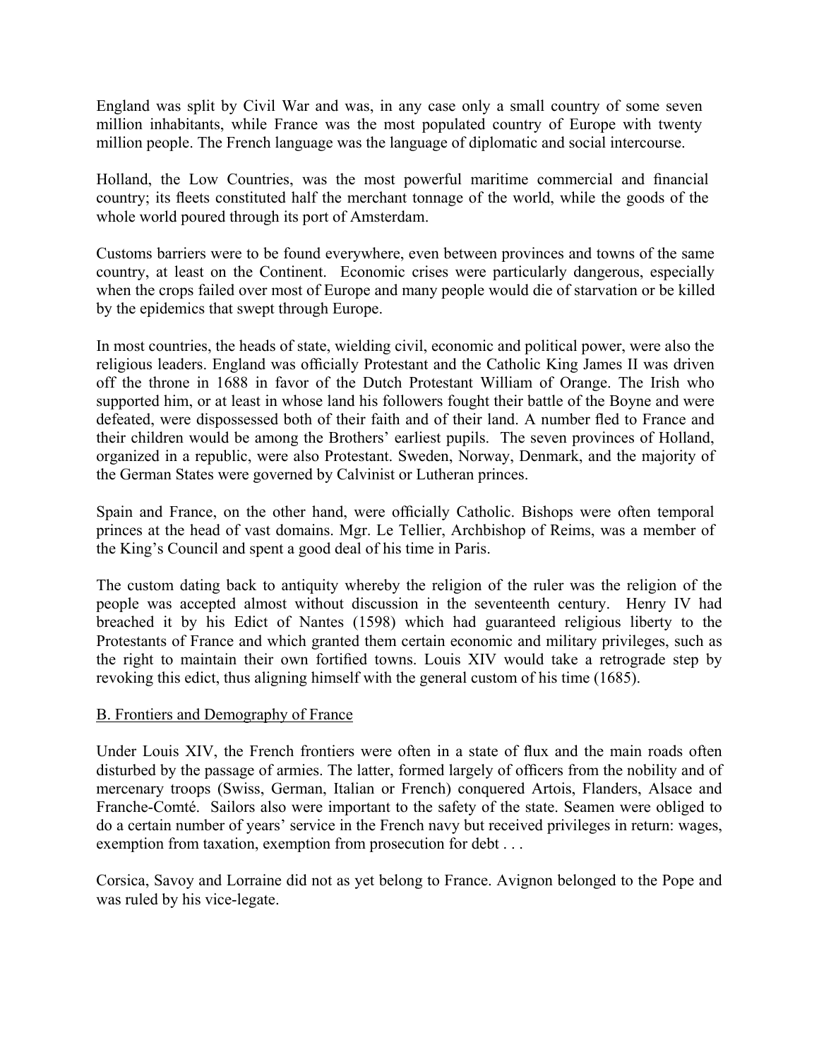England was split by Civil War and was, in any case only a small country of some seven million inhabitants, while France was the most populated country of Europe with twenty million people. The French language was the language of diplomatic and social intercourse.

Holland, the Low Countries, was the most powerful maritime commercial and financial country; its fleets constituted half the merchant tonnage of the world, while the goods of the whole world poured through its port of Amsterdam.

Customs barriers were to be found everywhere, even between provinces and towns of the same country, at least on the Continent. Economic crises were particularly dangerous, especially when the crops failed over most of Europe and many people would die of starvation or be killed by the epidemics that swept through Europe.

In most countries, the heads of state, wielding civil, economic and political power, were also the religious leaders. England was officially Protestant and the Catholic King James II was driven off the throne in 1688 in favor of the Dutch Protestant William of Orange. The Irish who supported him, or at least in whose land his followers fought their battle of the Boyne and were defeated, were dispossessed both of their faith and of their land. A number fled to France and their children would be among the Brothers' earliest pupils. The seven provinces of Holland, organized in a republic, were also Protestant. Sweden, Norway, Denmark, and the majority of the German States were governed by Calvinist or Lutheran princes.

Spain and France, on the other hand, were officially Catholic. Bishops were often temporal princes at the head of vast domains. Mgr. Le Tellier, Archbishop of Reims, was a member of the King's Council and spent a good deal of his time in Paris.

The custom dating back to antiquity whereby the religion of the ruler was the religion of the people was accepted almost without discussion in the seventeenth century. Henry IV had breached it by his Edict of Nantes (1598) which had guaranteed religious liberty to the Protestants of France and which granted them certain economic and military privileges, such as the right to maintain their own fortified towns. Louis XIV would take a retrograde step by revoking this edict, thus aligning himself with the general custom of his time (1685).

## B. Frontiers and Demography of France

Under Louis XIV, the French frontiers were often in a state of flux and the main roads often disturbed by the passage of armies. The latter, formed largely of officers from the nobility and of mercenary troops (Swiss, German, Italian or French) conquered Artois, Flanders, Alsace and Franche-Comté. Sailors also were important to the safety of the state. Seamen were obliged to do a certain number of years' service in the French navy but received privileges in return: wages, exemption from taxation, exemption from prosecution for debt . . .

Corsica, Savoy and Lorraine did not as yet belong to France. Avignon belonged to the Pope and was ruled by his vice-legate.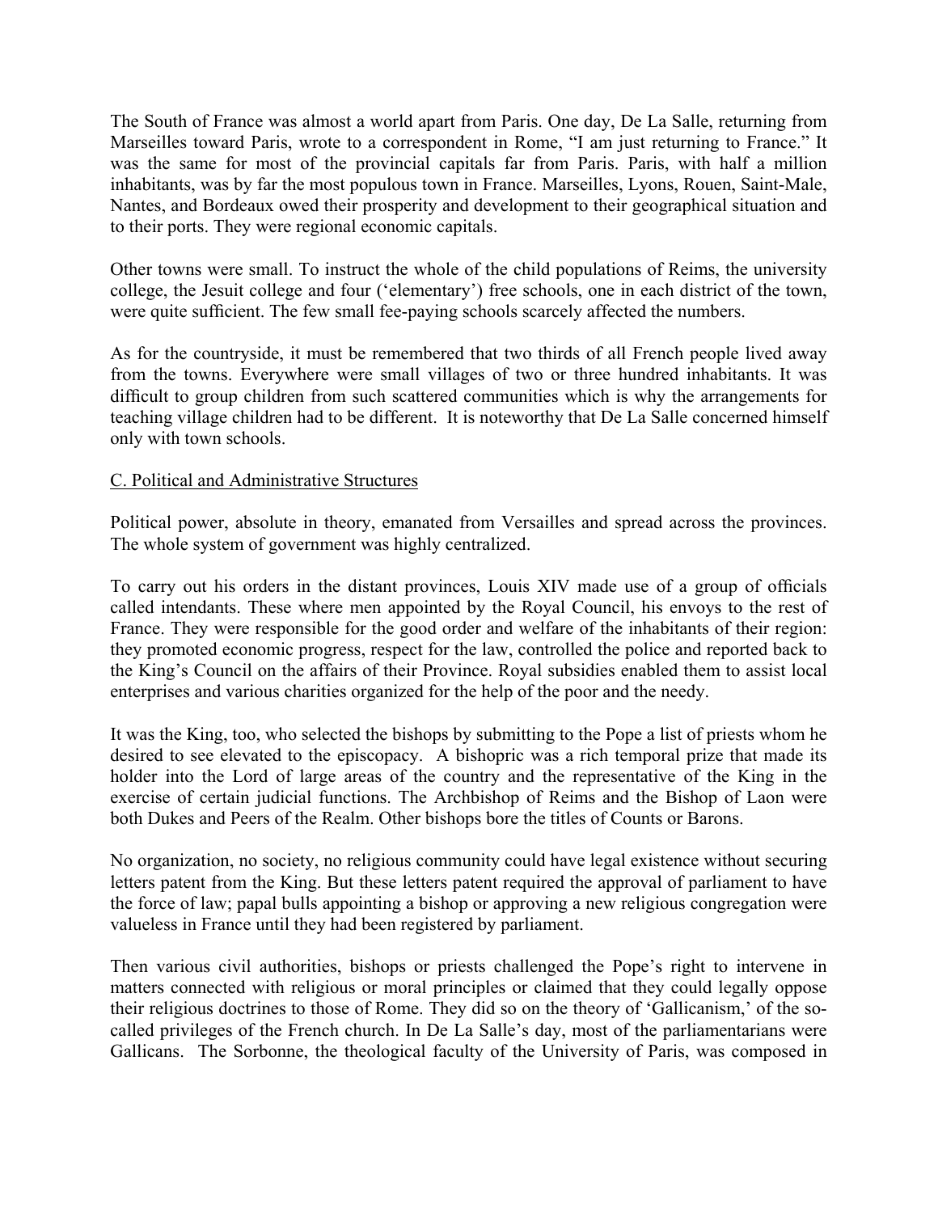The South of France was almost a world apart from Paris. One day, De La Salle, returning from Marseilles toward Paris, wrote to a correspondent in Rome, "I am just returning to France." It was the same for most of the provincial capitals far from Paris. Paris, with half a million inhabitants, was by far the most populous town in France. Marseilles, Lyons, Rouen, Saint-Male, Nantes, and Bordeaux owed their prosperity and development to their geographical situation and to their ports. They were regional economic capitals.

Other towns were small. To instruct the whole of the child populations of Reims, the university college, the Jesuit college and four ('elementary') free schools, one in each district of the town, were quite sufficient. The few small fee-paying schools scarcely affected the numbers.

As for the countryside, it must be remembered that two thirds of all French people lived away from the towns. Everywhere were small villages of two or three hundred inhabitants. It was difficult to group children from such scattered communities which is why the arrangements for teaching village children had to be different. It is noteworthy that De La Salle concerned himself only with town schools.

C. Political and Administrative Structures

Political power, absolute in theory, emanated from Versailles and spread across the provinces. The whole system of government was highly centralized.

To carry out his orders in the distant provinces, Louis XIV made use of a group of officials called intendants. These where men appointed by the Royal Council, his envoys to the rest of France. They were responsible for the good order and welfare of the inhabitants of their region: they promoted economic progress, respect for the law, controlled the police and reported back to the King's Council on the affairs of their Province. Royal subsidies enabled them to assist local enterprises and various charities organized for the help of the poor and the needy.

It was the King, too, who selected the bishops by submitting to the Pope a list of priests whom he desired to see elevated to the episcopacy. A bishopric was a rich temporal prize that made its holder into the Lord of large areas of the country and the representative of the King in the exercise of certain judicial functions. The Archbishop of Reims and the Bishop of Laon were both Dukes and Peers of the Realm. Other bishops bore the titles of Counts or Barons.

No organization, no society, no religious community could have legal existence without securing letters patent from the King. But these letters patent required the approval of parliament to have the force of law; papal bulls appointing a bishop or approving a new religious congregation were valueless in France until they had been registered by parliament.

Then various civil authorities, bishops or priests challenged the Pope's right to intervene in matters connected with religious or moral principles or claimed that they could legally oppose their religious doctrines to those of Rome. They did so on the theory of 'Gallicanism,' of the so-called privileges of the French church. In De La Salle's day, most of the parliamentarians were Gallicans. The Sorbonne, the theological faculty of the University of Paris, was composed in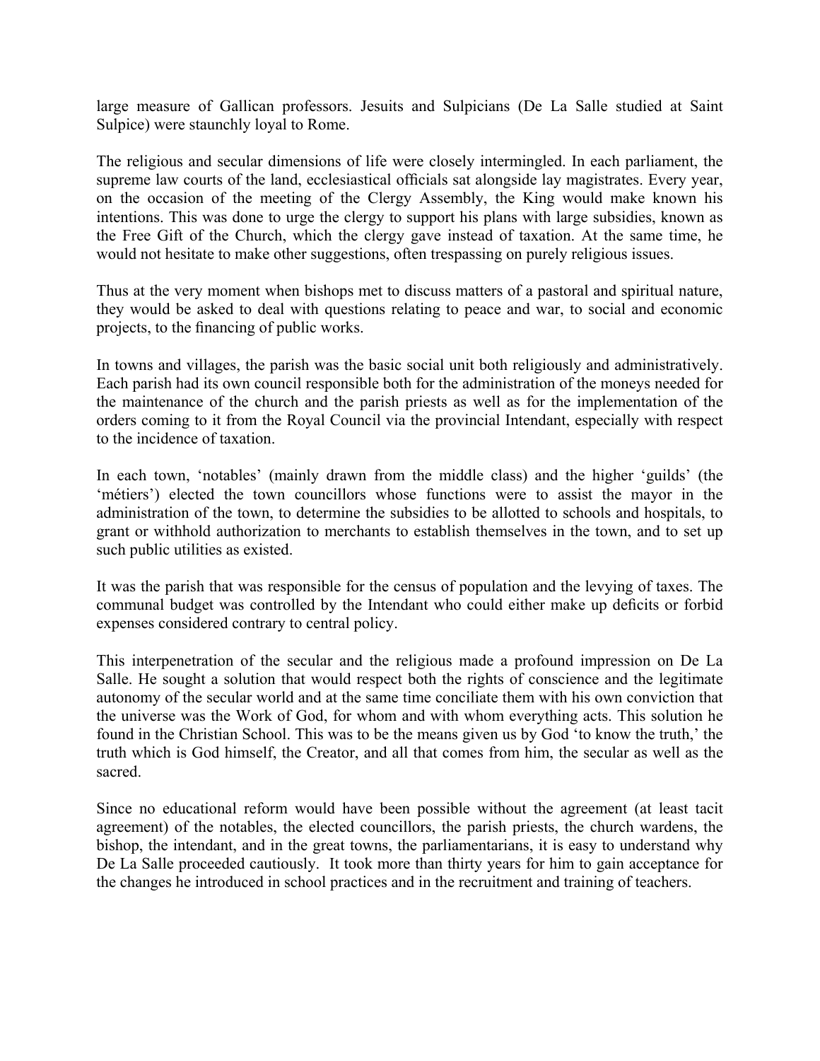large measure of Gallican professors. Jesuits and Sulpicians (De La Salle studied at Saint Sulpice) were staunchly loyal to Rome.

The religious and secular dimensions of life were closely intermingled. In each parliament, the supreme law courts of the land, ecclesiastical officials sat alongside lay magistrates. Every year, on the occasion of the meeting of the Clergy Assembly, the King would make known his intentions. This was done to urge the clergy to support his plans with large subsidies, known as the Free Gift of the Church, which the clergy gave instead of taxation. At the same time, he would not hesitate to make other suggestions, often trespassing on purely religious issues.

Thus at the very moment when bishops met to discuss matters of a pastoral and spiritual nature, they would be asked to deal with questions relating to peace and war, to social and economic projects, to the financing of public works.

In towns and villages, the parish was the basic social unit both religiously and administratively. Each parish had its own council responsible both for the administration of the moneys needed for the maintenance of the church and the parish priests as well as for the implementation of the orders coming to it from the Royal Council via the provincial Intendant, especially with respect to the incidence of taxation.

In each town, 'notables' (mainly drawn from the middle class) and the higher 'guilds' (the 'métiers') elected the town councillors whose functions were to assist the mayor in the administration of the town, to determine the subsidies to be allotted to schools and hospitals, to grant or withhold authorization to merchants to establish themselves in the town, and to set up such public utilities as existed.

It was the parish that was responsible for the census of population and the levying of taxes. The communal budget was controlled by the Intendant who could either make up deficits or forbid expenses considered contrary to central policy.

This interpenetration of the secular and the religious made a profound impression on De La Salle. He sought a solution that would respect both the rights of conscience and the legitimate autonomy of the secular world and at the same time conciliate them with his own conviction that the universe was the Work of God, for whom and with whom everything acts. This solution he found in the Christian School. This was to be the means given us by God 'to know the truth,' the truth which is God himself, the Creator, and all that comes from him, the secular as well as the sacred.

Since no educational reform would have been possible without the agreement (at least tacit agreement) of the notables, the elected councillors, the parish priests, the church wardens, the bishop, the intendant, and in the great towns, the parliamentarians, it is easy to understand why De La Salle proceeded cautiously. It took more than thirty years for him to gain acceptance for the changes he introduced in school practices and in the recruitment and training of teachers.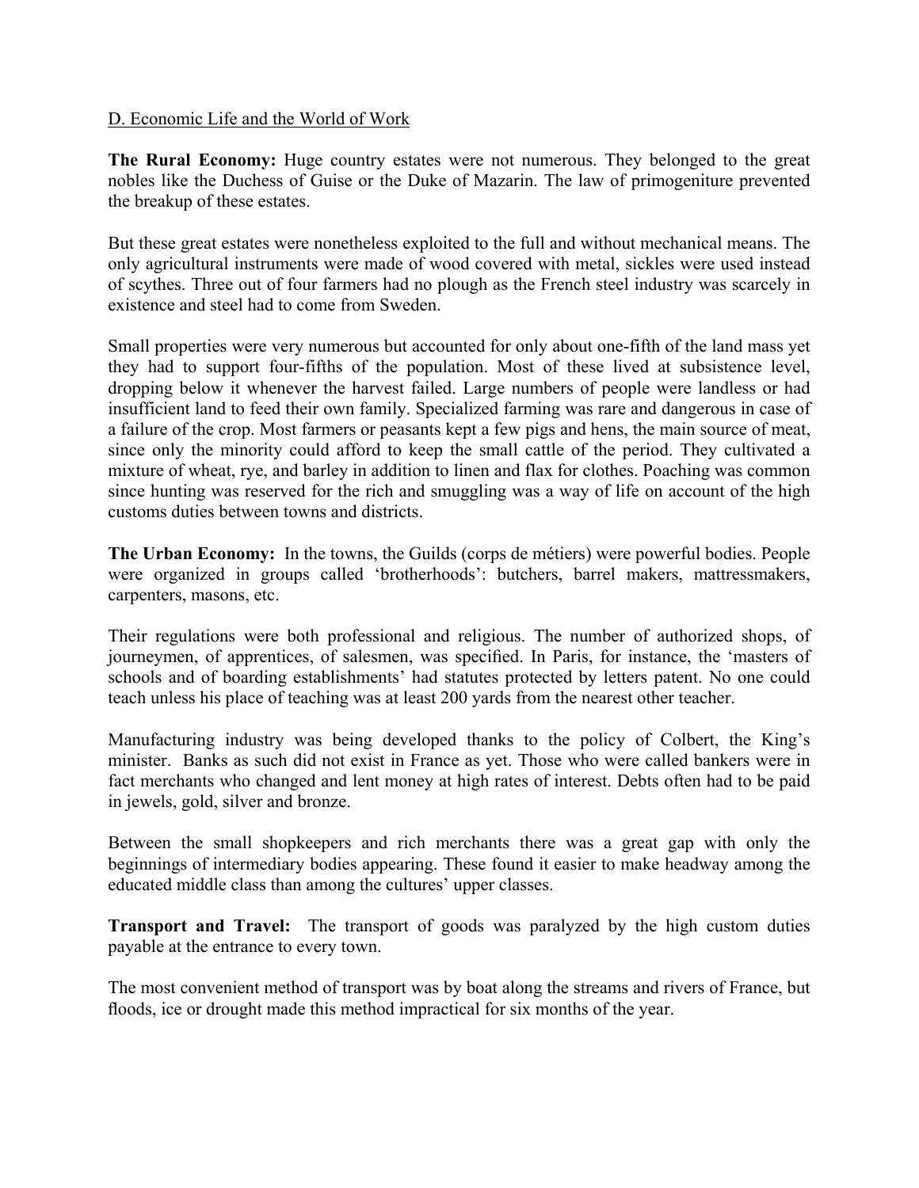D. Economic Life and the World of Work

**The Rural Economy:** Huge country estates were not numerous. They belonged to the great nobles like the Duchess of Guise or the Duke of Mazarin. The law of primogeniture prevented the breakup of these estates.

But these great estates were nonetheless exploited to the full and without mechanical means. The only agricultural instruments were made of wood covered with metal, sickles were used instead of scythes. Three out of four farmers had no plough as the French steel industry was scarcely in existence and steel had to come from Sweden.

Small properties were very numerous but accounted for only about one-fifth of the land mass yet they had to support four-fifths of the population. Most of these lived at subsistence level, dropping below it whenever the harvest failed. Large numbers of people were landless or had insufficient land to feed their own family. Specialized farming was rare and dangerous in case of a failure of the crop. Most farmers or peasants kept a few pigs and hens, the main source of meat, since only the minority could afford to keep the small cattle of the period. They cultivated a mixture of wheat, rye, and barley in addition to linen and flax for clothes. Poaching was common since hunting was reserved for the rich and smuggling was a way of life on account of the high customs duties between towns and districts.

**The Urban Economy:** In the towns, the Guilds (corps de métiers) were powerful bodies. People were organized in groups called 'brotherhoods': butchers, barrel makers, mattressmakers, carpenters, masons, etc.

Their regulations were both professional and religious. The number of authorized shops, of journeymen, of apprentices, of salesmen, was specified. In Paris, for instance, the 'masters of schools and of boarding establishments' had statutes protected by letters patent. No one could teach unless his place of teaching was at least 200 yards from the nearest other teacher.

Manufacturing industry was being developed thanks to the policy of Colbert, the King's minister. Banks as such did not exist in France as yet. Those who were called bankers were in fact merchants who changed and lent money at high rates of interest. Debts often had to be paid in jewels, gold, silver and bronze.

Between the small shopkeepers and rich merchants there was a great gap with only the beginnings of intermediary bodies appearing. These found it easier to make headway among the educated middle class than among the cultures' upper classes.

**Transport and Travel:** The transport of goods was paralyzed by the high custom duties payable at the entrance to every town.

The most convenient method of transport was by boat along the streams and rivers of France, but floods, ice or drought made this method impractical for six months of the year.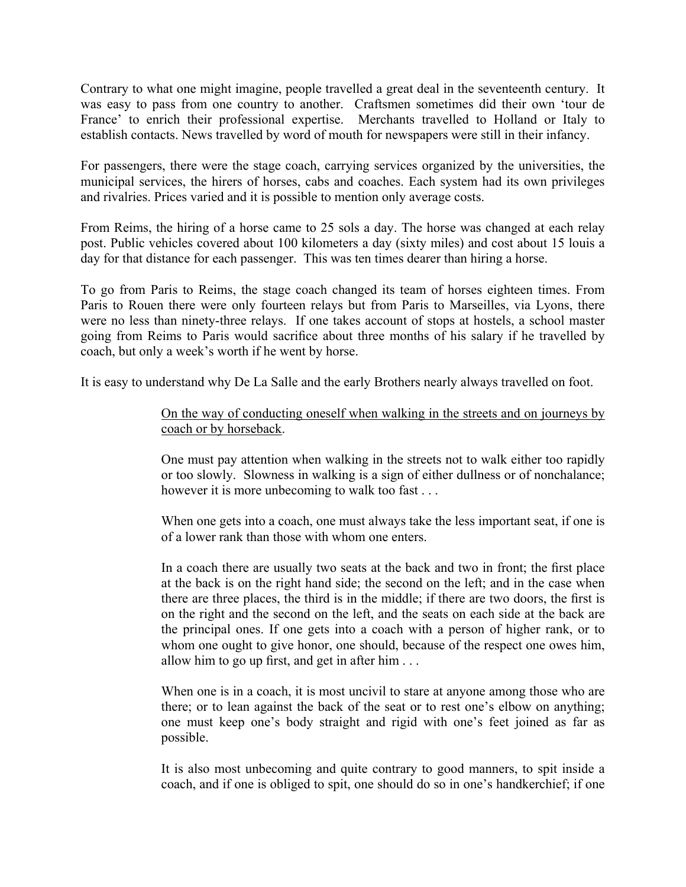Contrary to what one might imagine, people travelled a great deal in the seventeenth century. It was easy to pass from one country to another. Craftsmen sometimes did their own 'tour de France' to enrich their professional expertise. Merchants travelled to Holland or Italy to establish contacts. News travelled by word of mouth for newspapers were still in their infancy.

For passengers, there were the stage coach, carrying services organized by the universities, the municipal services, the hirers of horses, cabs and coaches. Each system had its own privileges and rivalries. Prices varied and it is possible to mention only average costs.

From Reims, the hiring of a horse came to 25 sols a day. The horse was changed at each relay post. Public vehicles covered about 100 kilometers a day (sixty miles) and cost about 15 louis a day for that distance for each passenger. This was ten times dearer than hiring a horse.

To go from Paris to Reims, the stage coach changed its team of horses eighteen times. From Paris to Rouen there were only fourteen relays but from Paris to Marseilles, via Lyons, there were no less than ninety-three relays. If one takes account of stops at hostels, a school master going from Reims to Paris would sacrifice about three months of his salary if he travelled by coach, but only a week's worth if he went by horse.

It is easy to understand why De La Salle and the early Brothers nearly always travelled on foot.

> <u>On the way of conducting oneself when walking in the streets and on journeys by coach or by horseback</u>.
>
> One must pay attention when walking in the streets not to walk either too rapidly or too slowly. Slowness in walking is a sign of either dullness or of nonchalance; however it is more unbecoming to walk too fast . . .
>
> When one gets into a coach, one must always take the less important seat, if one is of a lower rank than those with whom one enters.
>
> In a coach there are usually two seats at the back and two in front; the first place at the back is on the right hand side; the second on the left; and in the case when there are three places, the third is in the middle; if there are two doors, the first is on the right and the second on the left, and the seats on each side at the back are the principal ones. If one gets into a coach with a person of higher rank, or to whom one ought to give honor, one should, because of the respect one owes him, allow him to go up first, and get in after him . . .
>
> When one is in a coach, it is most uncivil to stare at anyone among those who are there; or to lean against the back of the seat or to rest one's elbow on anything; one must keep one's body straight and rigid with one's feet joined as far as possible.
>
> It is also most unbecoming and quite contrary to good manners, to spit inside a coach, and if one is obliged to spit, one should do so in one's handkerchief; if one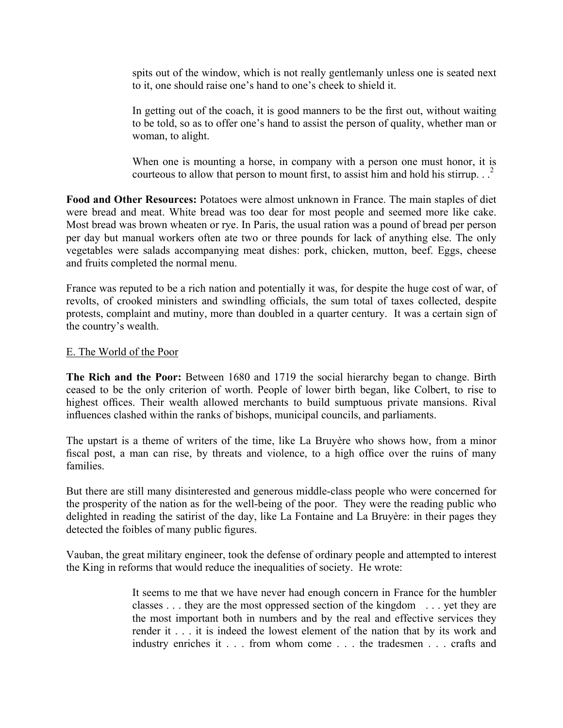> spits out of the window, which is not really gentlemanly unless one is seated next to it, one should raise one's hand to one's cheek to shield it.
>
> In getting out of the coach, it is good manners to be the first out, without waiting to be told, so as to offer one's hand to assist the person of quality, whether man or woman, to alight.
>
> When one is mounting a horse, in company with a person one must honor, it is courteous to allow that person to mount first, to assist him and hold his stirrup. . .[2]

**Food and Other Resources:** Potatoes were almost unknown in France. The main staples of diet were bread and meat. White bread was too dear for most people and seemed more like cake. Most bread was brown wheaten or rye. In Paris, the usual ration was a pound of bread per person per day but manual workers often ate two or three pounds for lack of anything else. The only vegetables were salads accompanying meat dishes: pork, chicken, mutton, beef. Eggs, cheese and fruits completed the normal menu.

France was reputed to be a rich nation and potentially it was, for despite the huge cost of war, of revolts, of crooked ministers and swindling officials, the sum total of taxes collected, despite protests, complaint and mutiny, more than doubled in a quarter century. It was a certain sign of the country's wealth.

## E. The World of the Poor

**The Rich and the Poor:** Between 1680 and 1719 the social hierarchy began to change. Birth ceased to be the only criterion of worth. People of lower birth began, like Colbert, to rise to highest offices. Their wealth allowed merchants to build sumptuous private mansions. Rival influences clashed within the ranks of bishops, municipal councils, and parliaments.

The upstart is a theme of writers of the time, like La Bruyère who shows how, from a minor fiscal post, a man can rise, by threats and violence, to a high office over the ruins of many families.

But there are still many disinterested and generous middle-class people who were concerned for the prosperity of the nation as for the well-being of the poor. They were the reading public who delighted in reading the satirist of the day, like La Fontaine and La Bruyère: in their pages they detected the foibles of many public figures.

Vauban, the great military engineer, took the defense of ordinary people and attempted to interest the King in reforms that would reduce the inequalities of society. He wrote:

> It seems to me that we have never had enough concern in France for the humbler classes . . . they are the most oppressed section of the kingdom . . . yet they are the most important both in numbers and by the real and effective services they render it . . . it is indeed the lowest element of the nation that by its work and industry enriches it . . . from whom come . . . the tradesmen . . . crafts and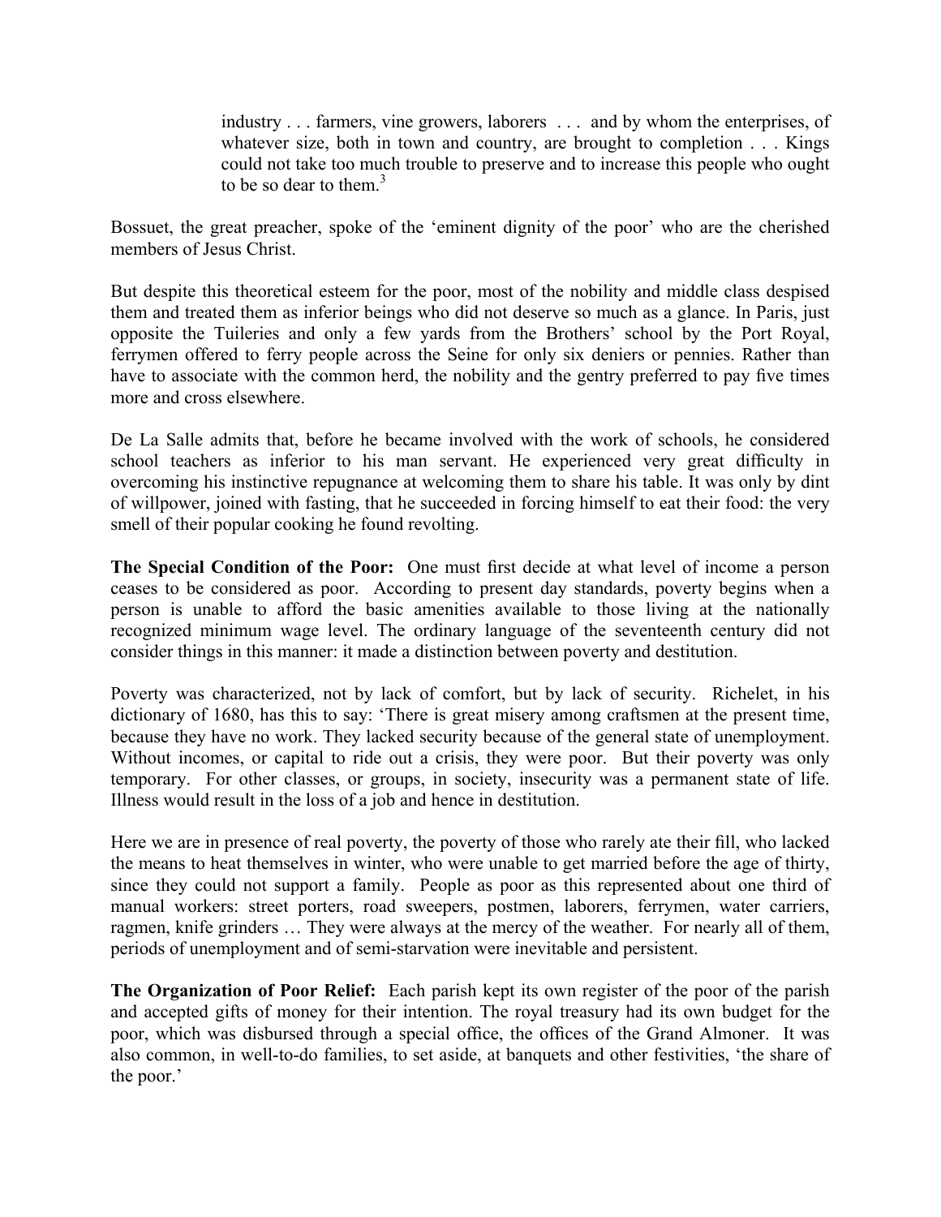> industry . . . farmers, vine growers, laborers . . . and by whom the enterprises, of whatever size, both in town and country, are brought to completion . . . Kings could not take too much trouble to preserve and to increase this people who ought to be so dear to them.[3]

Bossuet, the great preacher, spoke of the 'eminent dignity of the poor' who are the cherished members of Jesus Christ.

But despite this theoretical esteem for the poor, most of the nobility and middle class despised them and treated them as inferior beings who did not deserve so much as a glance. In Paris, just opposite the Tuileries and only a few yards from the Brothers' school by the Port Royal, ferrymen offered to ferry people across the Seine for only six deniers or pennies. Rather than have to associate with the common herd, the nobility and the gentry preferred to pay five times more and cross elsewhere.

De La Salle admits that, before he became involved with the work of schools, he considered school teachers as inferior to his man servant. He experienced very great difficulty in overcoming his instinctive repugnance at welcoming them to share his table. It was only by dint of willpower, joined with fasting, that he succeeded in forcing himself to eat their food: the very smell of their popular cooking he found revolting.

**The Special Condition of the Poor:** One must first decide at what level of income a person ceases to be considered as poor. According to present day standards, poverty begins when a person is unable to afford the basic amenities available to those living at the nationally recognized minimum wage level. The ordinary language of the seventeenth century did not consider things in this manner: it made a distinction between poverty and destitution.

Poverty was characterized, not by lack of comfort, but by lack of security. Richelet, in his dictionary of 1680, has this to say: 'There is great misery among craftsmen at the present time, because they have no work. They lacked security because of the general state of unemployment. Without incomes, or capital to ride out a crisis, they were poor. But their poverty was only temporary. For other classes, or groups, in society, insecurity was a permanent state of life. Illness would result in the loss of a job and hence in destitution.

Here we are in presence of real poverty, the poverty of those who rarely ate their fill, who lacked the means to heat themselves in winter, who were unable to get married before the age of thirty, since they could not support a family. People as poor as this represented about one third of manual workers: street porters, road sweepers, postmen, laborers, ferrymen, water carriers, ragmen, knife grinders … They were always at the mercy of the weather. For nearly all of them, periods of unemployment and of semi-starvation were inevitable and persistent.

**The Organization of Poor Relief:** Each parish kept its own register of the poor of the parish and accepted gifts of money for their intention. The royal treasury had its own budget for the poor, which was disbursed through a special office, the offices of the Grand Almoner. It was also common, in well-to-do families, to set aside, at banquets and other festivities, 'the share of the poor.'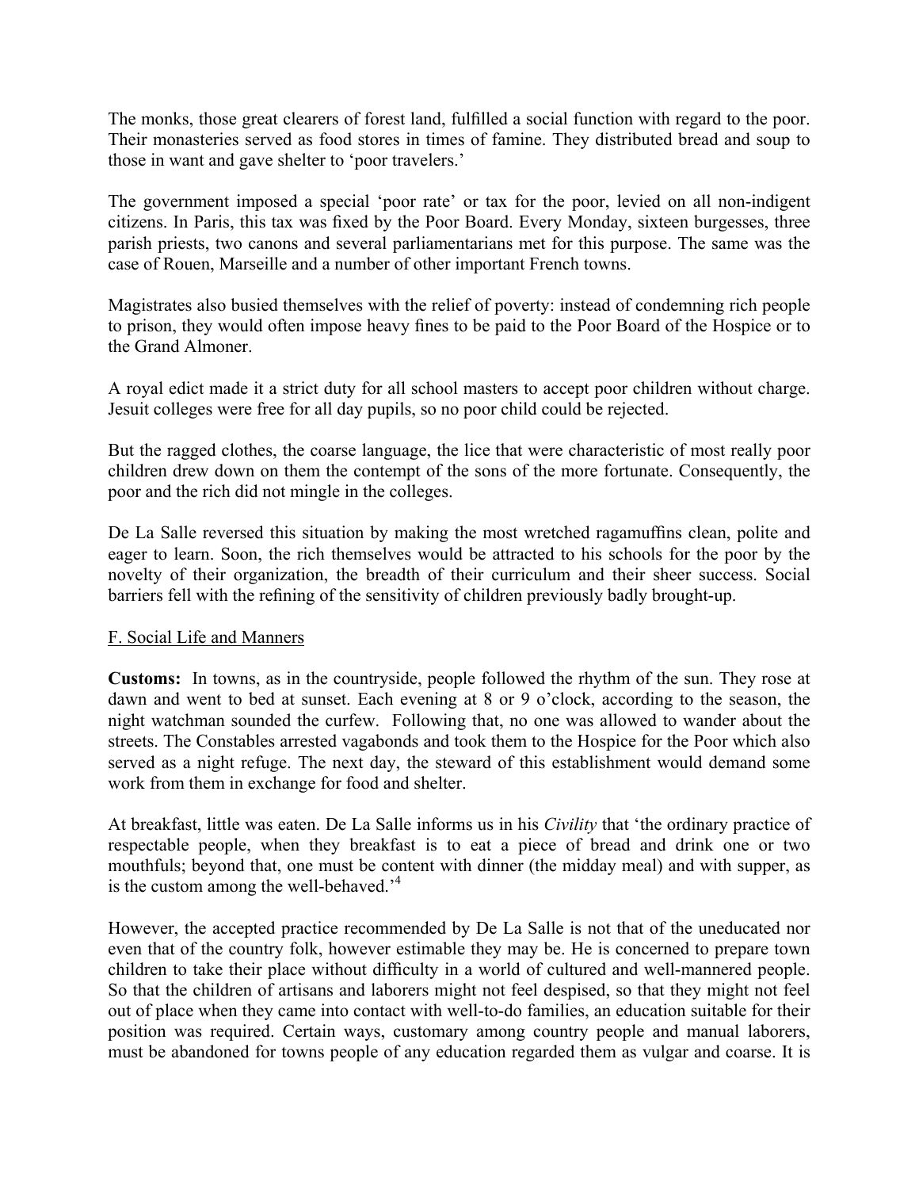The monks, those great clearers of forest land, fulfilled a social function with regard to the poor. Their monasteries served as food stores in times of famine. They distributed bread and soup to those in want and gave shelter to 'poor travelers.'

The government imposed a special 'poor rate' or tax for the poor, levied on all non-indigent citizens. In Paris, this tax was fixed by the Poor Board. Every Monday, sixteen burgesses, three parish priests, two canons and several parliamentarians met for this purpose. The same was the case of Rouen, Marseille and a number of other important French towns.

Magistrates also busied themselves with the relief of poverty: instead of condemning rich people to prison, they would often impose heavy fines to be paid to the Poor Board of the Hospice or to the Grand Almoner.

A royal edict made it a strict duty for all school masters to accept poor children without charge. Jesuit colleges were free for all day pupils, so no poor child could be rejected.

But the ragged clothes, the coarse language, the lice that were characteristic of most really poor children drew down on them the contempt of the sons of the more fortunate. Consequently, the poor and the rich did not mingle in the colleges.

De La Salle reversed this situation by making the most wretched ragamuffins clean, polite and eager to learn. Soon, the rich themselves would be attracted to his schools for the poor by the novelty of their organization, the breadth of their curriculum and their sheer success. Social barriers fell with the refining of the sensitivity of children previously badly brought-up.

## F. Social Life and Manners

**Customs:** In towns, as in the countryside, people followed the rhythm of the sun. They rose at dawn and went to bed at sunset. Each evening at 8 or 9 o'clock, according to the season, the night watchman sounded the curfew. Following that, no one was allowed to wander about the streets. The Constables arrested vagabonds and took them to the Hospice for the Poor which also served as a night refuge. The next day, the steward of this establishment would demand some work from them in exchange for food and shelter.

At breakfast, little was eaten. De La Salle informs us in his *Civility* that 'the ordinary practice of respectable people, when they breakfast is to eat a piece of bread and drink one or two mouthfuls; beyond that, one must be content with dinner (the midday meal) and with supper, as is the custom among the well-behaved.'[4]

However, the accepted practice recommended by De La Salle is not that of the uneducated nor even that of the country folk, however estimable they may be. He is concerned to prepare town children to take their place without difficulty in a world of cultured and well-mannered people. So that the children of artisans and laborers might not feel despised, so that they might not feel out of place when they came into contact with well-to-do families, an education suitable for their position was required. Certain ways, customary among country people and manual laborers, must be abandoned for towns people of any education regarded them as vulgar and coarse. It is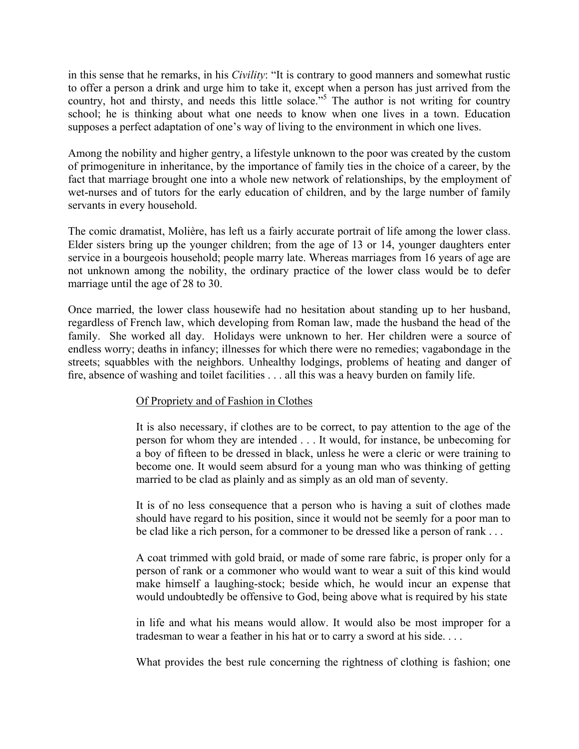in this sense that he remarks, in his *Civility*: "It is contrary to good manners and somewhat rustic to offer a person a drink and urge him to take it, except when a person has just arrived from the country, hot and thirsty, and needs this little solace."[5] The author is not writing for country school; he is thinking about what one needs to know when one lives in a town. Education supposes a perfect adaptation of one's way of living to the environment in which one lives.

Among the nobility and higher gentry, a lifestyle unknown to the poor was created by the custom of primogeniture in inheritance, by the importance of family ties in the choice of a career, by the fact that marriage brought one into a whole new network of relationships, by the employment of wet-nurses and of tutors for the early education of children, and by the large number of family servants in every household.

The comic dramatist, Molière, has left us a fairly accurate portrait of life among the lower class. Elder sisters bring up the younger children; from the age of 13 or 14, younger daughters enter service in a bourgeois household; people marry late. Whereas marriages from 16 years of age are not unknown among the nobility, the ordinary practice of the lower class would be to defer marriage until the age of 28 to 30.

Once married, the lower class housewife had no hesitation about standing up to her husband, regardless of French law, which developing from Roman law, made the husband the head of the family. She worked all day. Holidays were unknown to her. Her children were a source of endless worry; deaths in infancy; illnesses for which there were no remedies; vagabondage in the streets; squabbles with the neighbors. Unhealthy lodgings, problems of heating and danger of fire, absence of washing and toilet facilities . . . all this was a heavy burden on family life.

> Of Propriety and of Fashion in Clothes
>
> It is also necessary, if clothes are to be correct, to pay attention to the age of the person for whom they are intended . . . It would, for instance, be unbecoming for a boy of fifteen to be dressed in black, unless he were a cleric or were training to become one. It would seem absurd for a young man who was thinking of getting married to be clad as plainly and as simply as an old man of seventy.
>
> It is of no less consequence that a person who is having a suit of clothes made should have regard to his position, since it would not be seemly for a poor man to be clad like a rich person, for a commoner to be dressed like a person of rank . . .
>
> A coat trimmed with gold braid, or made of some rare fabric, is proper only for a person of rank or a commoner who would want to wear a suit of this kind would make himself a laughing-stock; beside which, he would incur an expense that would undoubtedly be offensive to God, being above what is required by his state in life and what his means would allow. It would also be most improper for a tradesman to wear a feather in his hat or to carry a sword at his side. . . .
>
> What provides the best rule concerning the rightness of clothing is fashion; one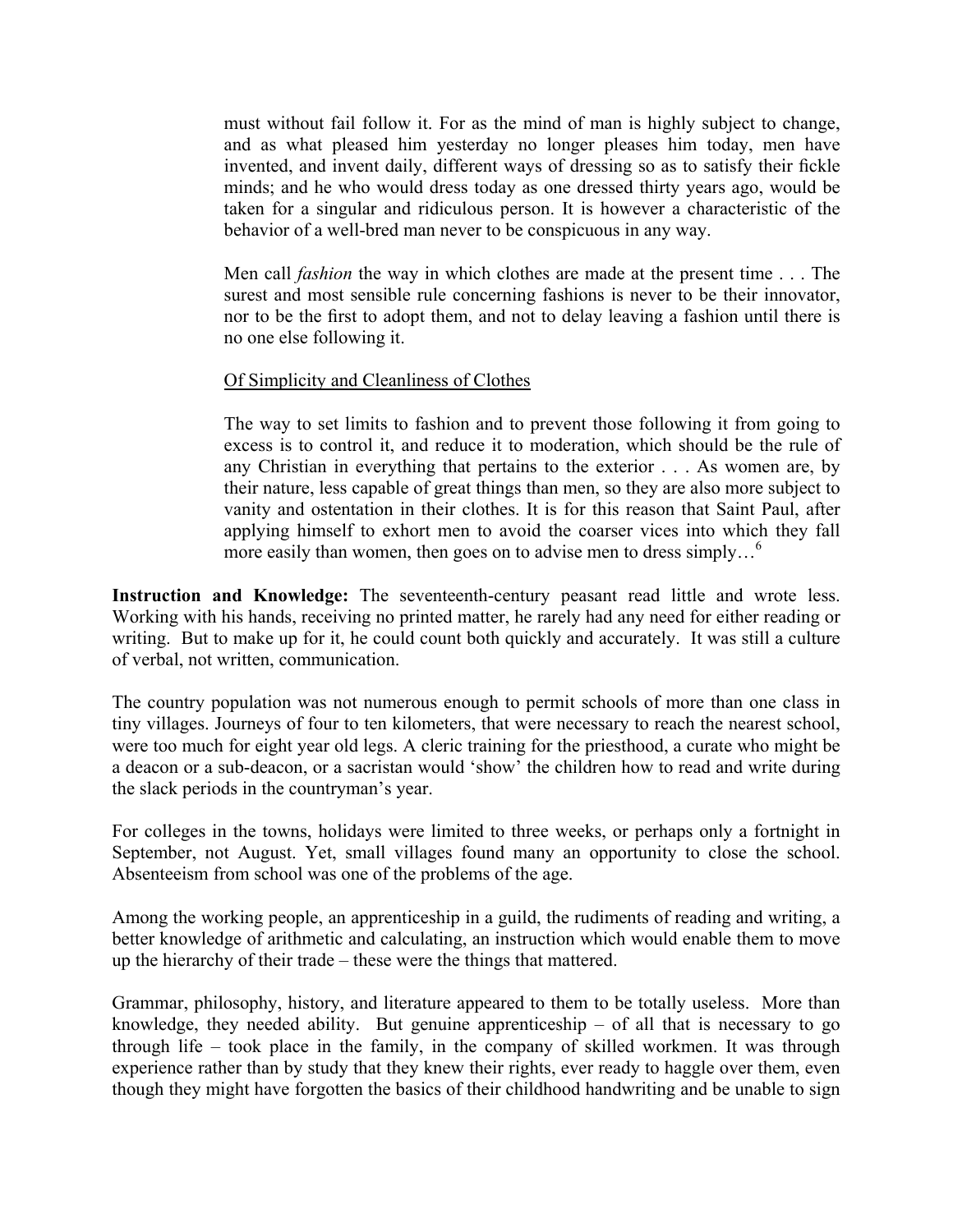> must without fail follow it. For as the mind of man is highly subject to change, and as what pleased him yesterday no longer pleases him today, men have invented, and invent daily, different ways of dressing so as to satisfy their fickle minds; and he who would dress today as one dressed thirty years ago, would be taken for a singular and ridiculous person. It is however a characteristic of the behavior of a well-bred man never to be conspicuous in any way.
>
> Men call *fashion* the way in which clothes are made at the present time . . . The surest and most sensible rule concerning fashions is never to be their innovator, nor to be the first to adopt them, and not to delay leaving a fashion until there is no one else following it.
>
> <u>Of Simplicity and Cleanliness of Clothes</u>
>
> The way to set limits to fashion and to prevent those following it from going to excess is to control it, and reduce it to moderation, which should be the rule of any Christian in everything that pertains to the exterior . . . As women are, by their nature, less capable of great things than men, so they are also more subject to vanity and ostentation in their clothes. It is for this reason that Saint Paul, after applying himself to exhort men to avoid the coarser vices into which they fall more easily than women, then goes on to advise men to dress simply…[6]

**Instruction and Knowledge:** The seventeenth-century peasant read little and wrote less. Working with his hands, receiving no printed matter, he rarely had any need for either reading or writing. But to make up for it, he could count both quickly and accurately. It was still a culture of verbal, not written, communication.

The country population was not numerous enough to permit schools of more than one class in tiny villages. Journeys of four to ten kilometers, that were necessary to reach the nearest school, were too much for eight year old legs. A cleric training for the priesthood, a curate who might be a deacon or a sub-deacon, or a sacristan would 'show' the children how to read and write during the slack periods in the countryman's year.

For colleges in the towns, holidays were limited to three weeks, or perhaps only a fortnight in September, not August. Yet, small villages found many an opportunity to close the school. Absenteeism from school was one of the problems of the age.

Among the working people, an apprenticeship in a guild, the rudiments of reading and writing, a better knowledge of arithmetic and calculating, an instruction which would enable them to move up the hierarchy of their trade – these were the things that mattered.

Grammar, philosophy, history, and literature appeared to them to be totally useless. More than knowledge, they needed ability. But genuine apprenticeship – of all that is necessary to go through life – took place in the family, in the company of skilled workmen. It was through experience rather than by study that they knew their rights, ever ready to haggle over them, even though they might have forgotten the basics of their childhood handwriting and be unable to sign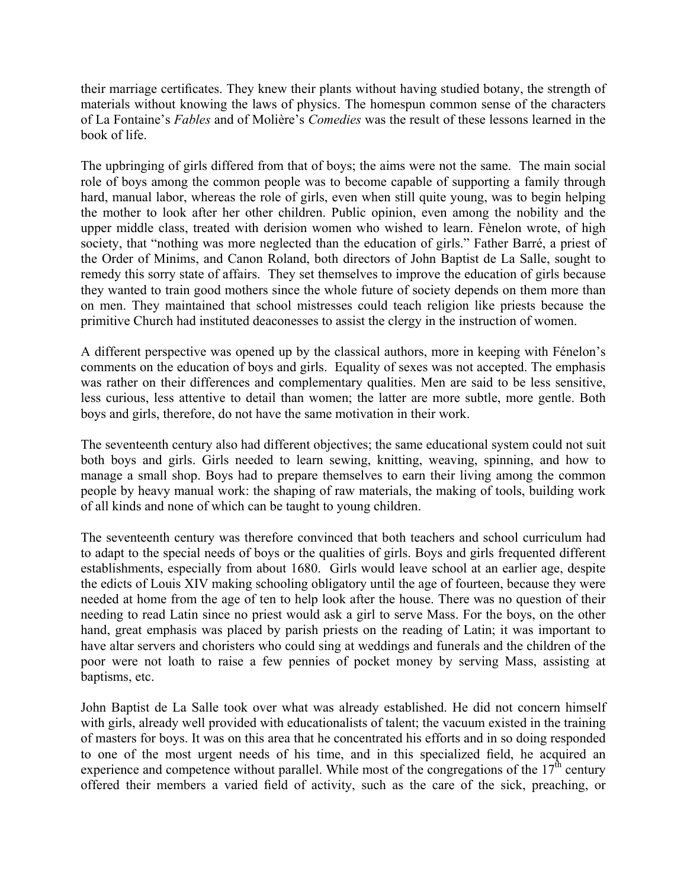their marriage certificates. They knew their plants without having studied botany, the strength of materials without knowing the laws of physics. The homespun common sense of the characters of La Fontaine's *Fables* and of Molière's *Comedies* was the result of these lessons learned in the book of life.

The upbringing of girls differed from that of boys; the aims were not the same. The main social role of boys among the common people was to become capable of supporting a family through hard, manual labor, whereas the role of girls, even when still quite young, was to begin helping the mother to look after her other children. Public opinion, even among the nobility and the upper middle class, treated with derision women who wished to learn. Fènelon wrote, of high society, that "nothing was more neglected than the education of girls." Father Barré, a priest of the Order of Minims, and Canon Roland, both directors of John Baptist de La Salle, sought to remedy this sorry state of affairs. They set themselves to improve the education of girls because they wanted to train good mothers since the whole future of society depends on them more than on men. They maintained that school mistresses could teach religion like priests because the primitive Church had instituted deaconesses to assist the clergy in the instruction of women.

A different perspective was opened up by the classical authors, more in keeping with Fénelon's comments on the education of boys and girls. Equality of sexes was not accepted. The emphasis was rather on their differences and complementary qualities. Men are said to be less sensitive, less curious, less attentive to detail than women; the latter are more subtle, more gentle. Both boys and girls, therefore, do not have the same motivation in their work.

The seventeenth century also had different objectives; the same educational system could not suit both boys and girls. Girls needed to learn sewing, knitting, weaving, spinning, and how to manage a small shop. Boys had to prepare themselves to earn their living among the common people by heavy manual work: the shaping of raw materials, the making of tools, building work of all kinds and none of which can be taught to young children.

The seventeenth century was therefore convinced that both teachers and school curriculum had to adapt to the special needs of boys or the qualities of girls. Boys and girls frequented different establishments, especially from about 1680. Girls would leave school at an earlier age, despite the edicts of Louis XIV making schooling obligatory until the age of fourteen, because they were needed at home from the age of ten to help look after the house. There was no question of their needing to read Latin since no priest would ask a girl to serve Mass. For the boys, on the other hand, great emphasis was placed by parish priests on the reading of Latin; it was important to have altar servers and choristers who could sing at weddings and funerals and the children of the poor were not loath to raise a few pennies of pocket money by serving Mass, assisting at baptisms, etc.

John Baptist de La Salle took over what was already established. He did not concern himself with girls, already well provided with educationalists of talent; the vacuum existed in the training of masters for boys. It was on this area that he concentrated his efforts and in so doing responded to one of the most urgent needs of his time, and in this specialized field, he acquired an experience and competence without parallel. While most of the congregations of the 17th century offered their members a varied field of activity, such as the care of the sick, preaching, or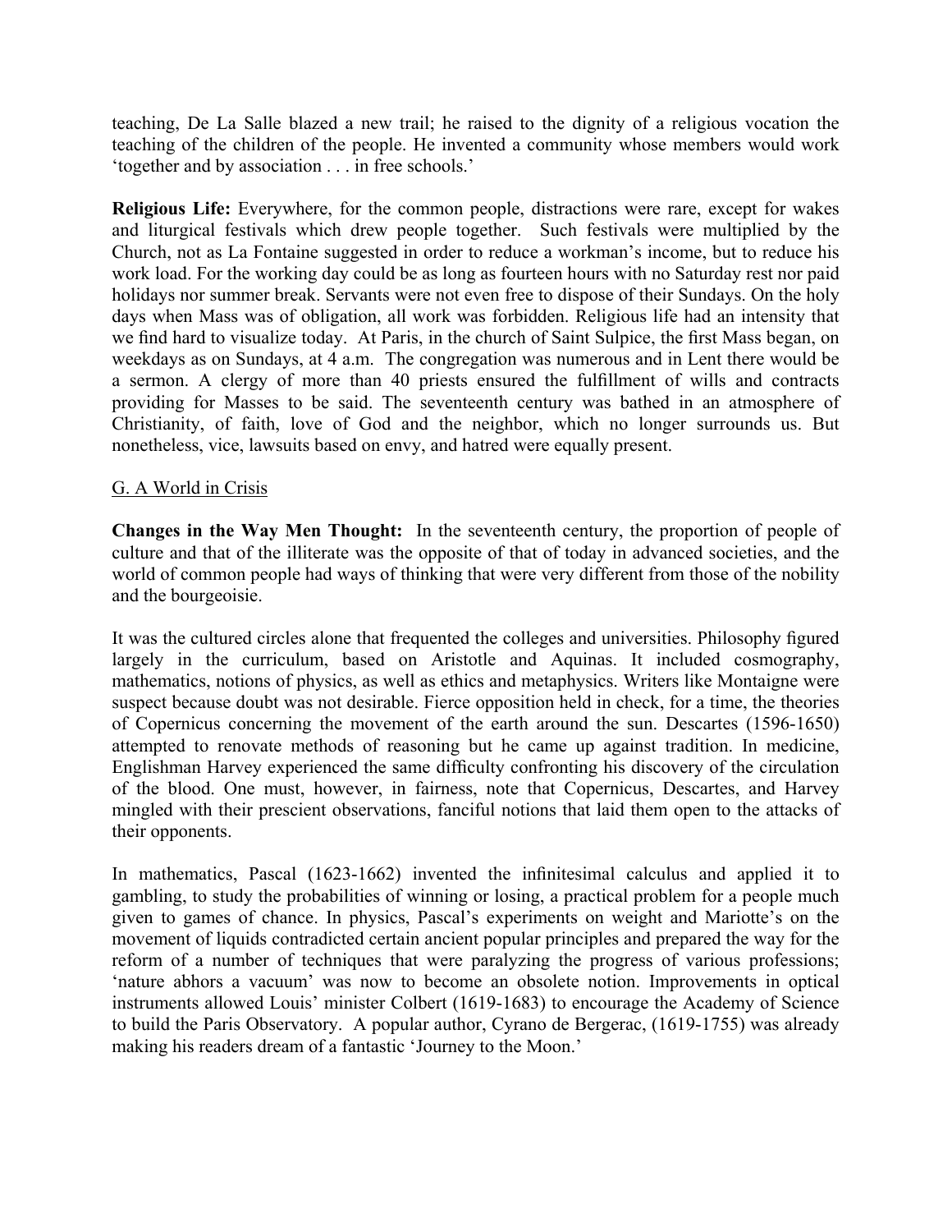teaching, De La Salle blazed a new trail; he raised to the dignity of a religious vocation the teaching of the children of the people. He invented a community whose members would work 'together and by association . . . in free schools.'

**Religious Life:** Everywhere, for the common people, distractions were rare, except for wakes and liturgical festivals which drew people together. Such festivals were multiplied by the Church, not as La Fontaine suggested in order to reduce a workman's income, but to reduce his work load. For the working day could be as long as fourteen hours with no Saturday rest nor paid holidays nor summer break. Servants were not even free to dispose of their Sundays. On the holy days when Mass was of obligation, all work was forbidden. Religious life had an intensity that we find hard to visualize today. At Paris, in the church of Saint Sulpice, the first Mass began, on weekdays as on Sundays, at 4 a.m. The congregation was numerous and in Lent there would be a sermon. A clergy of more than 40 priests ensured the fulfillment of wills and contracts providing for Masses to be said. The seventeenth century was bathed in an atmosphere of Christianity, of faith, love of God and the neighbor, which no longer surrounds us. But nonetheless, vice, lawsuits based on envy, and hatred were equally present.

## G. A World in Crisis

**Changes in the Way Men Thought:** In the seventeenth century, the proportion of people of culture and that of the illiterate was the opposite of that of today in advanced societies, and the world of common people had ways of thinking that were very different from those of the nobility and the bourgeoisie.

It was the cultured circles alone that frequented the colleges and universities. Philosophy figured largely in the curriculum, based on Aristotle and Aquinas. It included cosmography, mathematics, notions of physics, as well as ethics and metaphysics. Writers like Montaigne were suspect because doubt was not desirable. Fierce opposition held in check, for a time, the theories of Copernicus concerning the movement of the earth around the sun. Descartes (1596-1650) attempted to renovate methods of reasoning but he came up against tradition. In medicine, Englishman Harvey experienced the same difficulty confronting his discovery of the circulation of the blood. One must, however, in fairness, note that Copernicus, Descartes, and Harvey mingled with their prescient observations, fanciful notions that laid them open to the attacks of their opponents.

In mathematics, Pascal (1623-1662) invented the infinitesimal calculus and applied it to gambling, to study the probabilities of winning or losing, a practical problem for a people much given to games of chance. In physics, Pascal's experiments on weight and Mariotte's on the movement of liquids contradicted certain ancient popular principles and prepared the way for the reform of a number of techniques that were paralyzing the progress of various professions; 'nature abhors a vacuum' was now to become an obsolete notion. Improvements in optical instruments allowed Louis' minister Colbert (1619-1683) to encourage the Academy of Science to build the Paris Observatory. A popular author, Cyrano de Bergerac, (1619-1755) was already making his readers dream of a fantastic 'Journey to the Moon.'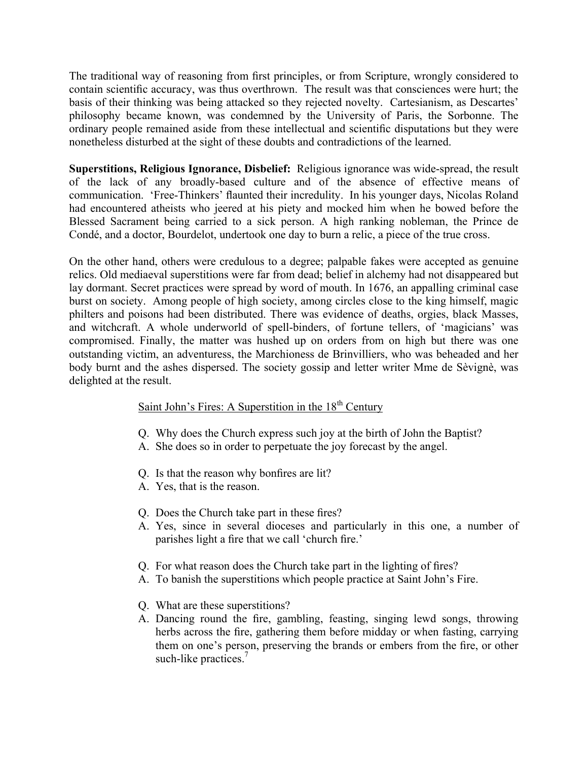The traditional way of reasoning from first principles, or from Scripture, wrongly considered to contain scientific accuracy, was thus overthrown. The result was that consciences were hurt; the basis of their thinking was being attacked so they rejected novelty. Cartesianism, as Descartes' philosophy became known, was condemned by the University of Paris, the Sorbonne. The ordinary people remained aside from these intellectual and scientific disputations but they were nonetheless disturbed at the sight of these doubts and contradictions of the learned.

**Superstitions, Religious Ignorance, Disbelief:** Religious ignorance was wide-spread, the result of the lack of any broadly-based culture and of the absence of effective means of communication. 'Free-Thinkers' flaunted their incredulity. In his younger days, Nicolas Roland had encountered atheists who jeered at his piety and mocked him when he bowed before the Blessed Sacrament being carried to a sick person. A high ranking nobleman, the Prince de Condé, and a doctor, Bourdelot, undertook one day to burn a relic, a piece of the true cross.

On the other hand, others were credulous to a degree; palpable fakes were accepted as genuine relics. Old mediaeval superstitions were far from dead; belief in alchemy had not disappeared but lay dormant. Secret practices were spread by word of mouth. In 1676, an appalling criminal case burst on society. Among people of high society, among circles close to the king himself, magic philters and poisons had been distributed. There was evidence of deaths, orgies, black Masses, and witchcraft. A whole underworld of spell-binders, of fortune tellers, of 'magicians' was compromised. Finally, the matter was hushed up on orders from on high but there was one outstanding victim, an adventuress, the Marchioness de Brinvilliers, who was beheaded and her body burnt and the ashes dispersed. The society gossip and letter writer Mme de Sèvignè, was delighted at the result.

<u>Saint John's Fires: A Superstition in the 18th Century</u>

Q. Why does the Church express such joy at the birth of John the Baptist?
A. She does so in order to perpetuate the joy forecast by the angel.

Q. Is that the reason why bonfires are lit?
A. Yes, that is the reason.

Q. Does the Church take part in these fires?
A. Yes, since in several dioceses and particularly in this one, a number of parishes light a fire that we call 'church fire.'

Q. For what reason does the Church take part in the lighting of fires?
A. To banish the superstitions which people practice at Saint John's Fire.

Q. What are these superstitions?
A. Dancing round the fire, gambling, feasting, singing lewd songs, throwing herbs across the fire, gathering them before midday or when fasting, carrying them on one's person, preserving the brands or embers from the fire, or other such-like practices.[7]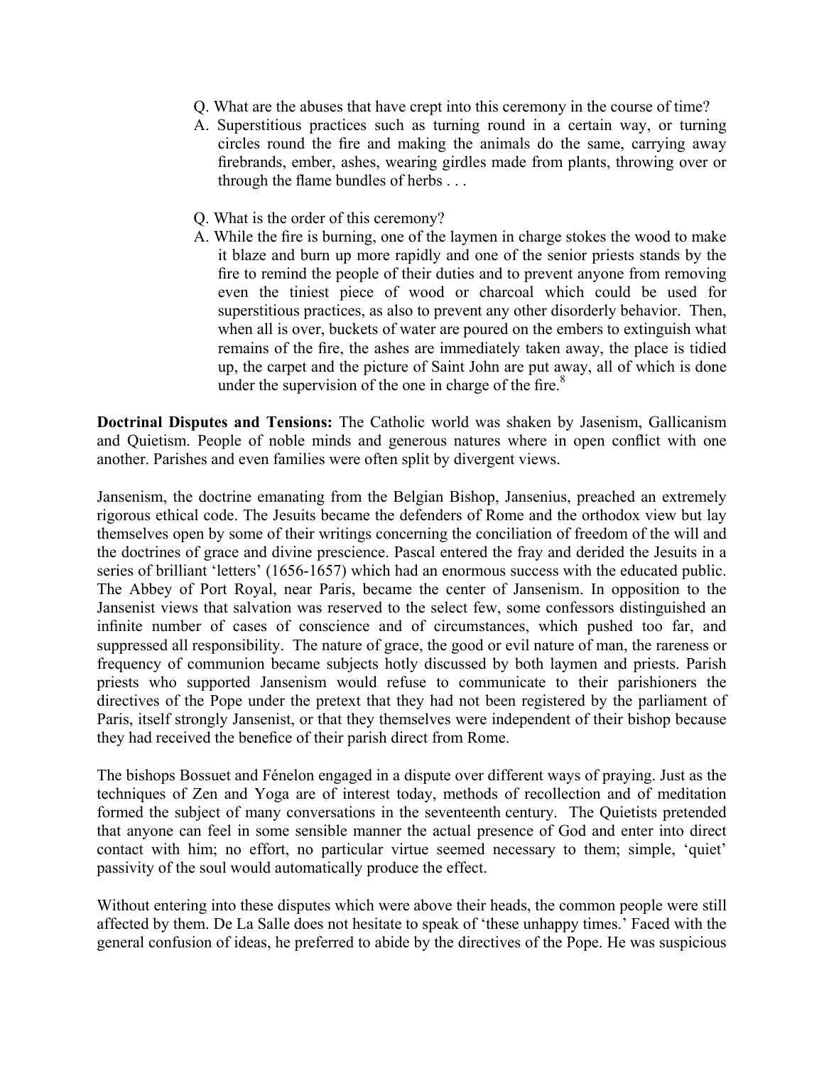Q. What are the abuses that have crept into this ceremony in the course of time?

A. Superstitious practices such as turning round in a certain way, or turning circles round the fire and making the animals do the same, carrying away firebrands, ember, ashes, wearing girdles made from plants, throwing over or through the flame bundles of herbs . . .

Q. What is the order of this ceremony?

A. While the fire is burning, one of the laymen in charge stokes the wood to make it blaze and burn up more rapidly and one of the senior priests stands by the fire to remind the people of their duties and to prevent anyone from removing even the tiniest piece of wood or charcoal which could be used for superstitious practices, as also to prevent any other disorderly behavior. Then, when all is over, buckets of water are poured on the embers to extinguish what remains of the fire, the ashes are immediately taken away, the place is tidied up, the carpet and the picture of Saint John are put away, all of which is done under the supervision of the one in charge of the fire.[8]

**Doctrinal Disputes and Tensions:** The Catholic world was shaken by Jasenism, Gallicanism and Quietism. People of noble minds and generous natures where in open conflict with one another. Parishes and even families were often split by divergent views.

Jansenism, the doctrine emanating from the Belgian Bishop, Jansenius, preached an extremely rigorous ethical code. The Jesuits became the defenders of Rome and the orthodox view but lay themselves open by some of their writings concerning the conciliation of freedom of the will and the doctrines of grace and divine prescience. Pascal entered the fray and derided the Jesuits in a series of brilliant 'letters' (1656-1657) which had an enormous success with the educated public. The Abbey of Port Royal, near Paris, became the center of Jansenism. In opposition to the Jansenist views that salvation was reserved to the select few, some confessors distinguished an infinite number of cases of conscience and of circumstances, which pushed too far, and suppressed all responsibility. The nature of grace, the good or evil nature of man, the rareness or frequency of communion became subjects hotly discussed by both laymen and priests. Parish priests who supported Jansenism would refuse to communicate to their parishioners the directives of the Pope under the pretext that they had not been registered by the parliament of Paris, itself strongly Jansenist, or that they themselves were independent of their bishop because they had received the benefice of their parish direct from Rome.

The bishops Bossuet and Fénelon engaged in a dispute over different ways of praying. Just as the techniques of Zen and Yoga are of interest today, methods of recollection and of meditation formed the subject of many conversations in the seventeenth century. The Quietists pretended that anyone can feel in some sensible manner the actual presence of God and enter into direct contact with him; no effort, no particular virtue seemed necessary to them; simple, 'quiet' passivity of the soul would automatically produce the effect.

Without entering into these disputes which were above their heads, the common people were still affected by them. De La Salle does not hesitate to speak of 'these unhappy times.' Faced with the general confusion of ideas, he preferred to abide by the directives of the Pope. He was suspicious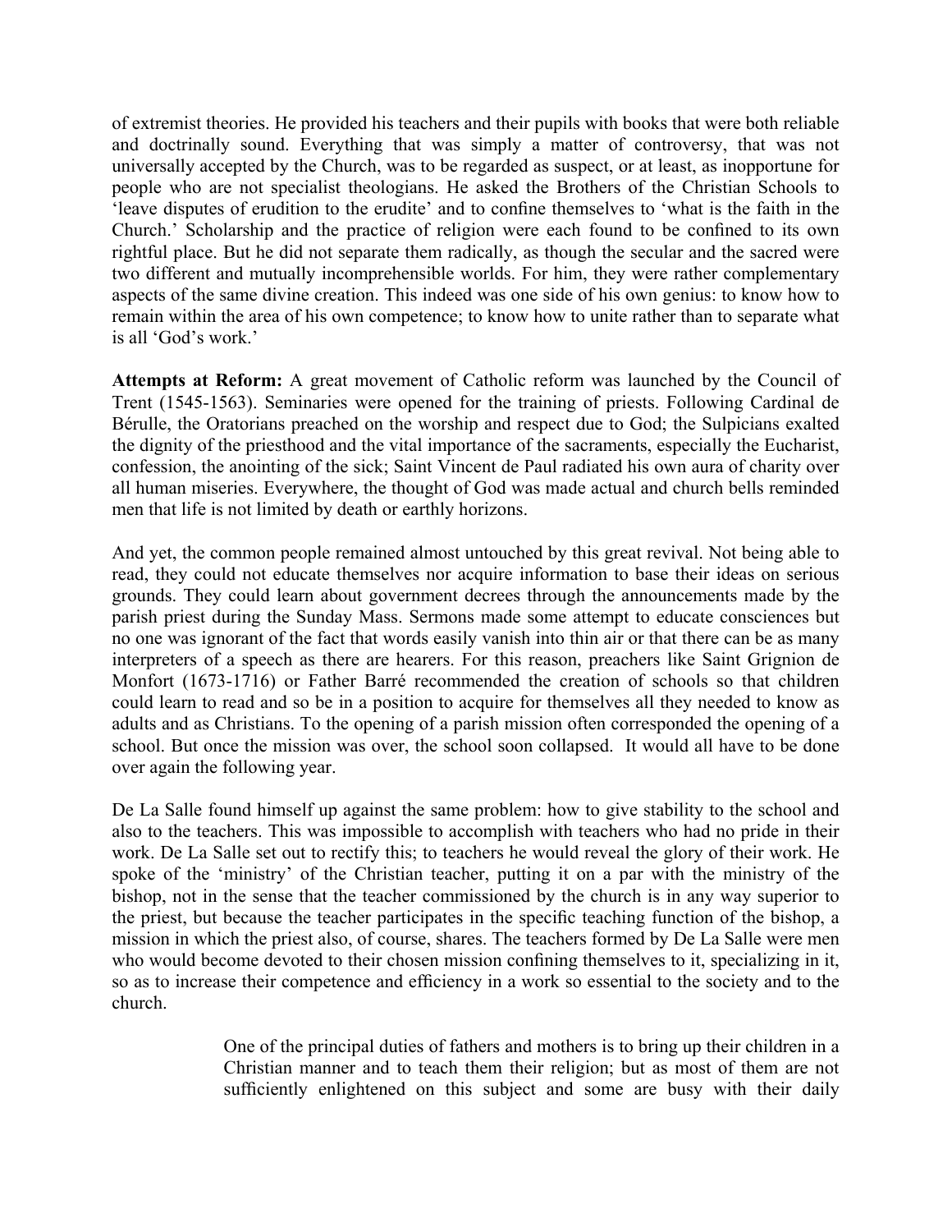of extremist theories. He provided his teachers and their pupils with books that were both reliable and doctrinally sound. Everything that was simply a matter of controversy, that was not universally accepted by the Church, was to be regarded as suspect, or at least, as inopportune for people who are not specialist theologians. He asked the Brothers of the Christian Schools to 'leave disputes of erudition to the erudite' and to confine themselves to 'what is the faith in the Church.' Scholarship and the practice of religion were each found to be confined to its own rightful place. But he did not separate them radically, as though the secular and the sacred were two different and mutually incomprehensible worlds. For him, they were rather complementary aspects of the same divine creation. This indeed was one side of his own genius: to know how to remain within the area of his own competence; to know how to unite rather than to separate what is all 'God's work.'

**Attempts at Reform:** A great movement of Catholic reform was launched by the Council of Trent (1545-1563). Seminaries were opened for the training of priests. Following Cardinal de Bérulle, the Oratorians preached on the worship and respect due to God; the Sulpicians exalted the dignity of the priesthood and the vital importance of the sacraments, especially the Eucharist, confession, the anointing of the sick; Saint Vincent de Paul radiated his own aura of charity over all human miseries. Everywhere, the thought of God was made actual and church bells reminded men that life is not limited by death or earthly horizons.

And yet, the common people remained almost untouched by this great revival. Not being able to read, they could not educate themselves nor acquire information to base their ideas on serious grounds. They could learn about government decrees through the announcements made by the parish priest during the Sunday Mass. Sermons made some attempt to educate consciences but no one was ignorant of the fact that words easily vanish into thin air or that there can be as many interpreters of a speech as there are hearers. For this reason, preachers like Saint Grignion de Monfort (1673-1716) or Father Barré recommended the creation of schools so that children could learn to read and so be in a position to acquire for themselves all they needed to know as adults and as Christians. To the opening of a parish mission often corresponded the opening of a school. But once the mission was over, the school soon collapsed. It would all have to be done over again the following year.

De La Salle found himself up against the same problem: how to give stability to the school and also to the teachers. This was impossible to accomplish with teachers who had no pride in their work. De La Salle set out to rectify this; to teachers he would reveal the glory of their work. He spoke of the 'ministry' of the Christian teacher, putting it on a par with the ministry of the bishop, not in the sense that the teacher commissioned by the church is in any way superior to the priest, but because the teacher participates in the specific teaching function of the bishop, a mission in which the priest also, of course, shares. The teachers formed by De La Salle were men who would become devoted to their chosen mission confining themselves to it, specializing in it, so as to increase their competence and efficiency in a work so essential to the society and to the church.

> One of the principal duties of fathers and mothers is to bring up their children in a Christian manner and to teach them their religion; but as most of them are not sufficiently enlightened on this subject and some are busy with their daily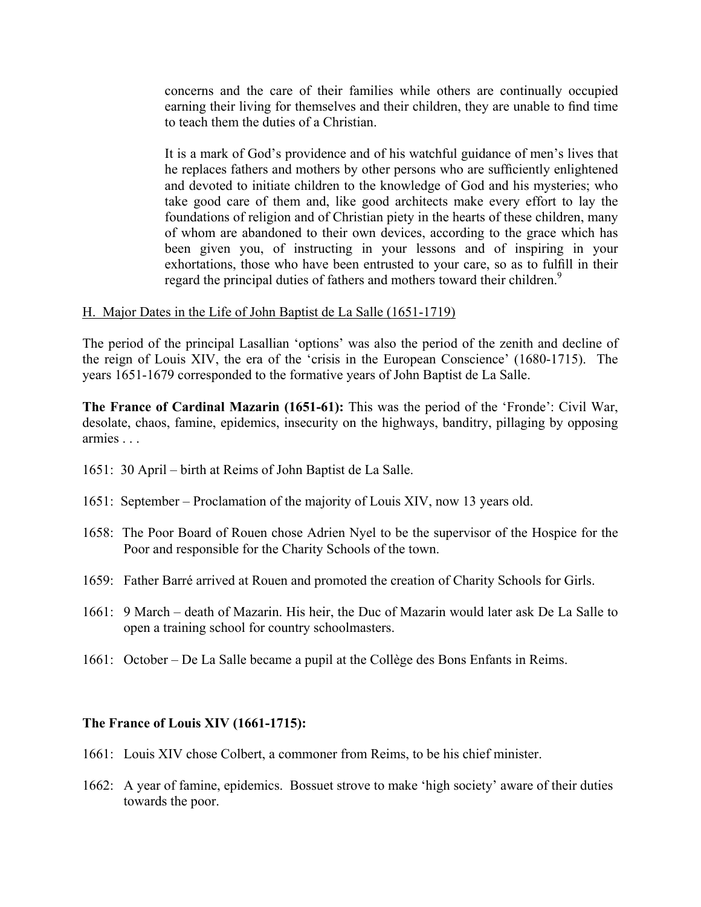concerns and the care of their families while others are continually occupied earning their living for themselves and their children, they are unable to find time to teach them the duties of a Christian.

It is a mark of God's providence and of his watchful guidance of men's lives that he replaces fathers and mothers by other persons who are sufficiently enlightened and devoted to initiate children to the knowledge of God and his mysteries; who take good care of them and, like good architects make every effort to lay the foundations of religion and of Christian piety in the hearts of these children, many of whom are abandoned to their own devices, according to the grace which has been given you, of instructing in your lessons and of inspiring in your exhortations, those who have been entrusted to your care, so as to fulfill in their regard the principal duties of fathers and mothers toward their children.[9]

## H. Major Dates in the Life of John Baptist de La Salle (1651-1719)

The period of the principal Lasallian 'options' was also the period of the zenith and decline of the reign of Louis XIV, the era of the 'crisis in the European Conscience' (1680-1715). The years 1651-1679 corresponded to the formative years of John Baptist de La Salle.

**The France of Cardinal Mazarin (1651-61):** This was the period of the 'Fronde': Civil War, desolate, chaos, famine, epidemics, insecurity on the highways, banditry, pillaging by opposing armies . . .

1651: 30 April – birth at Reims of John Baptist de La Salle.

1651: September – Proclamation of the majority of Louis XIV, now 13 years old.

1658: The Poor Board of Rouen chose Adrien Nyel to be the supervisor of the Hospice for the Poor and responsible for the Charity Schools of the town.

1659: Father Barré arrived at Rouen and promoted the creation of Charity Schools for Girls.

1661: 9 March – death of Mazarin. His heir, the Duc of Mazarin would later ask De La Salle to open a training school for country schoolmasters.

1661: October – De La Salle became a pupil at the Collège des Bons Enfants in Reims.

**The France of Louis XIV (1661-1715):**

1661: Louis XIV chose Colbert, a commoner from Reims, to be his chief minister.

1662: A year of famine, epidemics. Bossuet strove to make 'high society' aware of their duties towards the poor.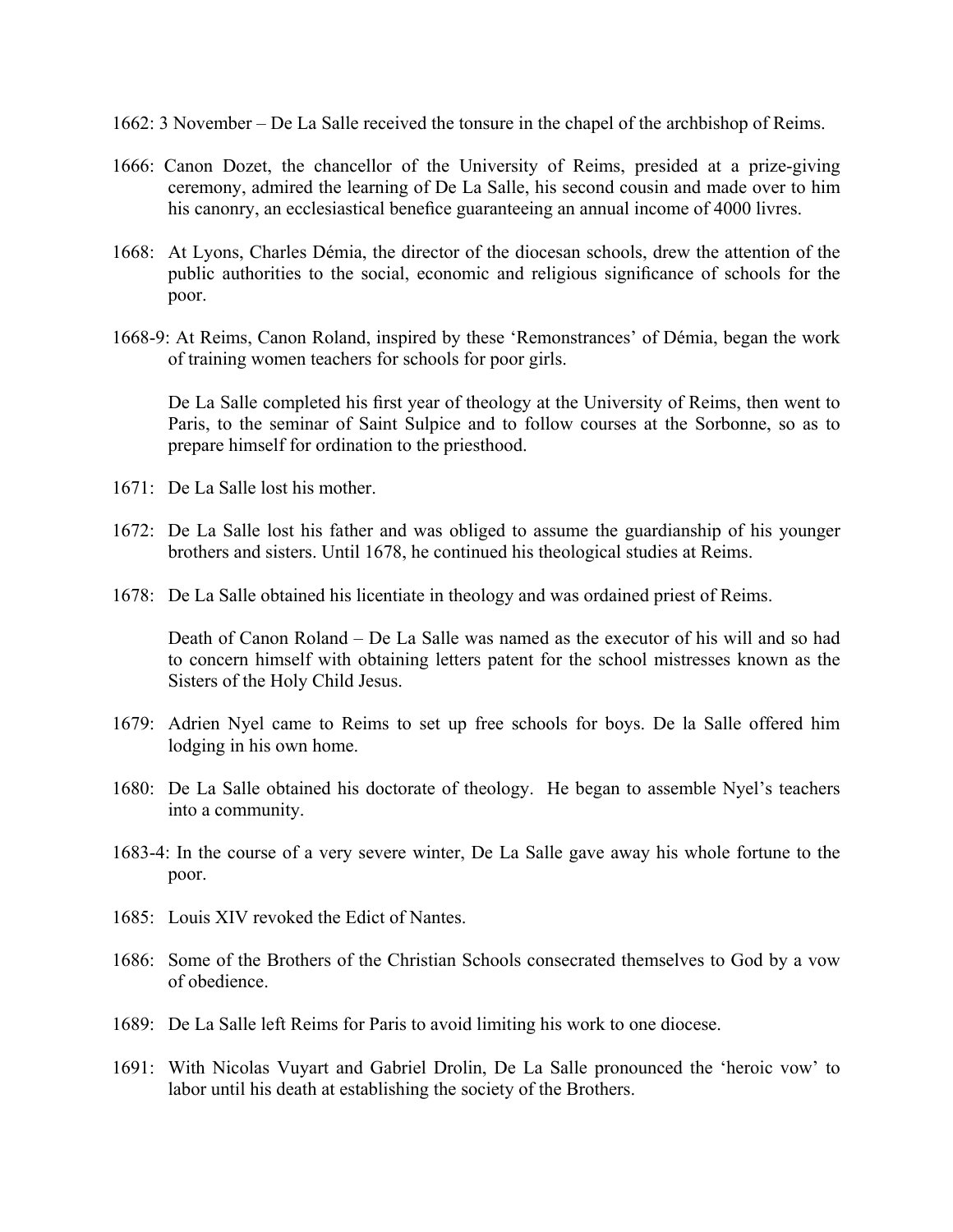1662: 3 November – De La Salle received the tonsure in the chapel of the archbishop of Reims.

1666: Canon Dozet, the chancellor of the University of Reims, presided at a prize-giving ceremony, admired the learning of De La Salle, his second cousin and made over to him his canonry, an ecclesiastical benefice guaranteeing an annual income of 4000 livres.

1668: At Lyons, Charles Démia, the director of the diocesan schools, drew the attention of the public authorities to the social, economic and religious significance of schools for the poor.

1668-9: At Reims, Canon Roland, inspired by these 'Remonstrances' of Démia, began the work of training women teachers for schools for poor girls.

De La Salle completed his first year of theology at the University of Reims, then went to Paris, to the seminar of Saint Sulpice and to follow courses at the Sorbonne, so as to prepare himself for ordination to the priesthood.

1671: De La Salle lost his mother.

1672: De La Salle lost his father and was obliged to assume the guardianship of his younger brothers and sisters. Until 1678, he continued his theological studies at Reims.

1678: De La Salle obtained his licentiate in theology and was ordained priest of Reims.

Death of Canon Roland – De La Salle was named as the executor of his will and so had to concern himself with obtaining letters patent for the school mistresses known as the Sisters of the Holy Child Jesus.

1679: Adrien Nyel came to Reims to set up free schools for boys. De la Salle offered him lodging in his own home.

1680: De La Salle obtained his doctorate of theology. He began to assemble Nyel's teachers into a community.

1683-4: In the course of a very severe winter, De La Salle gave away his whole fortune to the poor.

1685: Louis XIV revoked the Edict of Nantes.

1686: Some of the Brothers of the Christian Schools consecrated themselves to God by a vow of obedience.

1689: De La Salle left Reims for Paris to avoid limiting his work to one diocese.

1691: With Nicolas Vuyart and Gabriel Drolin, De La Salle pronounced the 'heroic vow' to labor until his death at establishing the society of the Brothers.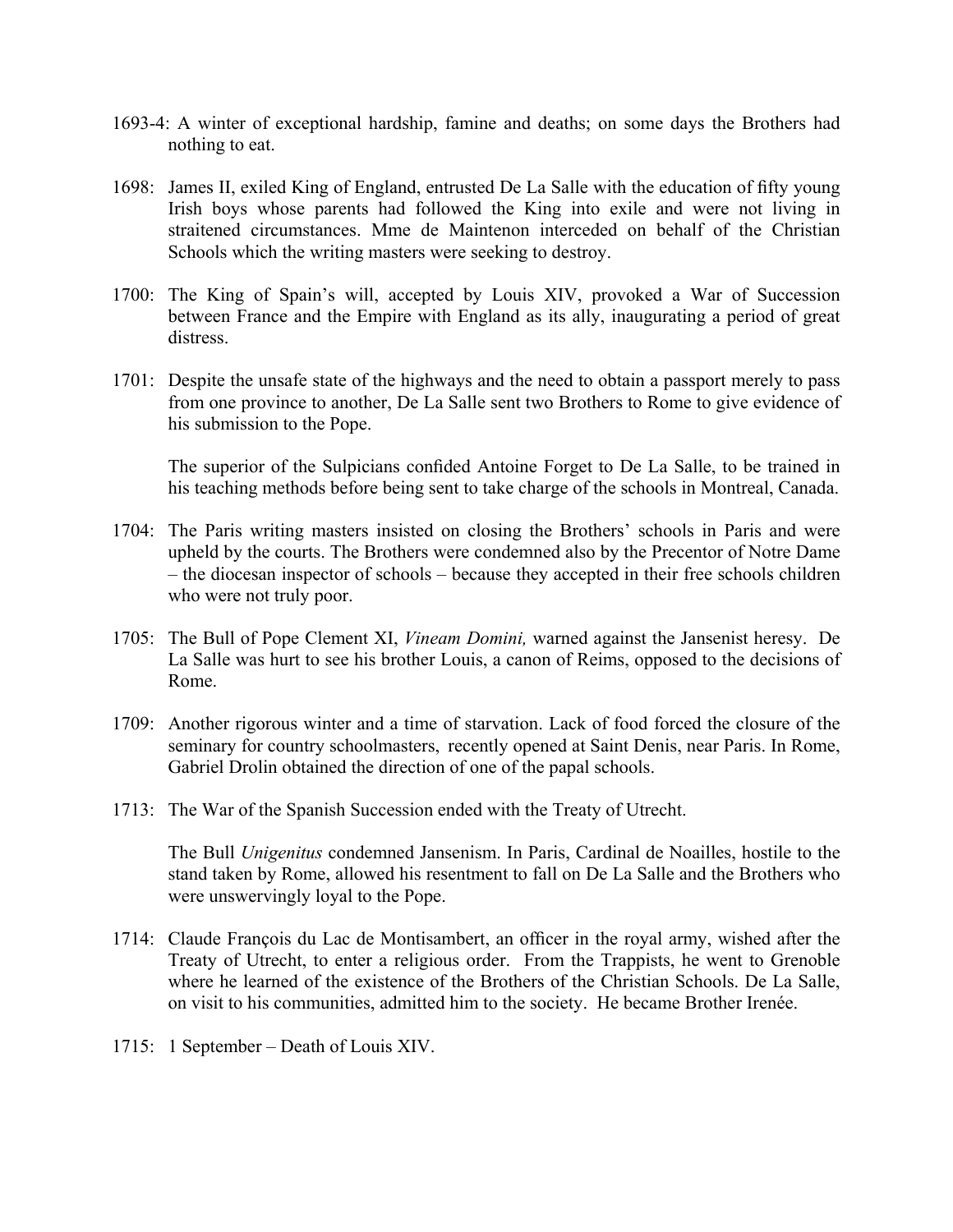1693-4: A winter of exceptional hardship, famine and deaths; on some days the Brothers had nothing to eat.

1698: James II, exiled King of England, entrusted De La Salle with the education of fifty young Irish boys whose parents had followed the King into exile and were not living in straitened circumstances. Mme de Maintenon interceded on behalf of the Christian Schools which the writing masters were seeking to destroy.

1700: The King of Spain's will, accepted by Louis XIV, provoked a War of Succession between France and the Empire with England as its ally, inaugurating a period of great distress.

1701: Despite the unsafe state of the highways and the need to obtain a passport merely to pass from one province to another, De La Salle sent two Brothers to Rome to give evidence of his submission to the Pope.

The superior of the Sulpicians confided Antoine Forget to De La Salle, to be trained in his teaching methods before being sent to take charge of the schools in Montreal, Canada.

1704: The Paris writing masters insisted on closing the Brothers' schools in Paris and were upheld by the courts. The Brothers were condemned also by the Precentor of Notre Dame – the diocesan inspector of schools – because they accepted in their free schools children who were not truly poor.

1705: The Bull of Pope Clement XI, *Vineam Domini,* warned against the Jansenist heresy. De La Salle was hurt to see his brother Louis, a canon of Reims, opposed to the decisions of Rome.

1709: Another rigorous winter and a time of starvation. Lack of food forced the closure of the seminary for country schoolmasters, recently opened at Saint Denis, near Paris. In Rome, Gabriel Drolin obtained the direction of one of the papal schools.

1713: The War of the Spanish Succession ended with the Treaty of Utrecht.

The Bull *Unigenitus* condemned Jansenism. In Paris, Cardinal de Noailles, hostile to the stand taken by Rome, allowed his resentment to fall on De La Salle and the Brothers who were unswervingly loyal to the Pope.

1714: Claude François du Lac de Montisambert, an officer in the royal army, wished after the Treaty of Utrecht, to enter a religious order. From the Trappists, he went to Grenoble where he learned of the existence of the Brothers of the Christian Schools. De La Salle, on visit to his communities, admitted him to the society. He became Brother Irenée.

1715: 1 September – Death of Louis XIV.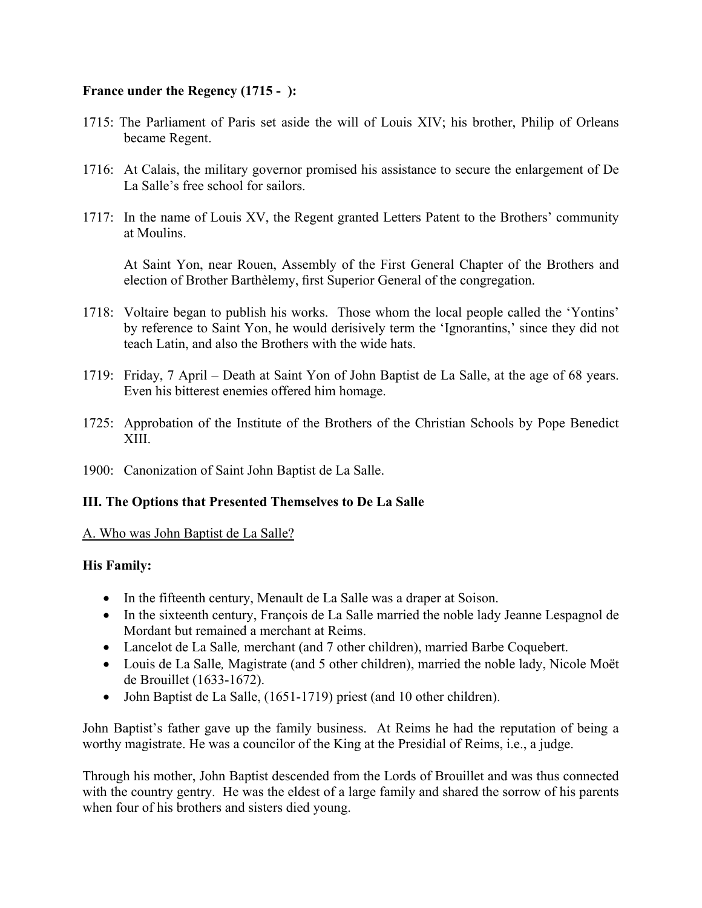**France under the Regency (1715 - ):**

1715: The Parliament of Paris set aside the will of Louis XIV; his brother, Philip of Orleans became Regent.

1716: At Calais, the military governor promised his assistance to secure the enlargement of De La Salle's free school for sailors.

1717: In the name of Louis XV, the Regent granted Letters Patent to the Brothers' community at Moulins.

At Saint Yon, near Rouen, Assembly of the First General Chapter of the Brothers and election of Brother Barthèlemy, first Superior General of the congregation.

1718: Voltaire began to publish his works. Those whom the local people called the 'Yontins' by reference to Saint Yon, he would derisively term the 'Ignorantins,' since they did not teach Latin, and also the Brothers with the wide hats.

1719: Friday, 7 April – Death at Saint Yon of John Baptist de La Salle, at the age of 68 years. Even his bitterest enemies offered him homage.

1725: Approbation of the Institute of the Brothers of the Christian Schools by Pope Benedict XIII.

1900: Canonization of Saint John Baptist de La Salle.

## III. The Options that Presented Themselves to De La Salle

### A. Who was John Baptist de La Salle?

**His Family:**

- In the fifteenth century, Menault de La Salle was a draper at Soison.
- In the sixteenth century, François de La Salle married the noble lady Jeanne Lespagnol de Mordant but remained a merchant at Reims.
- Lancelot de La Salle*,* merchant (and 7 other children), married Barbe Coquebert.
- Louis de La Salle*,* Magistrate (and 5 other children), married the noble lady, Nicole Moët de Brouillet (1633-1672).
- John Baptist de La Salle, (1651-1719) priest (and 10 other children).

John Baptist's father gave up the family business. At Reims he had the reputation of being a worthy magistrate. He was a councilor of the King at the Presidial of Reims, i.e., a judge.

Through his mother, John Baptist descended from the Lords of Brouillet and was thus connected with the country gentry. He was the eldest of a large family and shared the sorrow of his parents when four of his brothers and sisters died young.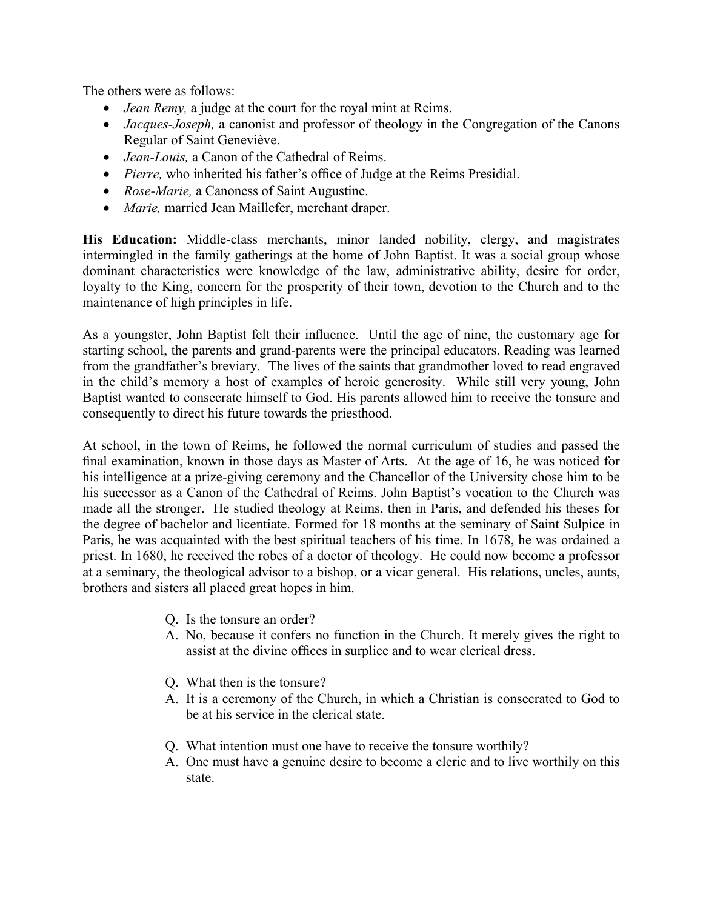The others were as follows:

- *Jean Remy,* a judge at the court for the royal mint at Reims.
- *Jacques-Joseph,* a canonist and professor of theology in the Congregation of the Canons Regular of Saint Geneviève.
- *Jean-Louis,* a Canon of the Cathedral of Reims.
- *Pierre,* who inherited his father's office of Judge at the Reims Presidial.
- *Rose-Marie,* a Canoness of Saint Augustine.
- *Marie,* married Jean Maillefer, merchant draper.

**His Education:** Middle-class merchants, minor landed nobility, clergy, and magistrates intermingled in the family gatherings at the home of John Baptist. It was a social group whose dominant characteristics were knowledge of the law, administrative ability, desire for order, loyalty to the King, concern for the prosperity of their town, devotion to the Church and to the maintenance of high principles in life.

As a youngster, John Baptist felt their influence. Until the age of nine, the customary age for starting school, the parents and grand-parents were the principal educators. Reading was learned from the grandfather's breviary. The lives of the saints that grandmother loved to read engraved in the child's memory a host of examples of heroic generosity. While still very young, John Baptist wanted to consecrate himself to God. His parents allowed him to receive the tonsure and consequently to direct his future towards the priesthood.

At school, in the town of Reims, he followed the normal curriculum of studies and passed the final examination, known in those days as Master of Arts. At the age of 16, he was noticed for his intelligence at a prize-giving ceremony and the Chancellor of the University chose him to be his successor as a Canon of the Cathedral of Reims. John Baptist's vocation to the Church was made all the stronger. He studied theology at Reims, then in Paris, and defended his theses for the degree of bachelor and licentiate. Formed for 18 months at the seminary of Saint Sulpice in Paris, he was acquainted with the best spiritual teachers of his time. In 1678, he was ordained a priest. In 1680, he received the robes of a doctor of theology. He could now become a professor at a seminary, the theological advisor to a bishop, or a vicar general. His relations, uncles, aunts, brothers and sisters all placed great hopes in him.

Q. Is the tonsure an order?
A. No, because it confers no function in the Church. It merely gives the right to assist at the divine offices in surplice and to wear clerical dress.

Q. What then is the tonsure?
A. It is a ceremony of the Church, in which a Christian is consecrated to God to be at his service in the clerical state.

Q. What intention must one have to receive the tonsure worthily?
A. One must have a genuine desire to become a cleric and to live worthily on this state.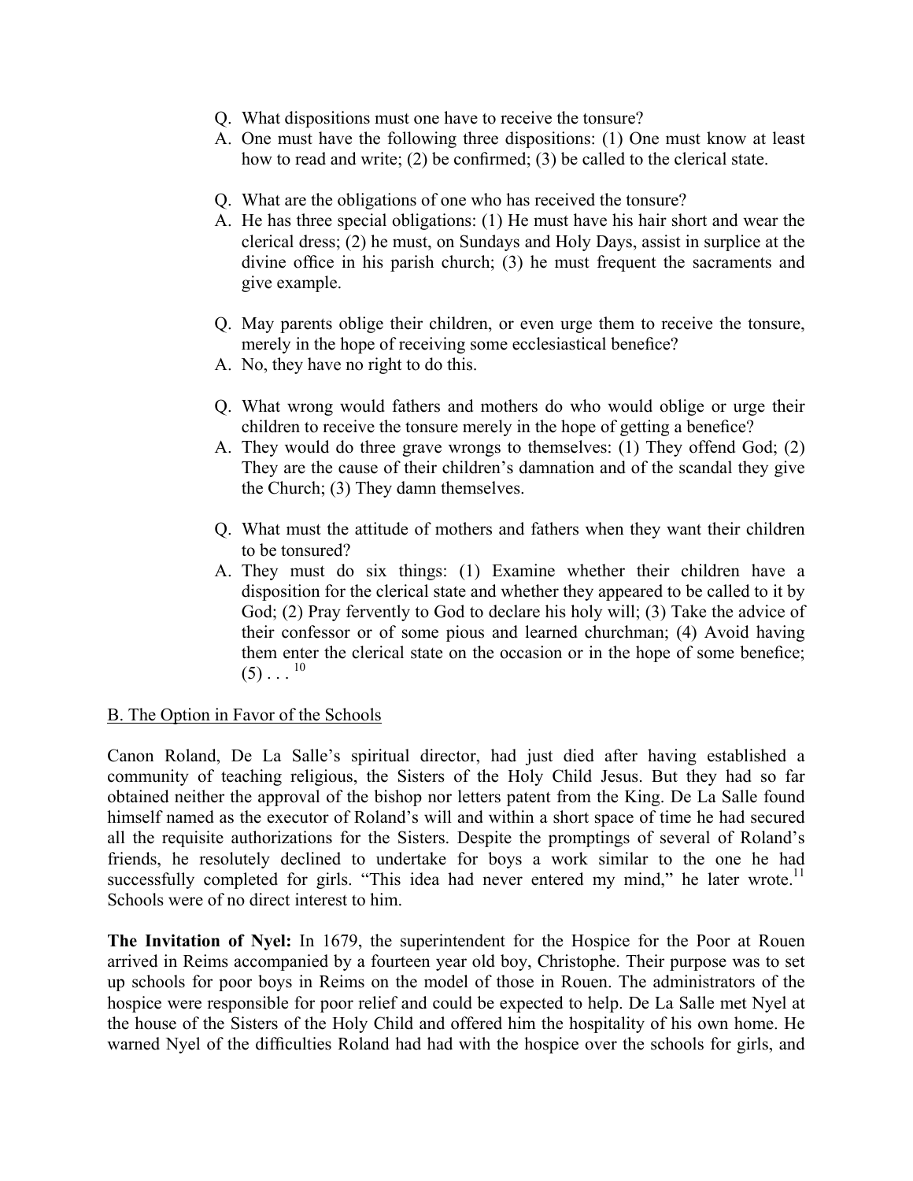Q. What dispositions must one have to receive the tonsure?

A. One must have the following three dispositions: (1) One must know at least how to read and write; (2) be confirmed; (3) be called to the clerical state.

Q. What are the obligations of one who has received the tonsure?

A. He has three special obligations: (1) He must have his hair short and wear the clerical dress; (2) he must, on Sundays and Holy Days, assist in surplice at the divine office in his parish church; (3) he must frequent the sacraments and give example.

Q. May parents oblige their children, or even urge them to receive the tonsure, merely in the hope of receiving some ecclesiastical benefice?

A. No, they have no right to do this.

Q. What wrong would fathers and mothers do who would oblige or urge their children to receive the tonsure merely in the hope of getting a benefice?

A. They would do three grave wrongs to themselves: (1) They offend God; (2) They are the cause of their children's damnation and of the scandal they give the Church; (3) They damn themselves.

Q. What must the attitude of mothers and fathers when they want their children to be tonsured?

A. They must do six things: (1) Examine whether their children have a disposition for the clerical state and whether they appeared to be called to it by God; (2) Pray fervently to God to declare his holy will; (3) Take the advice of their confessor or of some pious and learned churchman; (4) Avoid having them enter the clerical state on the occasion or in the hope of some benefice; (5) . . . [10]

B. The Option in Favor of the Schools

Canon Roland, De La Salle's spiritual director, had just died after having established a community of teaching religious, the Sisters of the Holy Child Jesus. But they had so far obtained neither the approval of the bishop nor letters patent from the King. De La Salle found himself named as the executor of Roland's will and within a short space of time he had secured all the requisite authorizations for the Sisters. Despite the promptings of several of Roland's friends, he resolutely declined to undertake for boys a work similar to the one he had successfully completed for girls. "This idea had never entered my mind," he later wrote.[11] Schools were of no direct interest to him.

**The Invitation of Nyel:** In 1679, the superintendent for the Hospice for the Poor at Rouen arrived in Reims accompanied by a fourteen year old boy, Christophe. Their purpose was to set up schools for poor boys in Reims on the model of those in Rouen. The administrators of the hospice were responsible for poor relief and could be expected to help. De La Salle met Nyel at the house of the Sisters of the Holy Child and offered him the hospitality of his own home. He warned Nyel of the difficulties Roland had had with the hospice over the schools for girls, and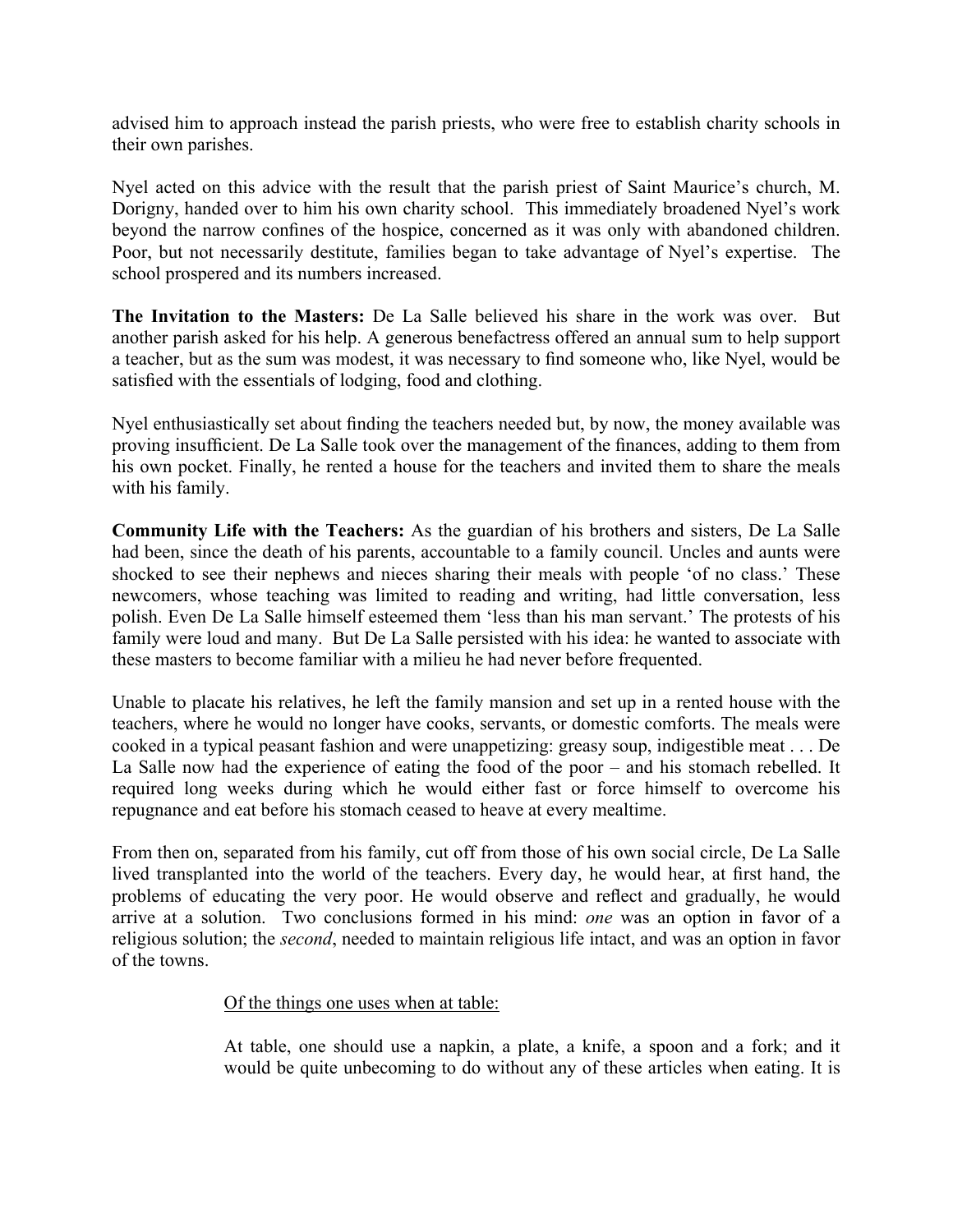advised him to approach instead the parish priests, who were free to establish charity schools in their own parishes.

Nyel acted on this advice with the result that the parish priest of Saint Maurice's church, M. Dorigny, handed over to him his own charity school. This immediately broadened Nyel's work beyond the narrow confines of the hospice, concerned as it was only with abandoned children. Poor, but not necessarily destitute, families began to take advantage of Nyel's expertise. The school prospered and its numbers increased.

**The Invitation to the Masters:** De La Salle believed his share in the work was over. But another parish asked for his help. A generous benefactress offered an annual sum to help support a teacher, but as the sum was modest, it was necessary to find someone who, like Nyel, would be satisfied with the essentials of lodging, food and clothing.

Nyel enthusiastically set about finding the teachers needed but, by now, the money available was proving insufficient. De La Salle took over the management of the finances, adding to them from his own pocket. Finally, he rented a house for the teachers and invited them to share the meals with his family.

**Community Life with the Teachers:** As the guardian of his brothers and sisters, De La Salle had been, since the death of his parents, accountable to a family council. Uncles and aunts were shocked to see their nephews and nieces sharing their meals with people 'of no class.' These newcomers, whose teaching was limited to reading and writing, had little conversation, less polish. Even De La Salle himself esteemed them 'less than his man servant.' The protests of his family were loud and many. But De La Salle persisted with his idea: he wanted to associate with these masters to become familiar with a milieu he had never before frequented.

Unable to placate his relatives, he left the family mansion and set up in a rented house with the teachers, where he would no longer have cooks, servants, or domestic comforts. The meals were cooked in a typical peasant fashion and were unappetizing: greasy soup, indigestible meat . . . De La Salle now had the experience of eating the food of the poor – and his stomach rebelled. It required long weeks during which he would either fast or force himself to overcome his repugnance and eat before his stomach ceased to heave at every mealtime.

From then on, separated from his family, cut off from those of his own social circle, De La Salle lived transplanted into the world of the teachers. Every day, he would hear, at first hand, the problems of educating the very poor. He would observe and reflect and gradually, he would arrive at a solution. Two conclusions formed in his mind: *one* was an option in favor of a religious solution; the *second*, needed to maintain religious life intact, and was an option in favor of the towns.

> <u>Of the things one uses when at table:</u>
>
> At table, one should use a napkin, a plate, a knife, a spoon and a fork; and it would be quite unbecoming to do without any of these articles when eating. It is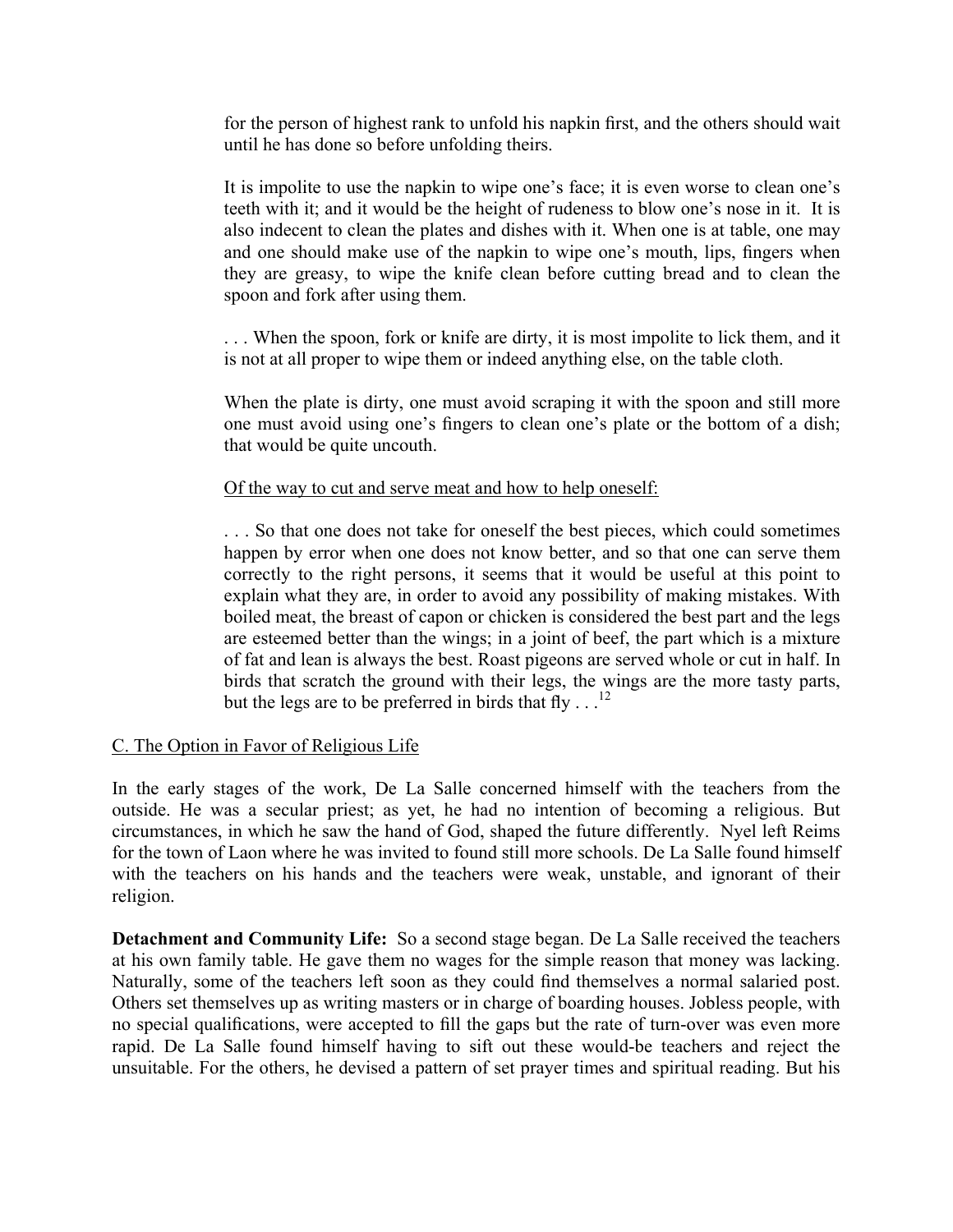for the person of highest rank to unfold his napkin first, and the others should wait until he has done so before unfolding theirs.

It is impolite to use the napkin to wipe one's face; it is even worse to clean one's teeth with it; and it would be the height of rudeness to blow one's nose in it. It is also indecent to clean the plates and dishes with it. When one is at table, one may and one should make use of the napkin to wipe one's mouth, lips, fingers when they are greasy, to wipe the knife clean before cutting bread and to clean the spoon and fork after using them.

. . . When the spoon, fork or knife are dirty, it is most impolite to lick them, and it is not at all proper to wipe them or indeed anything else, on the table cloth.

When the plate is dirty, one must avoid scraping it with the spoon and still more one must avoid using one's fingers to clean one's plate or the bottom of a dish; that would be quite uncouth.

Of the way to cut and serve meat and how to help oneself:

. . . So that one does not take for oneself the best pieces, which could sometimes happen by error when one does not know better, and so that one can serve them correctly to the right persons, it seems that it would be useful at this point to explain what they are, in order to avoid any possibility of making mistakes. With boiled meat, the breast of capon or chicken is considered the best part and the legs are esteemed better than the wings; in a joint of beef, the part which is a mixture of fat and lean is always the best. Roast pigeons are served whole or cut in half. In birds that scratch the ground with their legs, the wings are the more tasty parts, but the legs are to be preferred in birds that fly . . .[12]

C. The Option in Favor of Religious Life

In the early stages of the work, De La Salle concerned himself with the teachers from the outside. He was a secular priest; as yet, he had no intention of becoming a religious. But circumstances, in which he saw the hand of God, shaped the future differently. Nyel left Reims for the town of Laon where he was invited to found still more schools. De La Salle found himself with the teachers on his hands and the teachers were weak, unstable, and ignorant of their religion.

**Detachment and Community Life:** So a second stage began. De La Salle received the teachers at his own family table. He gave them no wages for the simple reason that money was lacking. Naturally, some of the teachers left soon as they could find themselves a normal salaried post. Others set themselves up as writing masters or in charge of boarding houses. Jobless people, with no special qualifications, were accepted to fill the gaps but the rate of turn-over was even more rapid. De La Salle found himself having to sift out these would-be teachers and reject the unsuitable. For the others, he devised a pattern of set prayer times and spiritual reading. But his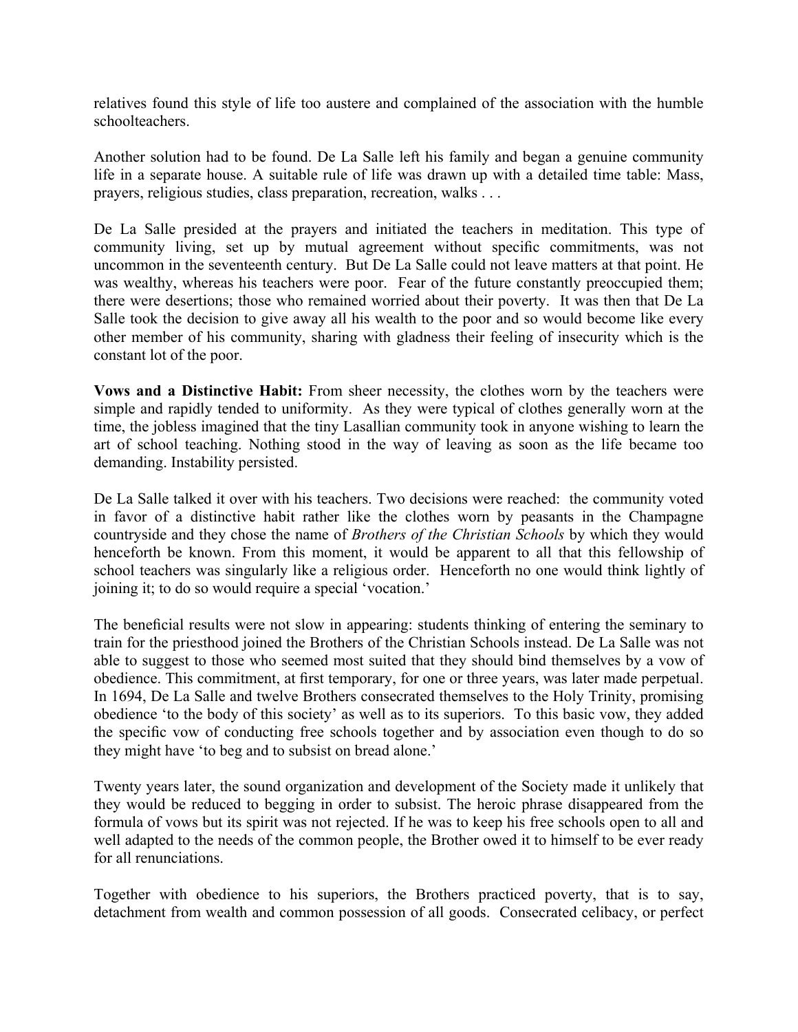relatives found this style of life too austere and complained of the association with the humble schoolteachers.

Another solution had to be found. De La Salle left his family and began a genuine community life in a separate house. A suitable rule of life was drawn up with a detailed time table: Mass, prayers, religious studies, class preparation, recreation, walks . . .

De La Salle presided at the prayers and initiated the teachers in meditation. This type of community living, set up by mutual agreement without specific commitments, was not uncommon in the seventeenth century. But De La Salle could not leave matters at that point. He was wealthy, whereas his teachers were poor. Fear of the future constantly preoccupied them; there were desertions; those who remained worried about their poverty. It was then that De La Salle took the decision to give away all his wealth to the poor and so would become like every other member of his community, sharing with gladness their feeling of insecurity which is the constant lot of the poor.

**Vows and a Distinctive Habit:** From sheer necessity, the clothes worn by the teachers were simple and rapidly tended to uniformity. As they were typical of clothes generally worn at the time, the jobless imagined that the tiny Lasallian community took in anyone wishing to learn the art of school teaching. Nothing stood in the way of leaving as soon as the life became too demanding. Instability persisted.

De La Salle talked it over with his teachers. Two decisions were reached: the community voted in favor of a distinctive habit rather like the clothes worn by peasants in the Champagne countryside and they chose the name of *Brothers of the Christian Schools* by which they would henceforth be known. From this moment, it would be apparent to all that this fellowship of school teachers was singularly like a religious order. Henceforth no one would think lightly of joining it; to do so would require a special 'vocation.'

The beneficial results were not slow in appearing: students thinking of entering the seminary to train for the priesthood joined the Brothers of the Christian Schools instead. De La Salle was not able to suggest to those who seemed most suited that they should bind themselves by a vow of obedience. This commitment, at first temporary, for one or three years, was later made perpetual. In 1694, De La Salle and twelve Brothers consecrated themselves to the Holy Trinity, promising obedience 'to the body of this society' as well as to its superiors. To this basic vow, they added the specific vow of conducting free schools together and by association even though to do so they might have 'to beg and to subsist on bread alone.'

Twenty years later, the sound organization and development of the Society made it unlikely that they would be reduced to begging in order to subsist. The heroic phrase disappeared from the formula of vows but its spirit was not rejected. If he was to keep his free schools open to all and well adapted to the needs of the common people, the Brother owed it to himself to be ever ready for all renunciations.

Together with obedience to his superiors, the Brothers practiced poverty, that is to say, detachment from wealth and common possession of all goods. Consecrated celibacy, or perfect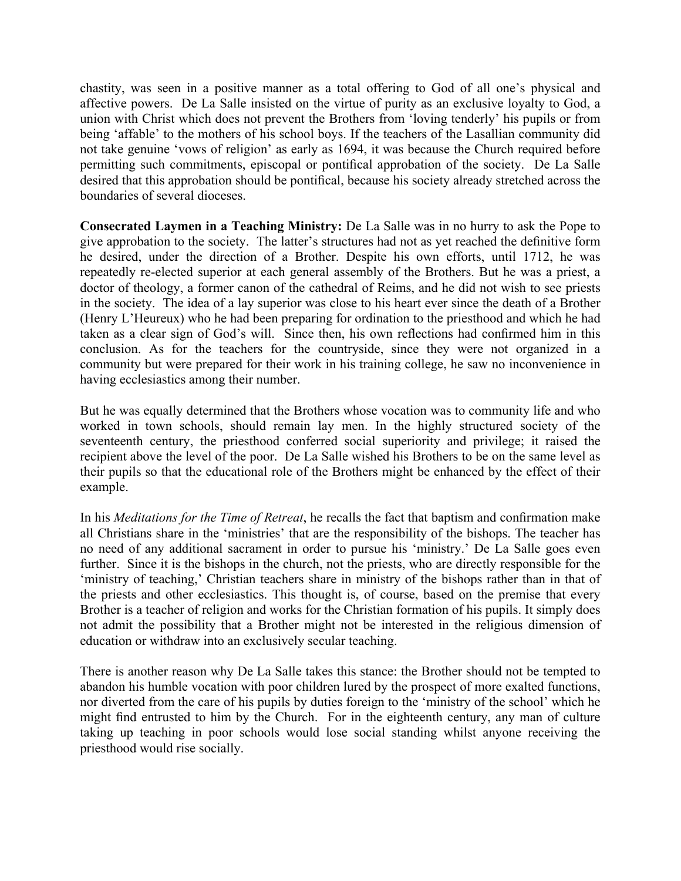chastity, was seen in a positive manner as a total offering to God of all one's physical and affective powers. De La Salle insisted on the virtue of purity as an exclusive loyalty to God, a union with Christ which does not prevent the Brothers from 'loving tenderly' his pupils or from being 'affable' to the mothers of his school boys. If the teachers of the Lasallian community did not take genuine 'vows of religion' as early as 1694, it was because the Church required before permitting such commitments, episcopal or pontifical approbation of the society. De La Salle desired that this approbation should be pontifical, because his society already stretched across the boundaries of several dioceses.

**Consecrated Laymen in a Teaching Ministry:** De La Salle was in no hurry to ask the Pope to give approbation to the society. The latter's structures had not as yet reached the definitive form he desired, under the direction of a Brother. Despite his own efforts, until 1712, he was repeatedly re-elected superior at each general assembly of the Brothers. But he was a priest, a doctor of theology, a former canon of the cathedral of Reims, and he did not wish to see priests in the society. The idea of a lay superior was close to his heart ever since the death of a Brother (Henry L'Heureux) who he had been preparing for ordination to the priesthood and which he had taken as a clear sign of God's will. Since then, his own reflections had confirmed him in this conclusion. As for the teachers for the countryside, since they were not organized in a community but were prepared for their work in his training college, he saw no inconvenience in having ecclesiastics among their number.

But he was equally determined that the Brothers whose vocation was to community life and who worked in town schools, should remain lay men. In the highly structured society of the seventeenth century, the priesthood conferred social superiority and privilege; it raised the recipient above the level of the poor. De La Salle wished his Brothers to be on the same level as their pupils so that the educational role of the Brothers might be enhanced by the effect of their example.

In his *Meditations for the Time of Retreat*, he recalls the fact that baptism and confirmation make all Christians share in the 'ministries' that are the responsibility of the bishops. The teacher has no need of any additional sacrament in order to pursue his 'ministry.' De La Salle goes even further. Since it is the bishops in the church, not the priests, who are directly responsible for the 'ministry of teaching,' Christian teachers share in ministry of the bishops rather than in that of the priests and other ecclesiastics. This thought is, of course, based on the premise that every Brother is a teacher of religion and works for the Christian formation of his pupils. It simply does not admit the possibility that a Brother might not be interested in the religious dimension of education or withdraw into an exclusively secular teaching.

There is another reason why De La Salle takes this stance: the Brother should not be tempted to abandon his humble vocation with poor children lured by the prospect of more exalted functions, nor diverted from the care of his pupils by duties foreign to the 'ministry of the school' which he might find entrusted to him by the Church. For in the eighteenth century, any man of culture taking up teaching in poor schools would lose social standing whilst anyone receiving the priesthood would rise socially.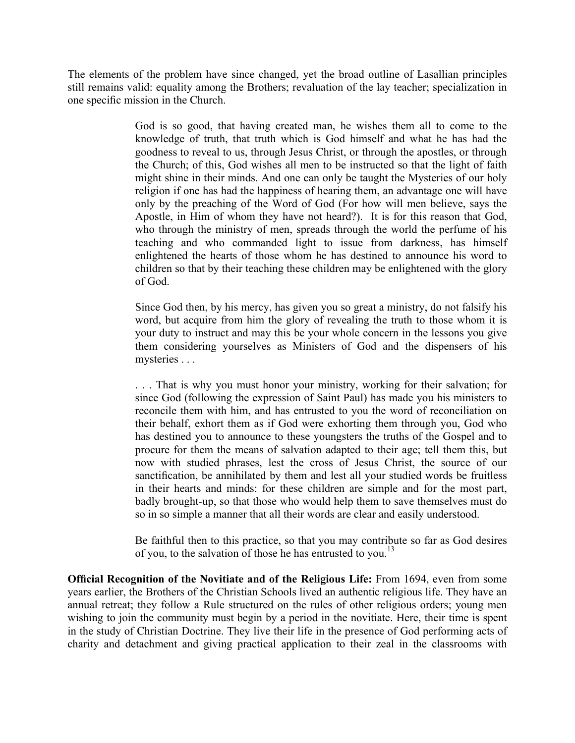The elements of the problem have since changed, yet the broad outline of Lasallian principles still remains valid: equality among the Brothers; revaluation of the lay teacher; specialization in one specific mission in the Church.

> God is so good, that having created man, he wishes them all to come to the knowledge of truth, that truth which is God himself and what he has had the goodness to reveal to us, through Jesus Christ, or through the apostles, or through the Church; of this, God wishes all men to be instructed so that the light of faith might shine in their minds. And one can only be taught the Mysteries of our holy religion if one has had the happiness of hearing them, an advantage one will have only by the preaching of the Word of God (For how will men believe, says the Apostle, in Him of whom they have not heard?). It is for this reason that God, who through the ministry of men, spreads through the world the perfume of his teaching and who commanded light to issue from darkness, has himself enlightened the hearts of those whom he has destined to announce his word to children so that by their teaching these children may be enlightened with the glory of God.
>
> Since God then, by his mercy, has given you so great a ministry, do not falsify his word, but acquire from him the glory of revealing the truth to those whom it is your duty to instruct and may this be your whole concern in the lessons you give them considering yourselves as Ministers of God and the dispensers of his mysteries . . .
>
> . . . That is why you must honor your ministry, working for their salvation; for since God (following the expression of Saint Paul) has made you his ministers to reconcile them with him, and has entrusted to you the word of reconciliation on their behalf, exhort them as if God were exhorting them through you, God who has destined you to announce to these youngsters the truths of the Gospel and to procure for them the means of salvation adapted to their age; tell them this, but now with studied phrases, lest the cross of Jesus Christ, the source of our sanctification, be annihilated by them and lest all your studied words be fruitless in their hearts and minds: for these children are simple and for the most part, badly brought-up, so that those who would help them to save themselves must do so in so simple a manner that all their words are clear and easily understood.
>
> Be faithful then to this practice, so that you may contribute so far as God desires of you, to the salvation of those he has entrusted to you.[13]

**Official Recognition of the Novitiate and of the Religious Life:** From 1694, even from some years earlier, the Brothers of the Christian Schools lived an authentic religious life. They have an annual retreat; they follow a Rule structured on the rules of other religious orders; young men wishing to join the community must begin by a period in the novitiate. Here, their time is spent in the study of Christian Doctrine. They live their life in the presence of God performing acts of charity and detachment and giving practical application to their zeal in the classrooms with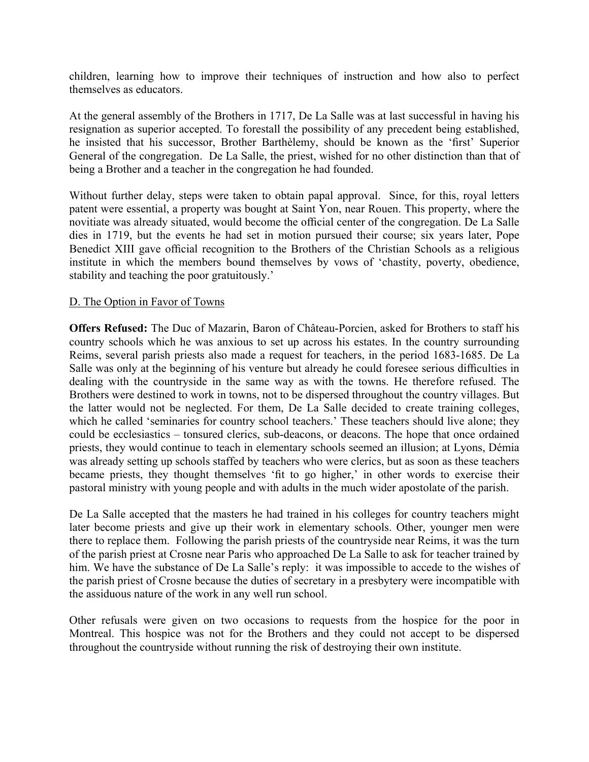children, learning how to improve their techniques of instruction and how also to perfect themselves as educators.

At the general assembly of the Brothers in 1717, De La Salle was at last successful in having his resignation as superior accepted. To forestall the possibility of any precedent being established, he insisted that his successor, Brother Barthèlemy, should be known as the 'first' Superior General of the congregation. De La Salle, the priest, wished for no other distinction than that of being a Brother and a teacher in the congregation he had founded.

Without further delay, steps were taken to obtain papal approval. Since, for this, royal letters patent were essential, a property was bought at Saint Yon, near Rouen. This property, where the novitiate was already situated, would become the official center of the congregation. De La Salle dies in 1719, but the events he had set in motion pursued their course; six years later, Pope Benedict XIII gave official recognition to the Brothers of the Christian Schools as a religious institute in which the members bound themselves by vows of 'chastity, poverty, obedience, stability and teaching the poor gratuitously.'

D. The Option in Favor of Towns

**Offers Refused:** The Duc of Mazarin, Baron of Château-Porcien, asked for Brothers to staff his country schools which he was anxious to set up across his estates. In the country surrounding Reims, several parish priests also made a request for teachers, in the period 1683-1685. De La Salle was only at the beginning of his venture but already he could foresee serious difficulties in dealing with the countryside in the same way as with the towns. He therefore refused. The Brothers were destined to work in towns, not to be dispersed throughout the country villages. But the latter would not be neglected. For them, De La Salle decided to create training colleges, which he called 'seminaries for country school teachers.' These teachers should live alone; they could be ecclesiastics – tonsured clerics, sub-deacons, or deacons. The hope that once ordained priests, they would continue to teach in elementary schools seemed an illusion; at Lyons, Démia was already setting up schools staffed by teachers who were clerics, but as soon as these teachers became priests, they thought themselves 'fit to go higher,' in other words to exercise their pastoral ministry with young people and with adults in the much wider apostolate of the parish.

De La Salle accepted that the masters he had trained in his colleges for country teachers might later become priests and give up their work in elementary schools. Other, younger men were there to replace them. Following the parish priests of the countryside near Reims, it was the turn of the parish priest at Crosne near Paris who approached De La Salle to ask for teacher trained by him. We have the substance of De La Salle's reply: it was impossible to accede to the wishes of the parish priest of Crosne because the duties of secretary in a presbytery were incompatible with the assiduous nature of the work in any well run school.

Other refusals were given on two occasions to requests from the hospice for the poor in Montreal. This hospice was not for the Brothers and they could not accept to be dispersed throughout the countryside without running the risk of destroying their own institute.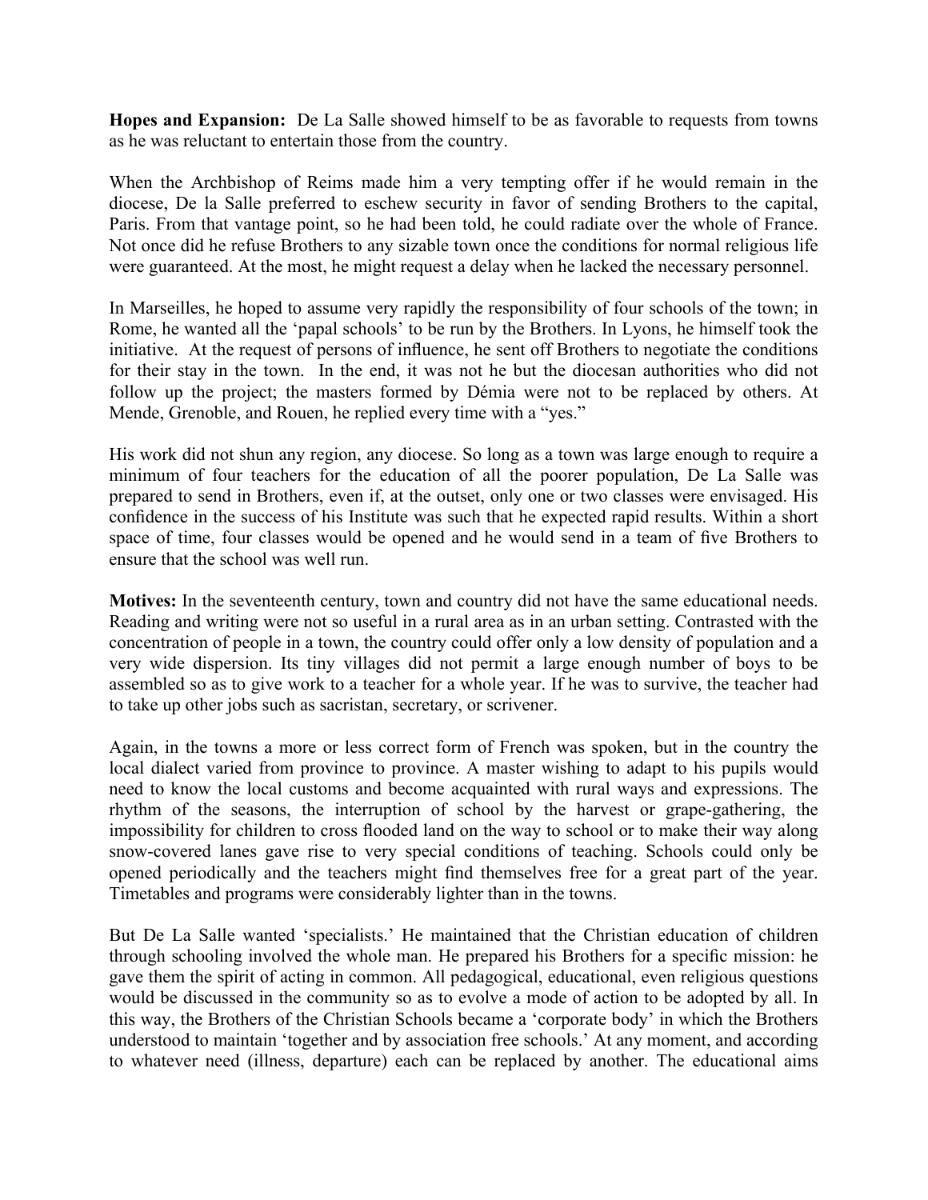**Hopes and Expansion:** De La Salle showed himself to be as favorable to requests from towns as he was reluctant to entertain those from the country.

When the Archbishop of Reims made him a very tempting offer if he would remain in the diocese, De la Salle preferred to eschew security in favor of sending Brothers to the capital, Paris. From that vantage point, so he had been told, he could radiate over the whole of France. Not once did he refuse Brothers to any sizable town once the conditions for normal religious life were guaranteed. At the most, he might request a delay when he lacked the necessary personnel.

In Marseilles, he hoped to assume very rapidly the responsibility of four schools of the town; in Rome, he wanted all the 'papal schools' to be run by the Brothers. In Lyons, he himself took the initiative. At the request of persons of influence, he sent off Brothers to negotiate the conditions for their stay in the town. In the end, it was not he but the diocesan authorities who did not follow up the project; the masters formed by Démia were not to be replaced by others. At Mende, Grenoble, and Rouen, he replied every time with a "yes."

His work did not shun any region, any diocese. So long as a town was large enough to require a minimum of four teachers for the education of all the poorer population, De La Salle was prepared to send in Brothers, even if, at the outset, only one or two classes were envisaged. His confidence in the success of his Institute was such that he expected rapid results. Within a short space of time, four classes would be opened and he would send in a team of five Brothers to ensure that the school was well run.

**Motives:** In the seventeenth century, town and country did not have the same educational needs. Reading and writing were not so useful in a rural area as in an urban setting. Contrasted with the concentration of people in a town, the country could offer only a low density of population and a very wide dispersion. Its tiny villages did not permit a large enough number of boys to be assembled so as to give work to a teacher for a whole year. If he was to survive, the teacher had to take up other jobs such as sacristan, secretary, or scrivener.

Again, in the towns a more or less correct form of French was spoken, but in the country the local dialect varied from province to province. A master wishing to adapt to his pupils would need to know the local customs and become acquainted with rural ways and expressions. The rhythm of the seasons, the interruption of school by the harvest or grape-gathering, the impossibility for children to cross flooded land on the way to school or to make their way along snow-covered lanes gave rise to very special conditions of teaching. Schools could only be opened periodically and the teachers might find themselves free for a great part of the year. Timetables and programs were considerably lighter than in the towns.

But De La Salle wanted 'specialists.' He maintained that the Christian education of children through schooling involved the whole man. He prepared his Brothers for a specific mission: he gave them the spirit of acting in common. All pedagogical, educational, even religious questions would be discussed in the community so as to evolve a mode of action to be adopted by all. In this way, the Brothers of the Christian Schools became a 'corporate body' in which the Brothers understood to maintain 'together and by association free schools.' At any moment, and according to whatever need (illness, departure) each can be replaced by another. The educational aims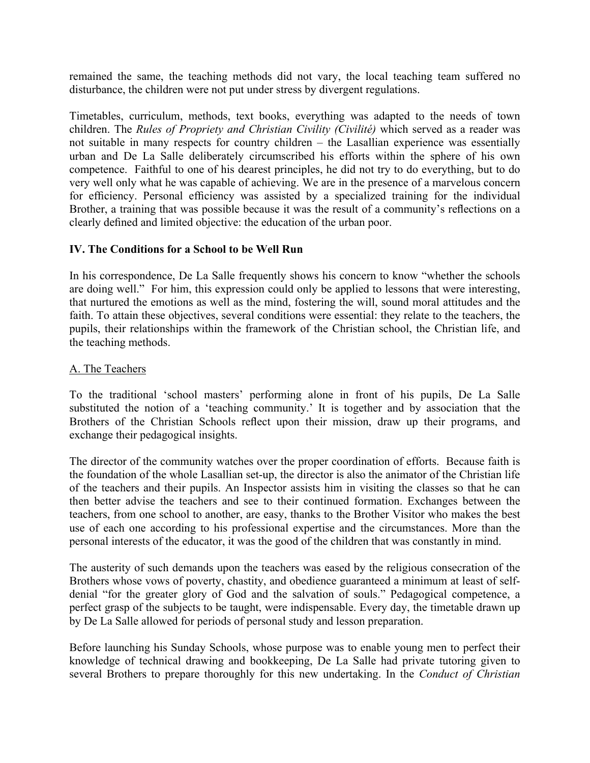remained the same, the teaching methods did not vary, the local teaching team suffered no disturbance, the children were not put under stress by divergent regulations.

Timetables, curriculum, methods, text books, everything was adapted to the needs of town children. The *Rules of Propriety and Christian Civility (Civilité)* which served as a reader was not suitable in many respects for country children – the Lasallian experience was essentially urban and De La Salle deliberately circumscribed his efforts within the sphere of his own competence. Faithful to one of his dearest principles, he did not try to do everything, but to do very well only what he was capable of achieving. We are in the presence of a marvelous concern for efficiency. Personal efficiency was assisted by a specialized training for the individual Brother, a training that was possible because it was the result of a community's reflections on a clearly defined and limited objective: the education of the urban poor.

## IV. The Conditions for a School to be Well Run

In his correspondence, De La Salle frequently shows his concern to know "whether the schools are doing well." For him, this expression could only be applied to lessons that were interesting, that nurtured the emotions as well as the mind, fostering the will, sound moral attitudes and the faith. To attain these objectives, several conditions were essential: they relate to the teachers, the pupils, their relationships within the framework of the Christian school, the Christian life, and the teaching methods.

### A. The Teachers

To the traditional 'school masters' performing alone in front of his pupils, De La Salle substituted the notion of a 'teaching community.' It is together and by association that the Brothers of the Christian Schools reflect upon their mission, draw up their programs, and exchange their pedagogical insights.

The director of the community watches over the proper coordination of efforts. Because faith is the foundation of the whole Lasallian set-up, the director is also the animator of the Christian life of the teachers and their pupils. An Inspector assists him in visiting the classes so that he can then better advise the teachers and see to their continued formation. Exchanges between the teachers, from one school to another, are easy, thanks to the Brother Visitor who makes the best use of each one according to his professional expertise and the circumstances. More than the personal interests of the educator, it was the good of the children that was constantly in mind.

The austerity of such demands upon the teachers was eased by the religious consecration of the Brothers whose vows of poverty, chastity, and obedience guaranteed a minimum at least of self-denial "for the greater glory of God and the salvation of souls." Pedagogical competence, a perfect grasp of the subjects to be taught, were indispensable. Every day, the timetable drawn up by De La Salle allowed for periods of personal study and lesson preparation.

Before launching his Sunday Schools, whose purpose was to enable young men to perfect their knowledge of technical drawing and bookkeeping, De La Salle had private tutoring given to several Brothers to prepare thoroughly for this new undertaking. In the *Conduct of Christian*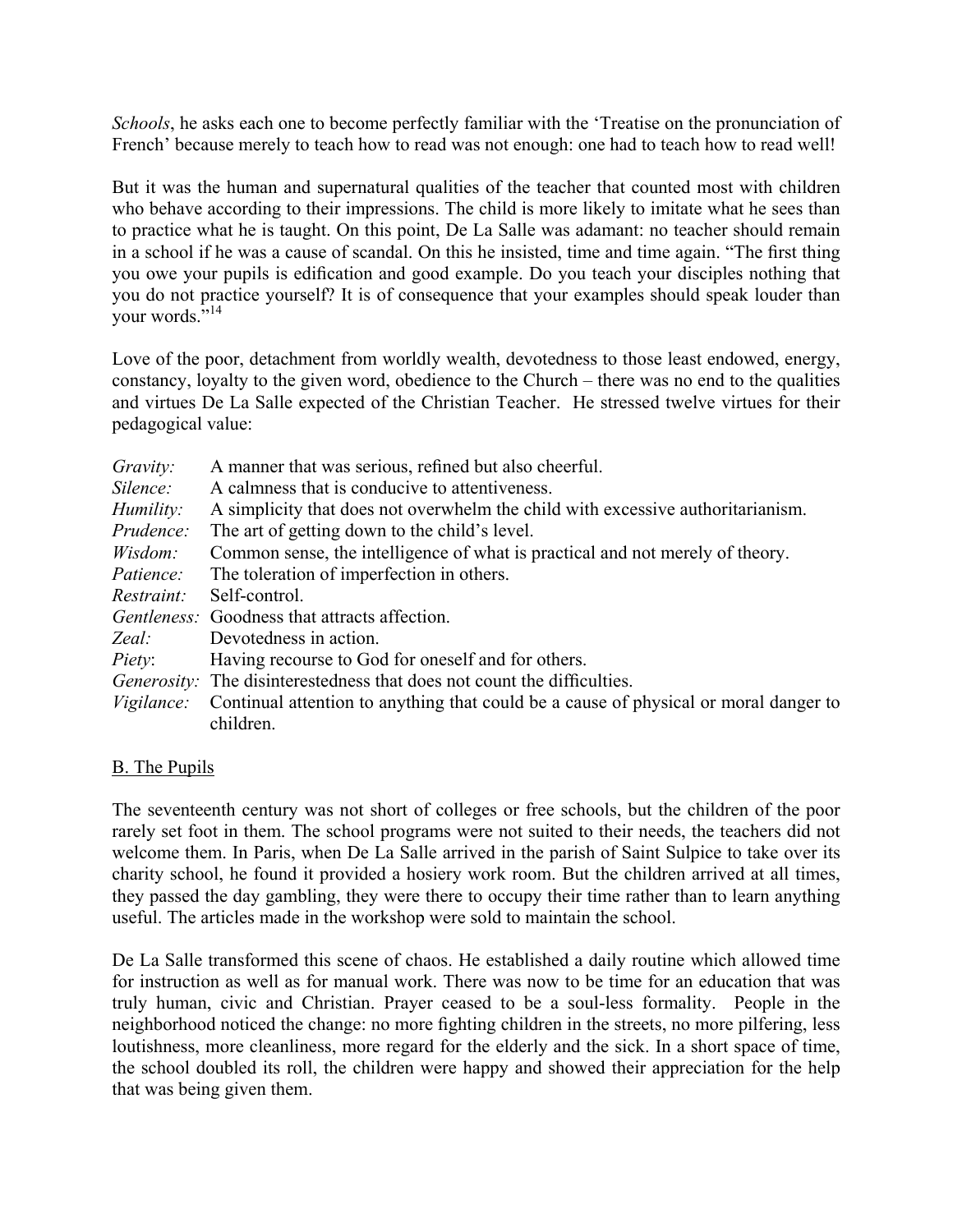*Schools*, he asks each one to become perfectly familiar with the 'Treatise on the pronunciation of French' because merely to teach how to read was not enough: one had to teach how to read well!

But it was the human and supernatural qualities of the teacher that counted most with children who behave according to their impressions. The child is more likely to imitate what he sees than to practice what he is taught. On this point, De La Salle was adamant: no teacher should remain in a school if he was a cause of scandal. On this he insisted, time and time again. "The first thing you owe your pupils is edification and good example. Do you teach your disciples nothing that you do not practice yourself? It is of consequence that your examples should speak louder than your words."[14]

Love of the poor, detachment from worldly wealth, devotedness to those least endowed, energy, constancy, loyalty to the given word, obedience to the Church – there was no end to the qualities and virtues De La Salle expected of the Christian Teacher. He stressed twelve virtues for their pedagogical value:

*Gravity:* A manner that was serious, refined but also cheerful.
*Silence:* A calmness that is conducive to attentiveness.
*Humility:* A simplicity that does not overwhelm the child with excessive authoritarianism.
*Prudence:* The art of getting down to the child's level.
*Wisdom:* Common sense, the intelligence of what is practical and not merely of theory.
*Patience:* The toleration of imperfection in others.
*Restraint:* Self-control.
*Gentleness:* Goodness that attracts affection.
*Zeal:* Devotedness in action.
*Piety*: Having recourse to God for oneself and for others.
*Generosity:* The disinterestedness that does not count the difficulties.
*Vigilance:* Continual attention to anything that could be a cause of physical or moral danger to children.

B. The Pupils

The seventeenth century was not short of colleges or free schools, but the children of the poor rarely set foot in them. The school programs were not suited to their needs, the teachers did not welcome them. In Paris, when De La Salle arrived in the parish of Saint Sulpice to take over its charity school, he found it provided a hosiery work room. But the children arrived at all times, they passed the day gambling, they were there to occupy their time rather than to learn anything useful. The articles made in the workshop were sold to maintain the school.

De La Salle transformed this scene of chaos. He established a daily routine which allowed time for instruction as well as for manual work. There was now to be time for an education that was truly human, civic and Christian. Prayer ceased to be a soul-less formality. People in the neighborhood noticed the change: no more fighting children in the streets, no more pilfering, less loutishness, more cleanliness, more regard for the elderly and the sick. In a short space of time, the school doubled its roll, the children were happy and showed their appreciation for the help that was being given them.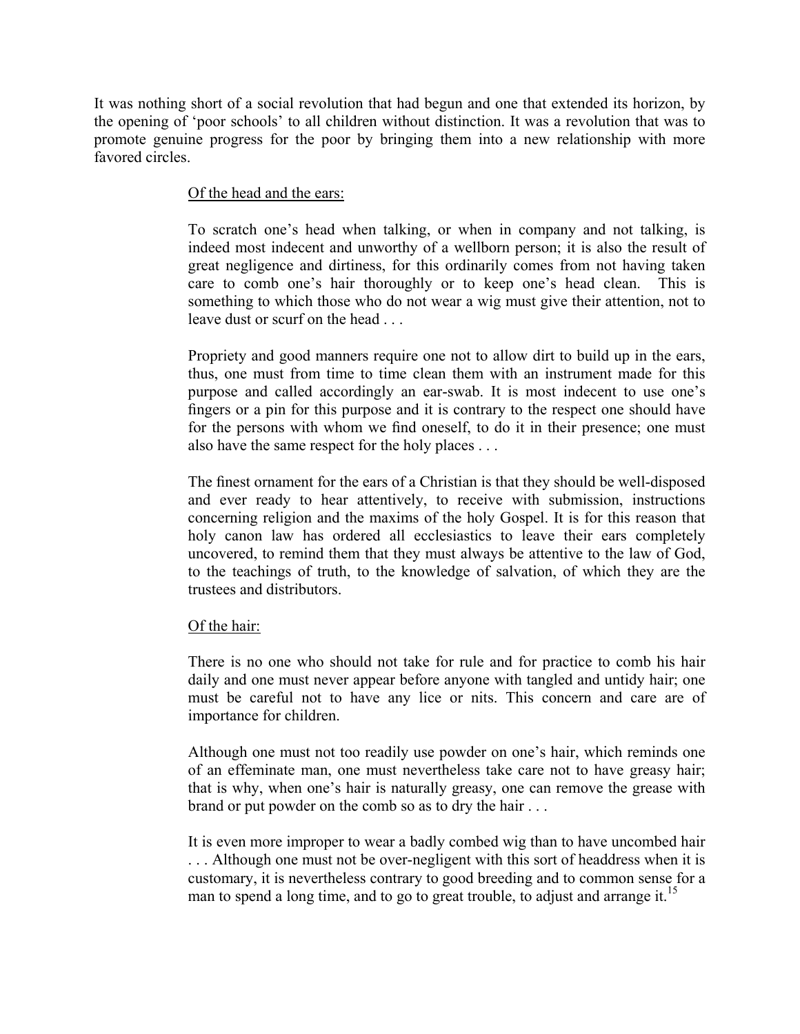It was nothing short of a social revolution that had begun and one that extended its horizon, by the opening of 'poor schools' to all children without distinction. It was a revolution that was to promote genuine progress for the poor by bringing them into a new relationship with more favored circles.

> <u>Of the head and the ears:</u>
>
> To scratch one's head when talking, or when in company and not talking, is indeed most indecent and unworthy of a wellborn person; it is also the result of great negligence and dirtiness, for this ordinarily comes from not having taken care to comb one's hair thoroughly or to keep one's head clean. This is something to which those who do not wear a wig must give their attention, not to leave dust or scurf on the head . . .
>
> Propriety and good manners require one not to allow dirt to build up in the ears, thus, one must from time to time clean them with an instrument made for this purpose and called accordingly an ear-swab. It is most indecent to use one's fingers or a pin for this purpose and it is contrary to the respect one should have for the persons with whom we find oneself, to do it in their presence; one must also have the same respect for the holy places . . .
>
> The finest ornament for the ears of a Christian is that they should be well-disposed and ever ready to hear attentively, to receive with submission, instructions concerning religion and the maxims of the holy Gospel. It is for this reason that holy canon law has ordered all ecclesiastics to leave their ears completely uncovered, to remind them that they must always be attentive to the law of God, to the teachings of truth, to the knowledge of salvation, of which they are the trustees and distributors.
>
> <u>Of the hair:</u>
>
> There is no one who should not take for rule and for practice to comb his hair daily and one must never appear before anyone with tangled and untidy hair; one must be careful not to have any lice or nits. This concern and care are of importance for children.
>
> Although one must not too readily use powder on one's hair, which reminds one of an effeminate man, one must nevertheless take care not to have greasy hair; that is why, when one's hair is naturally greasy, one can remove the grease with brand or put powder on the comb so as to dry the hair . . .
>
> It is even more improper to wear a badly combed wig than to have uncombed hair . . . Although one must not be over-negligent with this sort of headdress when it is customary, it is nevertheless contrary to good breeding and to common sense for a man to spend a long time, and to go to great trouble, to adjust and arrange it.[15]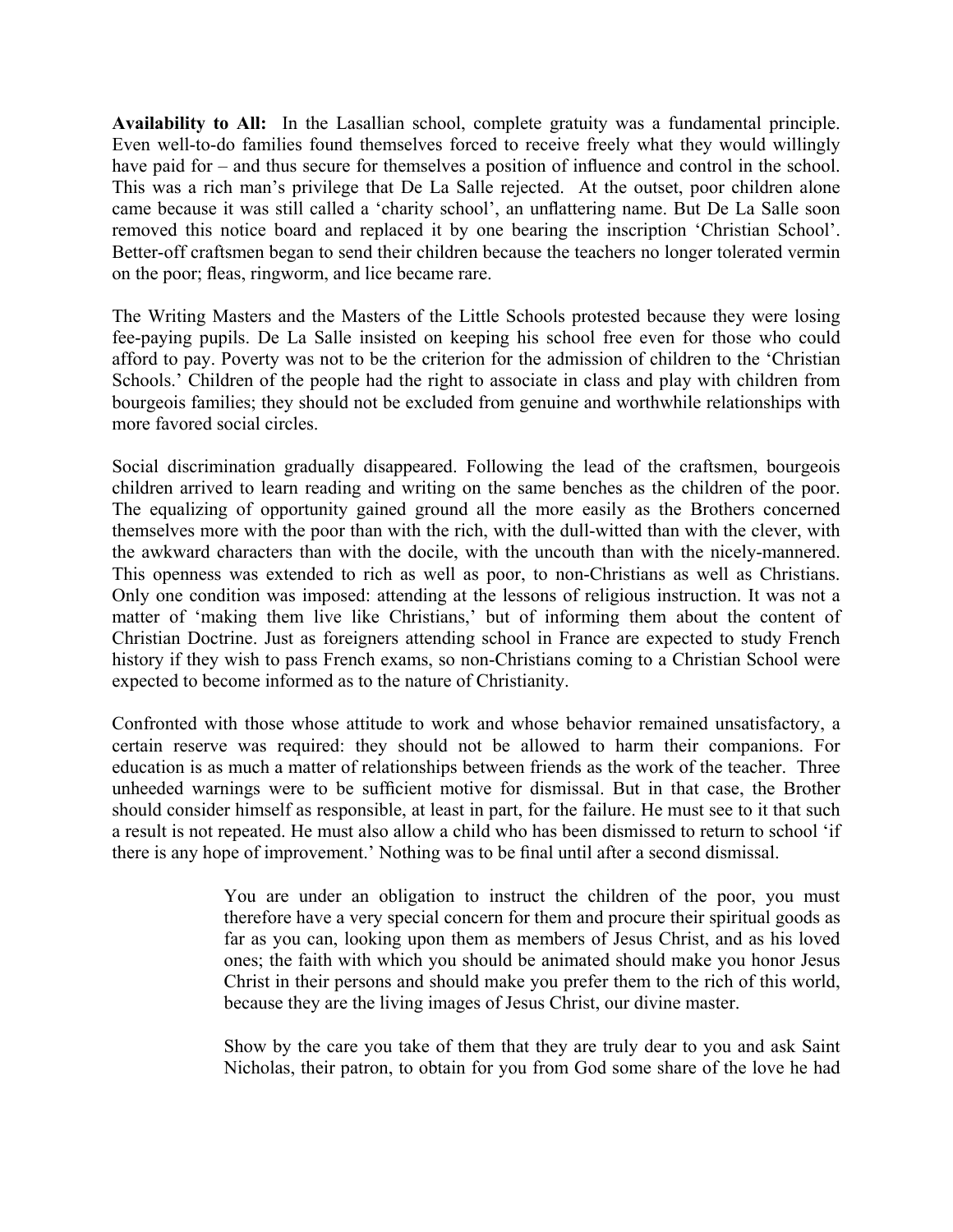**Availability to All:** In the Lasallian school, complete gratuity was a fundamental principle. Even well-to-do families found themselves forced to receive freely what they would willingly have paid for – and thus secure for themselves a position of influence and control in the school. This was a rich man's privilege that De La Salle rejected. At the outset, poor children alone came because it was still called a 'charity school', an unflattering name. But De La Salle soon removed this notice board and replaced it by one bearing the inscription 'Christian School'. Better-off craftsmen began to send their children because the teachers no longer tolerated vermin on the poor; fleas, ringworm, and lice became rare.

The Writing Masters and the Masters of the Little Schools protested because they were losing fee-paying pupils. De La Salle insisted on keeping his school free even for those who could afford to pay. Poverty was not to be the criterion for the admission of children to the 'Christian Schools.' Children of the people had the right to associate in class and play with children from bourgeois families; they should not be excluded from genuine and worthwhile relationships with more favored social circles.

Social discrimination gradually disappeared. Following the lead of the craftsmen, bourgeois children arrived to learn reading and writing on the same benches as the children of the poor. The equalizing of opportunity gained ground all the more easily as the Brothers concerned themselves more with the poor than with the rich, with the dull-witted than with the clever, with the awkward characters than with the docile, with the uncouth than with the nicely-mannered. This openness was extended to rich as well as poor, to non-Christians as well as Christians. Only one condition was imposed: attending at the lessons of religious instruction. It was not a matter of 'making them live like Christians,' but of informing them about the content of Christian Doctrine. Just as foreigners attending school in France are expected to study French history if they wish to pass French exams, so non-Christians coming to a Christian School were expected to become informed as to the nature of Christianity.

Confronted with those whose attitude to work and whose behavior remained unsatisfactory, a certain reserve was required: they should not be allowed to harm their companions. For education is as much a matter of relationships between friends as the work of the teacher. Three unheeded warnings were to be sufficient motive for dismissal. But in that case, the Brother should consider himself as responsible, at least in part, for the failure. He must see to it that such a result is not repeated. He must also allow a child who has been dismissed to return to school 'if there is any hope of improvement.' Nothing was to be final until after a second dismissal.

> You are under an obligation to instruct the children of the poor, you must therefore have a very special concern for them and procure their spiritual goods as far as you can, looking upon them as members of Jesus Christ, and as his loved ones; the faith with which you should be animated should make you honor Jesus Christ in their persons and should make you prefer them to the rich of this world, because they are the living images of Jesus Christ, our divine master.
>
> Show by the care you take of them that they are truly dear to you and ask Saint Nicholas, their patron, to obtain for you from God some share of the love he had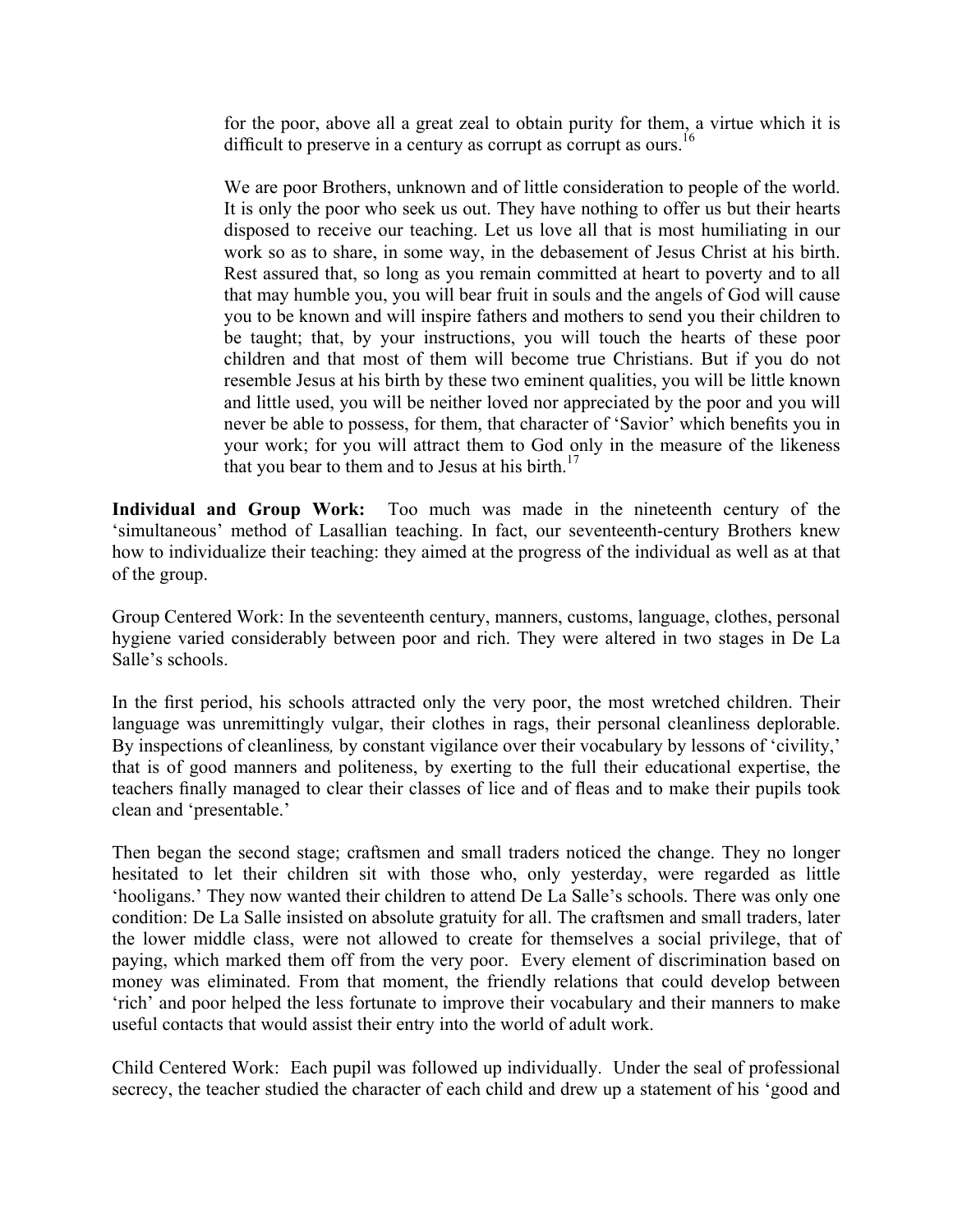> for the poor, above all a great zeal to obtain purity for them, a virtue which it is difficult to preserve in a century as corrupt as corrupt as ours.[16]
>
> We are poor Brothers, unknown and of little consideration to people of the world. It is only the poor who seek us out. They have nothing to offer us but their hearts disposed to receive our teaching. Let us love all that is most humiliating in our work so as to share, in some way, in the debasement of Jesus Christ at his birth. Rest assured that, so long as you remain committed at heart to poverty and to all that may humble you, you will bear fruit in souls and the angels of God will cause you to be known and will inspire fathers and mothers to send you their children to be taught; that, by your instructions, you will touch the hearts of these poor children and that most of them will become true Christians. But if you do not resemble Jesus at his birth by these two eminent qualities, you will be little known and little used, you will be neither loved nor appreciated by the poor and you will never be able to possess, for them, that character of 'Savior' which benefits you in your work; for you will attract them to God only in the measure of the likeness that you bear to them and to Jesus at his birth.[17]

**Individual and Group Work:** Too much was made in the nineteenth century of the 'simultaneous' method of Lasallian teaching. In fact, our seventeenth-century Brothers knew how to individualize their teaching: they aimed at the progress of the individual as well as at that of the group.

Group Centered Work: In the seventeenth century, manners, customs, language, clothes, personal hygiene varied considerably between poor and rich. They were altered in two stages in De La Salle's schools.

In the first period, his schools attracted only the very poor, the most wretched children. Their language was unremittingly vulgar, their clothes in rags, their personal cleanliness deplorable. By inspections of cleanliness, by constant vigilance over their vocabulary by lessons of 'civility,' that is of good manners and politeness, by exerting to the full their educational expertise, the teachers finally managed to clear their classes of lice and of fleas and to make their pupils took clean and 'presentable.'

Then began the second stage; craftsmen and small traders noticed the change. They no longer hesitated to let their children sit with those who, only yesterday, were regarded as little 'hooligans.' They now wanted their children to attend De La Salle's schools. There was only one condition: De La Salle insisted on absolute gratuity for all. The craftsmen and small traders, later the lower middle class, were not allowed to create for themselves a social privilege, that of paying, which marked them off from the very poor. Every element of discrimination based on money was eliminated. From that moment, the friendly relations that could develop between 'rich' and poor helped the less fortunate to improve their vocabulary and their manners to make useful contacts that would assist their entry into the world of adult work.

Child Centered Work: Each pupil was followed up individually. Under the seal of professional secrecy, the teacher studied the character of each child and drew up a statement of his 'good and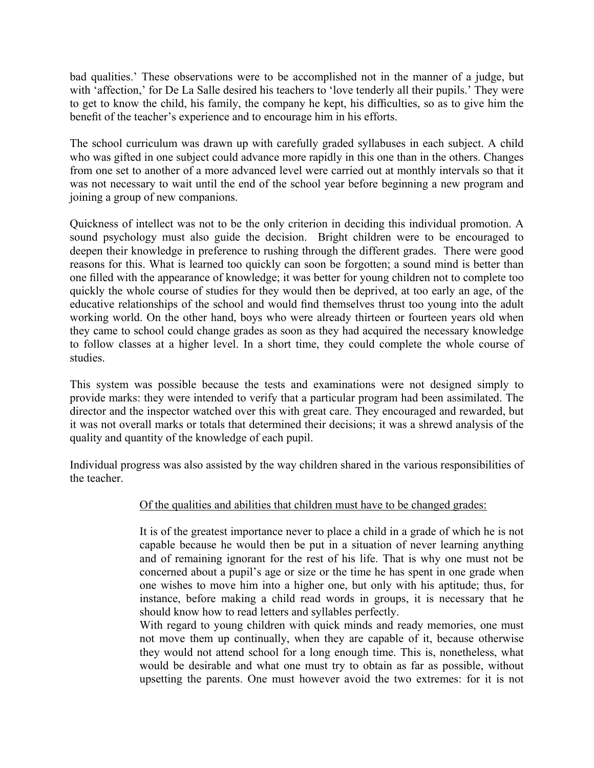bad qualities.' These observations were to be accomplished not in the manner of a judge, but with 'affection,' for De La Salle desired his teachers to 'love tenderly all their pupils.' They were to get to know the child, his family, the company he kept, his difficulties, so as to give him the benefit of the teacher's experience and to encourage him in his efforts.

The school curriculum was drawn up with carefully graded syllabuses in each subject. A child who was gifted in one subject could advance more rapidly in this one than in the others. Changes from one set to another of a more advanced level were carried out at monthly intervals so that it was not necessary to wait until the end of the school year before beginning a new program and joining a group of new companions.

Quickness of intellect was not to be the only criterion in deciding this individual promotion. A sound psychology must also guide the decision. Bright children were to be encouraged to deepen their knowledge in preference to rushing through the different grades. There were good reasons for this. What is learned too quickly can soon be forgotten; a sound mind is better than one filled with the appearance of knowledge; it was better for young children not to complete too quickly the whole course of studies for they would then be deprived, at too early an age, of the educative relationships of the school and would find themselves thrust too young into the adult working world. On the other hand, boys who were already thirteen or fourteen years old when they came to school could change grades as soon as they had acquired the necessary knowledge to follow classes at a higher level. In a short time, they could complete the whole course of studies.

This system was possible because the tests and examinations were not designed simply to provide marks: they were intended to verify that a particular program had been assimilated. The director and the inspector watched over this with great care. They encouraged and rewarded, but it was not overall marks or totals that determined their decisions; it was a shrewd analysis of the quality and quantity of the knowledge of each pupil.

Individual progress was also assisted by the way children shared in the various responsibilities of the teacher.

> <u>Of the qualities and abilities that children must have to be changed grades:</u>
>
> It is of the greatest importance never to place a child in a grade of which he is not capable because he would then be put in a situation of never learning anything and of remaining ignorant for the rest of his life. That is why one must not be concerned about a pupil's age or size or the time he has spent in one grade when one wishes to move him into a higher one, but only with his aptitude; thus, for instance, before making a child read words in groups, it is necessary that he should know how to read letters and syllables perfectly.
> With regard to young children with quick minds and ready memories, one must not move them up continually, when they are capable of it, because otherwise they would not attend school for a long enough time. This is, nonetheless, what would be desirable and what one must try to obtain as far as possible, without upsetting the parents. One must however avoid the two extremes: for it is not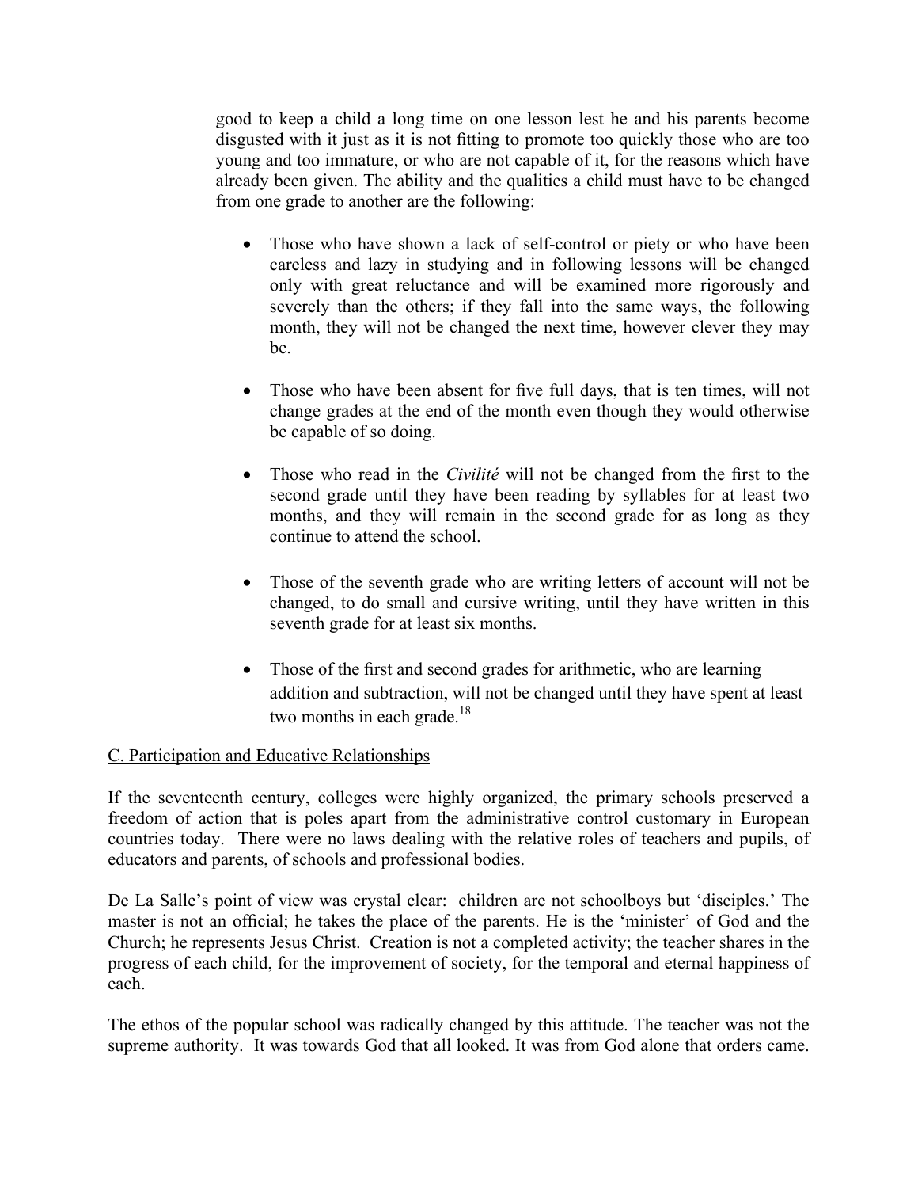good to keep a child a long time on one lesson lest he and his parents become disgusted with it just as it is not fitting to promote too quickly those who are too young and too immature, or who are not capable of it, for the reasons which have already been given. The ability and the qualities a child must have to be changed from one grade to another are the following:

- Those who have shown a lack of self-control or piety or who have been careless and lazy in studying and in following lessons will be changed only with great reluctance and will be examined more rigorously and severely than the others; if they fall into the same ways, the following month, they will not be changed the next time, however clever they may be.

- Those who have been absent for five full days, that is ten times, will not change grades at the end of the month even though they would otherwise be capable of so doing.

- Those who read in the *Civilité* will not be changed from the first to the second grade until they have been reading by syllables for at least two months, and they will remain in the second grade for as long as they continue to attend the school.

- Those of the seventh grade who are writing letters of account will not be changed, to do small and cursive writing, until they have written in this seventh grade for at least six months.

- Those of the first and second grades for arithmetic, who are learning addition and subtraction, will not be changed until they have spent at least two months in each grade.[18]

C. Participation and Educative Relationships

If the seventeenth century, colleges were highly organized, the primary schools preserved a freedom of action that is poles apart from the administrative control customary in European countries today. There were no laws dealing with the relative roles of teachers and pupils, of educators and parents, of schools and professional bodies.

De La Salle's point of view was crystal clear: children are not schoolboys but 'disciples.' The master is not an official; he takes the place of the parents. He is the 'minister' of God and the Church; he represents Jesus Christ. Creation is not a completed activity; the teacher shares in the progress of each child, for the improvement of society, for the temporal and eternal happiness of each.

The ethos of the popular school was radically changed by this attitude. The teacher was not the supreme authority. It was towards God that all looked. It was from God alone that orders came.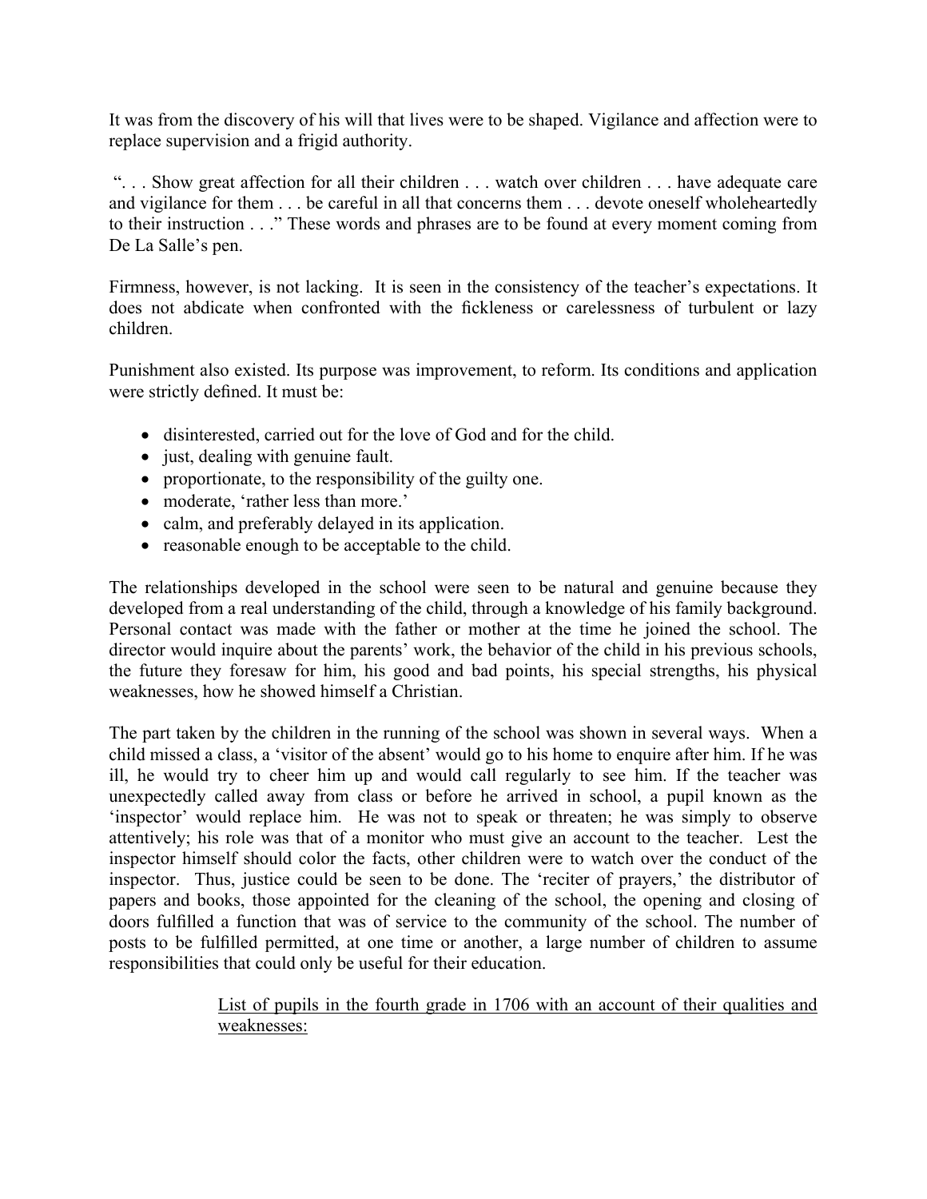It was from the discovery of his will that lives were to be shaped. Vigilance and affection were to replace supervision and a frigid authority.

". . . Show great affection for all their children . . . watch over children . . . have adequate care and vigilance for them . . . be careful in all that concerns them . . . devote oneself wholeheartedly to their instruction . . ." These words and phrases are to be found at every moment coming from De La Salle's pen.

Firmness, however, is not lacking. It is seen in the consistency of the teacher's expectations. It does not abdicate when confronted with the fickleness or carelessness of turbulent or lazy children.

Punishment also existed. Its purpose was improvement, to reform. Its conditions and application were strictly defined. It must be:

- disinterested, carried out for the love of God and for the child.
- just, dealing with genuine fault.
- proportionate, to the responsibility of the guilty one.
- moderate, 'rather less than more.'
- calm, and preferably delayed in its application.
- reasonable enough to be acceptable to the child.

The relationships developed in the school were seen to be natural and genuine because they developed from a real understanding of the child, through a knowledge of his family background. Personal contact was made with the father or mother at the time he joined the school. The director would inquire about the parents' work, the behavior of the child in his previous schools, the future they foresaw for him, his good and bad points, his special strengths, his physical weaknesses, how he showed himself a Christian.

The part taken by the children in the running of the school was shown in several ways. When a child missed a class, a 'visitor of the absent' would go to his home to enquire after him. If he was ill, he would try to cheer him up and would call regularly to see him. If the teacher was unexpectedly called away from class or before he arrived in school, a pupil known as the 'inspector' would replace him. He was not to speak or threaten; he was simply to observe attentively; his role was that of a monitor who must give an account to the teacher. Lest the inspector himself should color the facts, other children were to watch over the conduct of the inspector. Thus, justice could be seen to be done. The 'reciter of prayers,' the distributor of papers and books, those appointed for the cleaning of the school, the opening and closing of doors fulfilled a function that was of service to the community of the school. The number of posts to be fulfilled permitted, at one time or another, a large number of children to assume responsibilities that could only be useful for their education.

<u>List of pupils in the fourth grade in 1706 with an account of their qualities and weaknesses:</u>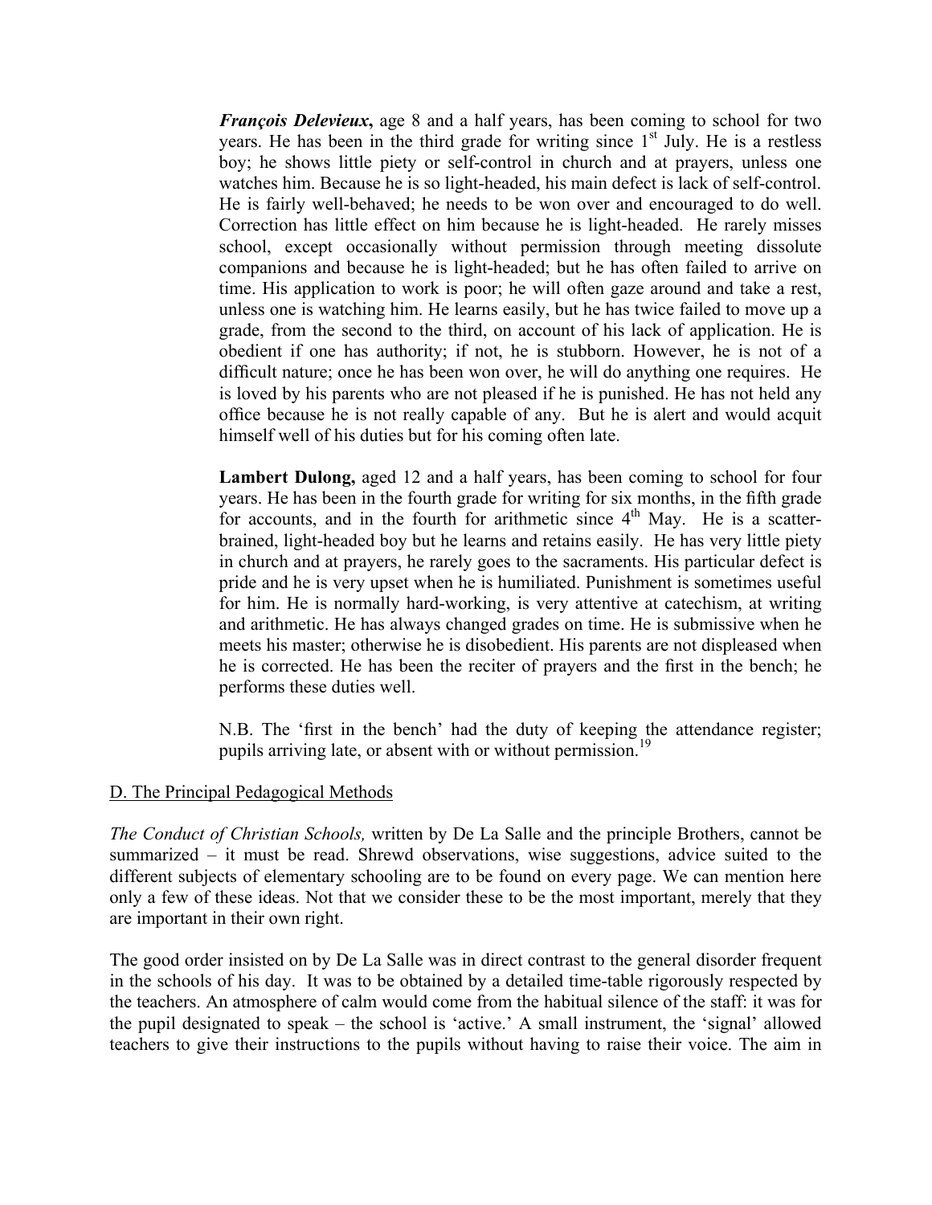***François Delevieux*, ** age 8 and a half years, has been coming to school for two years. He has been in the third grade for writing since 1st July. He is a restless boy; he shows little piety or self-control in church and at prayers, unless one watches him. Because he is so light-headed, his main defect is lack of self-control. He is fairly well-behaved; he needs to be won over and encouraged to do well. Correction has little effect on him because he is light-headed. He rarely misses school, except occasionally without permission through meeting dissolute companions and because he is light-headed; but he has often failed to arrive on time. His application to work is poor; he will often gaze around and take a rest, unless one is watching him. He learns easily, but he has twice failed to move up a grade, from the second to the third, on account of his lack of application. He is obedient if one has authority; if not, he is stubborn. However, he is not of a difficult nature; once he has been won over, he will do anything one requires. He is loved by his parents who are not pleased if he is punished. He has not held any office because he is not really capable of any. But he is alert and would acquit himself well of his duties but for his coming often late.

**Lambert Dulong,** aged 12 and a half years, has been coming to school for four years. He has been in the fourth grade for writing for six months, in the fifth grade for accounts, and in the fourth for arithmetic since 4th May. He is a scatter-brained, light-headed boy but he learns and retains easily. He has very little piety in church and at prayers, he rarely goes to the sacraments. His particular defect is pride and he is very upset when he is humiliated. Punishment is sometimes useful for him. He is normally hard-working, is very attentive at catechism, at writing and arithmetic. He has always changed grades on time. He is submissive when he meets his master; otherwise he is disobedient. His parents are not displeased when he is corrected. He has been the reciter of prayers and the first in the bench; he performs these duties well.

N.B. The 'first in the bench' had the duty of keeping the attendance register; pupils arriving late, or absent with or without permission.[19]

D. The Principal Pedagogical Methods

*The Conduct of Christian Schools,* written by De La Salle and the principle Brothers, cannot be summarized – it must be read. Shrewd observations, wise suggestions, advice suited to the different subjects of elementary schooling are to be found on every page. We can mention here only a few of these ideas. Not that we consider these to be the most important, merely that they are important in their own right.

The good order insisted on by De La Salle was in direct contrast to the general disorder frequent in the schools of his day. It was to be obtained by a detailed time-table rigorously respected by the teachers. An atmosphere of calm would come from the habitual silence of the staff: it was for the pupil designated to speak – the school is 'active.' A small instrument, the 'signal' allowed teachers to give their instructions to the pupils without having to raise their voice. The aim in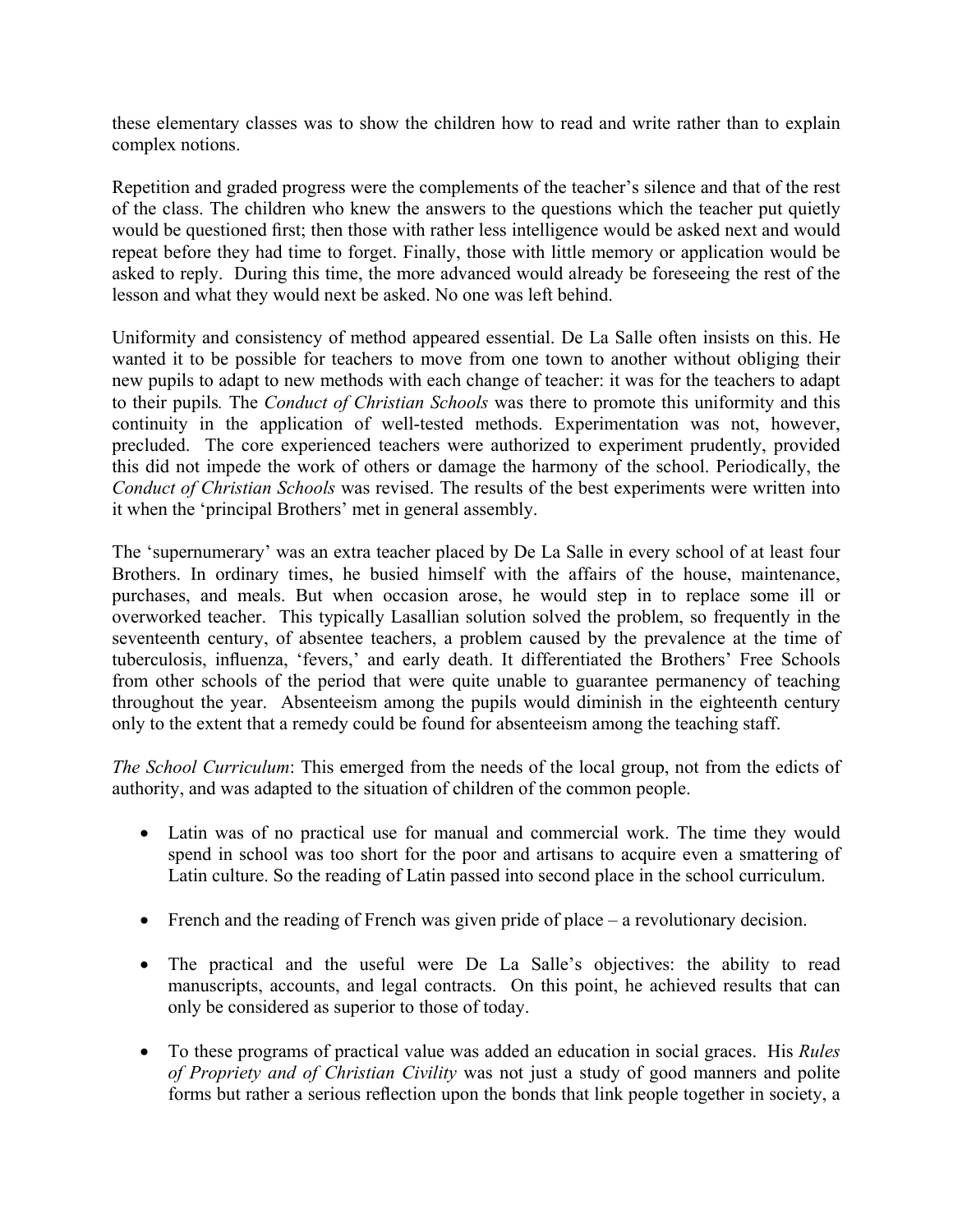these elementary classes was to show the children how to read and write rather than to explain complex notions.

Repetition and graded progress were the complements of the teacher's silence and that of the rest of the class. The children who knew the answers to the questions which the teacher put quietly would be questioned first; then those with rather less intelligence would be asked next and would repeat before they had time to forget. Finally, those with little memory or application would be asked to reply. During this time, the more advanced would already be foreseeing the rest of the lesson and what they would next be asked. No one was left behind.

Uniformity and consistency of method appeared essential. De La Salle often insists on this. He wanted it to be possible for teachers to move from one town to another without obliging their new pupils to adapt to new methods with each change of teacher: it was for the teachers to adapt to their pupils. The *Conduct of Christian Schools* was there to promote this uniformity and this continuity in the application of well-tested methods. Experimentation was not, however, precluded. The core experienced teachers were authorized to experiment prudently, provided this did not impede the work of others or damage the harmony of the school. Periodically, the *Conduct of Christian Schools* was revised. The results of the best experiments were written into it when the 'principal Brothers' met in general assembly.

The 'supernumerary' was an extra teacher placed by De La Salle in every school of at least four Brothers. In ordinary times, he busied himself with the affairs of the house, maintenance, purchases, and meals. But when occasion arose, he would step in to replace some ill or overworked teacher. This typically Lasallian solution solved the problem, so frequently in the seventeenth century, of absentee teachers, a problem caused by the prevalence at the time of tuberculosis, influenza, 'fevers,' and early death. It differentiated the Brothers' Free Schools from other schools of the period that were quite unable to guarantee permanency of teaching throughout the year. Absenteeism among the pupils would diminish in the eighteenth century only to the extent that a remedy could be found for absenteeism among the teaching staff.

*The School Curriculum*: This emerged from the needs of the local group, not from the edicts of authority, and was adapted to the situation of children of the common people.

- Latin was of no practical use for manual and commercial work. The time they would spend in school was too short for the poor and artisans to acquire even a smattering of Latin culture. So the reading of Latin passed into second place in the school curriculum.

- French and the reading of French was given pride of place – a revolutionary decision.

- The practical and the useful were De La Salle's objectives: the ability to read manuscripts, accounts, and legal contracts. On this point, he achieved results that can only be considered as superior to those of today.

- To these programs of practical value was added an education in social graces. His *Rules of Propriety and of Christian Civility* was not just a study of good manners and polite forms but rather a serious reflection upon the bonds that link people together in society, a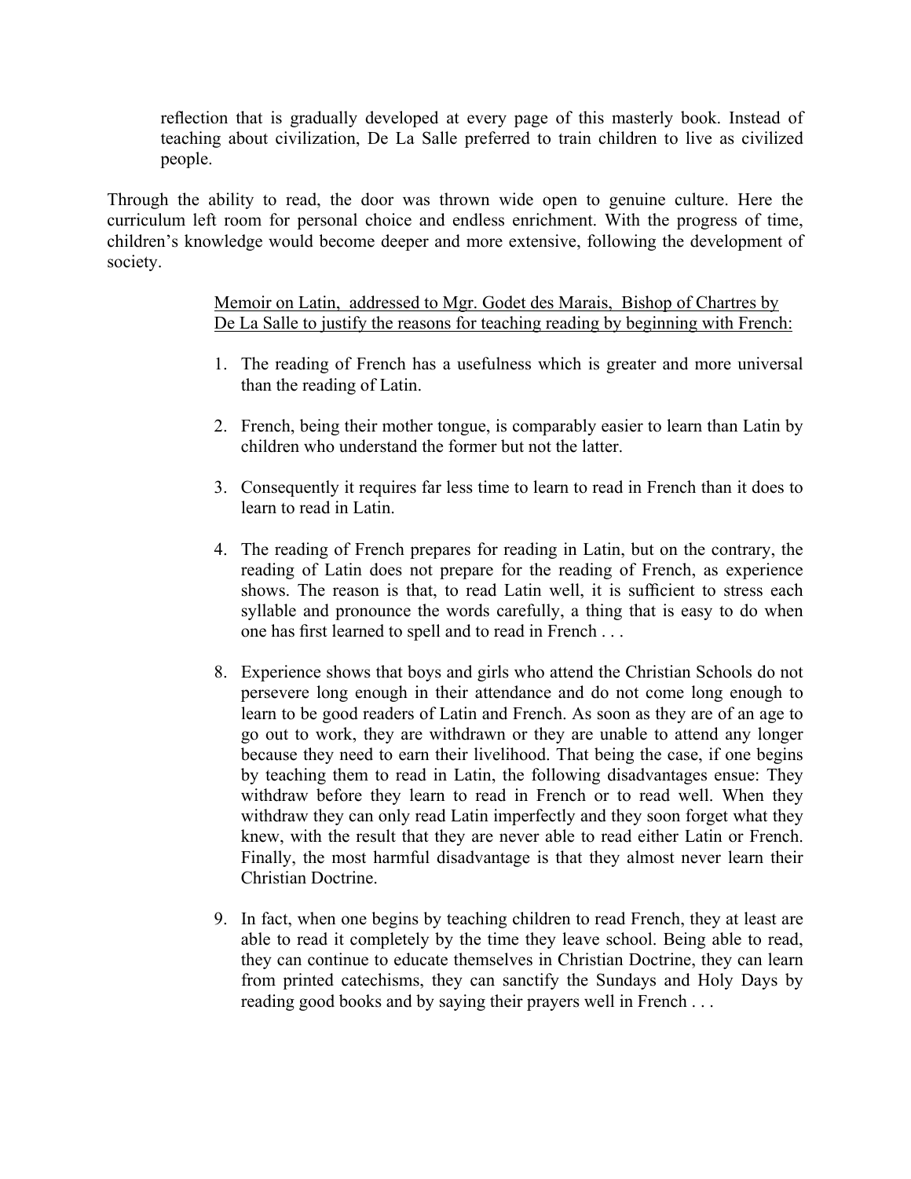> reflection that is gradually developed at every page of this masterly book. Instead of teaching about civilization, De La Salle preferred to train children to live as civilized people.

Through the ability to read, the door was thrown wide open to genuine culture. Here the curriculum left room for personal choice and endless enrichment. With the progress of time, children's knowledge would become deeper and more extensive, following the development of society.

> <u>Memoir on Latin, addressed to Mgr. Godet des Marais, Bishop of Chartres by De La Salle to justify the reasons for teaching reading by beginning with French:</u>
>
> 1. The reading of French has a usefulness which is greater and more universal than the reading of Latin.
>
> 2. French, being their mother tongue, is comparably easier to learn than Latin by children who understand the former but not the latter.
>
> 3. Consequently it requires far less time to learn to read in French than it does to learn to read in Latin.
>
> 4. The reading of French prepares for reading in Latin, but on the contrary, the reading of Latin does not prepare for the reading of French, as experience shows. The reason is that, to read Latin well, it is sufficient to stress each syllable and pronounce the words carefully, a thing that is easy to do when one has first learned to spell and to read in French . . .
>
> 8. Experience shows that boys and girls who attend the Christian Schools do not persevere long enough in their attendance and do not come long enough to learn to be good readers of Latin and French. As soon as they are of an age to go out to work, they are withdrawn or they are unable to attend any longer because they need to earn their livelihood. That being the case, if one begins by teaching them to read in Latin, the following disadvantages ensue: They withdraw before they learn to read in French or to read well. When they withdraw they can only read Latin imperfectly and they soon forget what they knew, with the result that they are never able to read either Latin or French. Finally, the most harmful disadvantage is that they almost never learn their Christian Doctrine.
>
> 9. In fact, when one begins by teaching children to read French, they at least are able to read it completely by the time they leave school. Being able to read, they can continue to educate themselves in Christian Doctrine, they can learn from printed catechisms, they can sanctify the Sundays and Holy Days by reading good books and by saying their prayers well in French . . .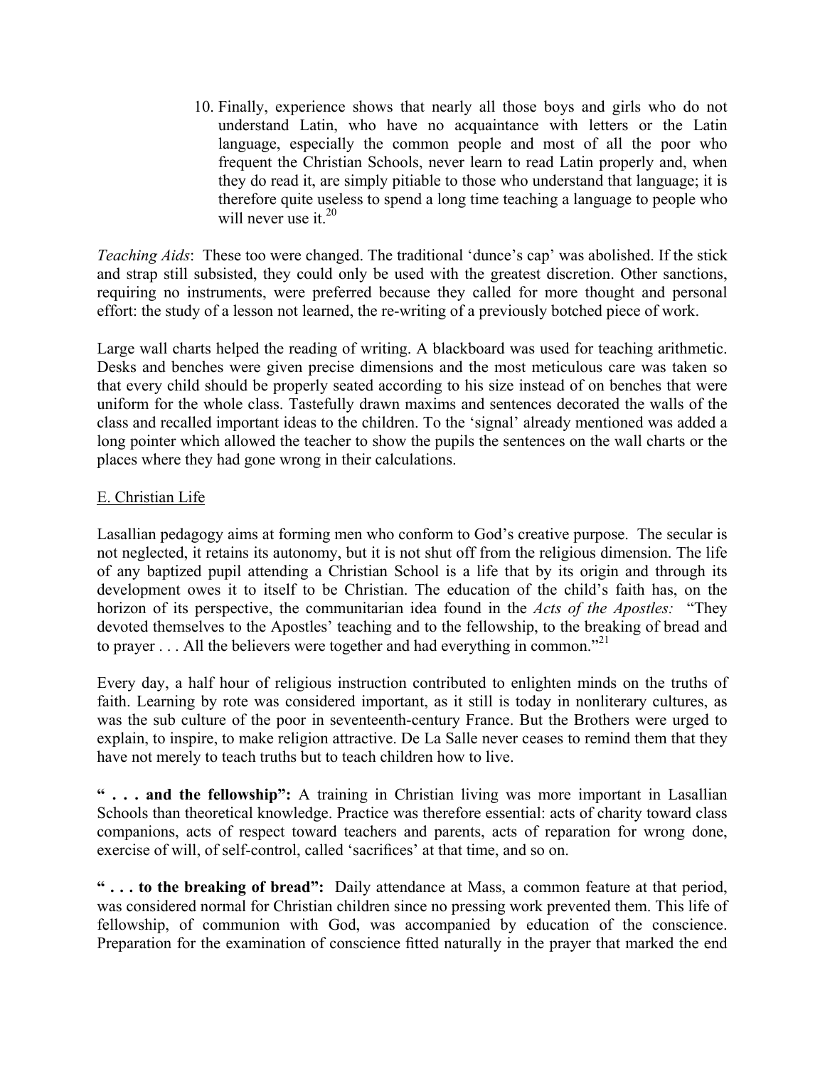10. Finally, experience shows that nearly all those boys and girls who do not understand Latin, who have no acquaintance with letters or the Latin language, especially the common people and most of all the poor who frequent the Christian Schools, never learn to read Latin properly and, when they do read it, are simply pitiable to those who understand that language; it is therefore quite useless to spend a long time teaching a language to people who will never use it.[20]

*Teaching Aids*: These too were changed. The traditional 'dunce's cap' was abolished. If the stick and strap still subsisted, they could only be used with the greatest discretion. Other sanctions, requiring no instruments, were preferred because they called for more thought and personal effort: the study of a lesson not learned, the re-writing of a previously botched piece of work.

Large wall charts helped the reading of writing. A blackboard was used for teaching arithmetic. Desks and benches were given precise dimensions and the most meticulous care was taken so that every child should be properly seated according to his size instead of on benches that were uniform for the whole class. Tastefully drawn maxims and sentences decorated the walls of the class and recalled important ideas to the children. To the 'signal' already mentioned was added a long pointer which allowed the teacher to show the pupils the sentences on the wall charts or the places where they had gone wrong in their calculations.

<u>E. Christian Life</u>

Lasallian pedagogy aims at forming men who conform to God's creative purpose. The secular is not neglected, it retains its autonomy, but it is not shut off from the religious dimension. The life of any baptized pupil attending a Christian School is a life that by its origin and through its development owes it to itself to be Christian. The education of the child's faith has, on the horizon of its perspective, the communitarian idea found in the *Acts of the Apostles:* "They devoted themselves to the Apostles' teaching and to the fellowship, to the breaking of bread and to prayer . . . All the believers were together and had everything in common."[21]

Every day, a half hour of religious instruction contributed to enlighten minds on the truths of faith. Learning by rote was considered important, as it still is today in nonliterary cultures, as was the sub culture of the poor in seventeenth-century France. But the Brothers were urged to explain, to inspire, to make religion attractive. De La Salle never ceases to remind them that they have not merely to teach truths but to teach children how to live.

**" . . . and the fellowship":** A training in Christian living was more important in Lasallian Schools than theoretical knowledge. Practice was therefore essential: acts of charity toward class companions, acts of respect toward teachers and parents, acts of reparation for wrong done, exercise of will, of self-control, called 'sacrifices' at that time, and so on.

**" . . . to the breaking of bread":** Daily attendance at Mass, a common feature at that period, was considered normal for Christian children since no pressing work prevented them. This life of fellowship, of communion with God, was accompanied by education of the conscience. Preparation for the examination of conscience fitted naturally in the prayer that marked the end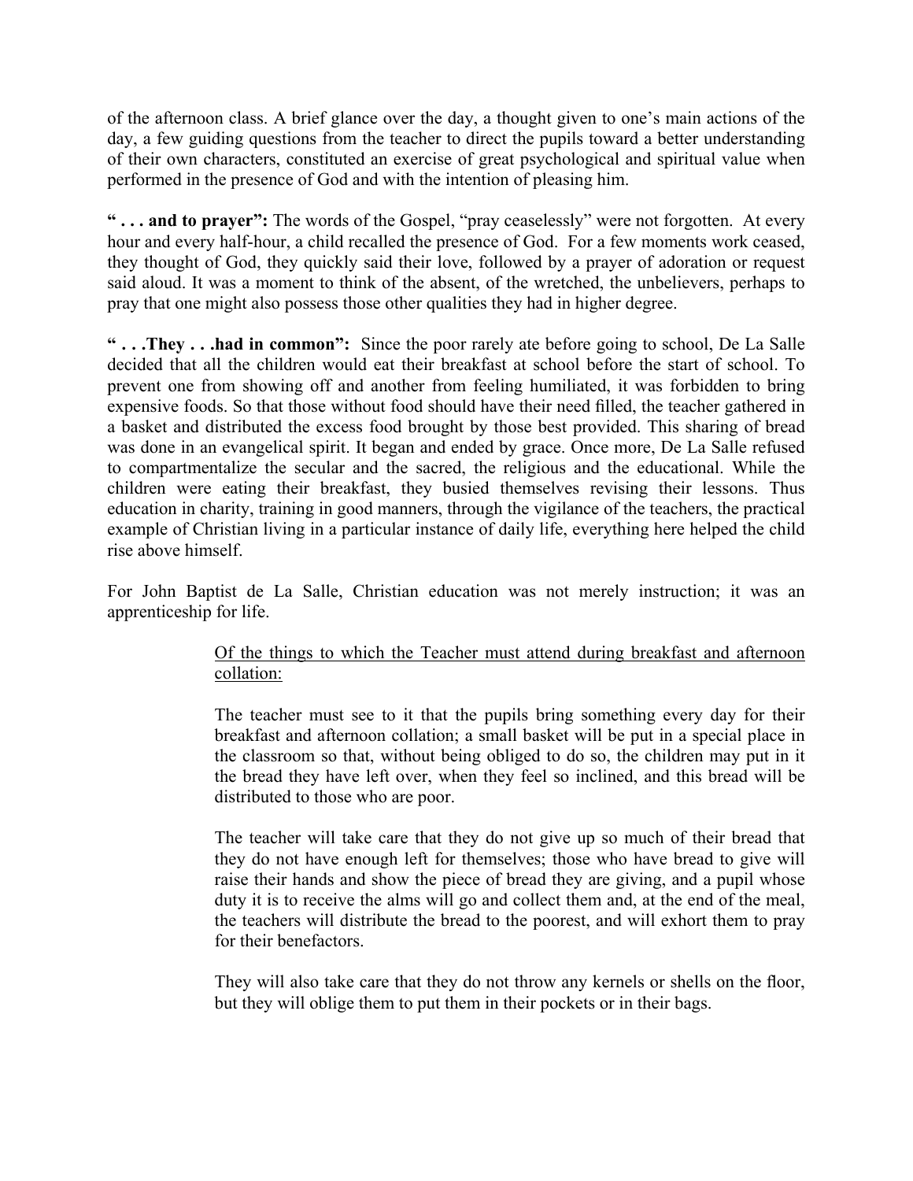of the afternoon class. A brief glance over the day, a thought given to one's main actions of the day, a few guiding questions from the teacher to direct the pupils toward a better understanding of their own characters, constituted an exercise of great psychological and spiritual value when performed in the presence of God and with the intention of pleasing him.

**" . . . and to prayer":** The words of the Gospel, "pray ceaselessly" were not forgotten. At every hour and every half-hour, a child recalled the presence of God. For a few moments work ceased, they thought of God, they quickly said their love, followed by a prayer of adoration or request said aloud. It was a moment to think of the absent, of the wretched, the unbelievers, perhaps to pray that one might also possess those other qualities they had in higher degree.

**" . . .They . . .had in common":** Since the poor rarely ate before going to school, De La Salle decided that all the children would eat their breakfast at school before the start of school. To prevent one from showing off and another from feeling humiliated, it was forbidden to bring expensive foods. So that those without food should have their need filled, the teacher gathered in a basket and distributed the excess food brought by those best provided. This sharing of bread was done in an evangelical spirit. It began and ended by grace. Once more, De La Salle refused to compartmentalize the secular and the sacred, the religious and the educational. While the children were eating their breakfast, they busied themselves revising their lessons. Thus education in charity, training in good manners, through the vigilance of the teachers, the practical example of Christian living in a particular instance of daily life, everything here helped the child rise above himself.

For John Baptist de La Salle, Christian education was not merely instruction; it was an apprenticeship for life.

> <u>Of the things to which the Teacher must attend during breakfast and afternoon collation:</u>
>
> The teacher must see to it that the pupils bring something every day for their breakfast and afternoon collation; a small basket will be put in a special place in the classroom so that, without being obliged to do so, the children may put in it the bread they have left over, when they feel so inclined, and this bread will be distributed to those who are poor.
>
> The teacher will take care that they do not give up so much of their bread that they do not have enough left for themselves; those who have bread to give will raise their hands and show the piece of bread they are giving, and a pupil whose duty it is to receive the alms will go and collect them and, at the end of the meal, the teachers will distribute the bread to the poorest, and will exhort them to pray for their benefactors.
>
> They will also take care that they do not throw any kernels or shells on the floor, but they will oblige them to put them in their pockets or in their bags.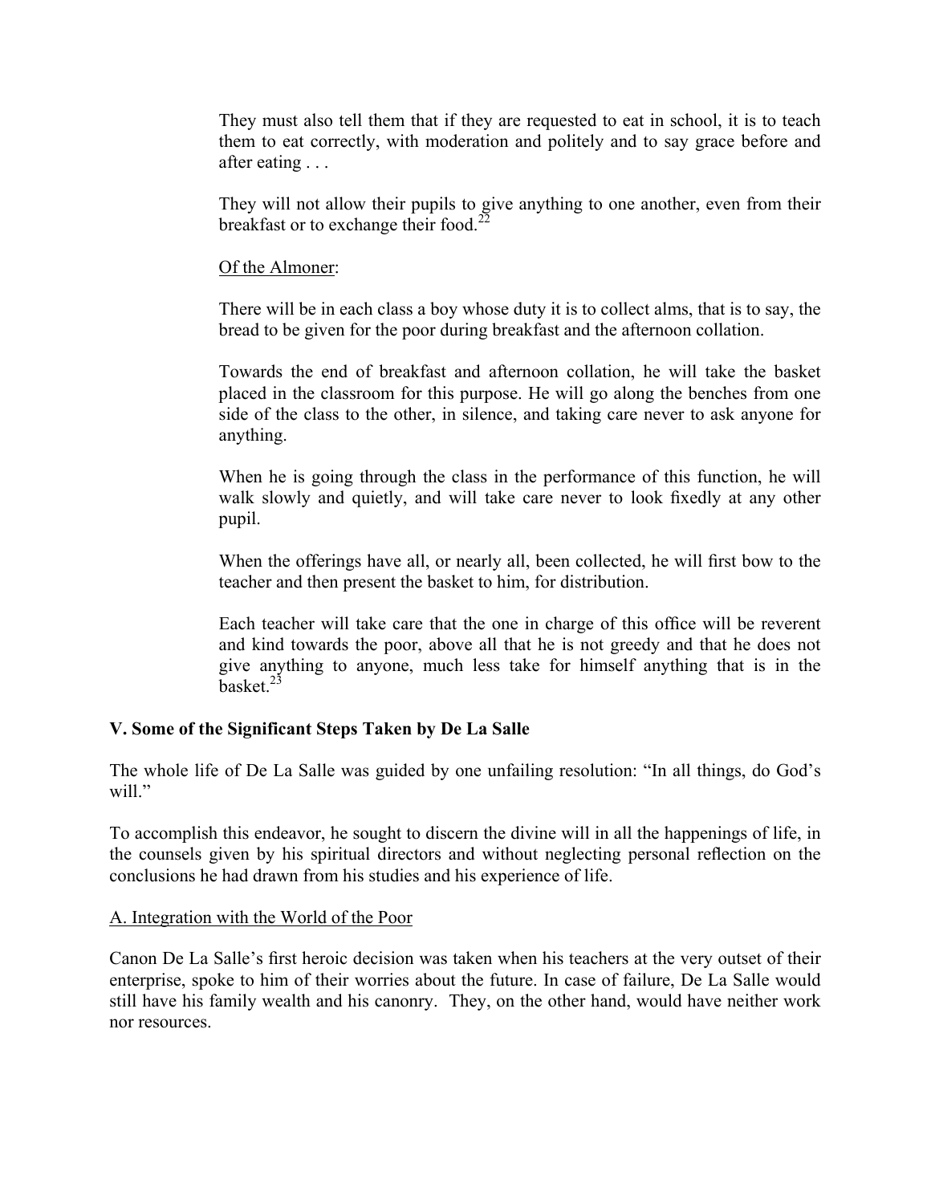They must also tell them that if they are requested to eat in school, it is to teach them to eat correctly, with moderation and politely and to say grace before and after eating . . .

They will not allow their pupils to give anything to one another, even from their breakfast or to exchange their food.[22]

<u>Of the Almoner</u>:

There will be in each class a boy whose duty it is to collect alms, that is to say, the bread to be given for the poor during breakfast and the afternoon collation.

Towards the end of breakfast and afternoon collation, he will take the basket placed in the classroom for this purpose. He will go along the benches from one side of the class to the other, in silence, and taking care never to ask anyone for anything.

When he is going through the class in the performance of this function, he will walk slowly and quietly, and will take care never to look fixedly at any other pupil.

When the offerings have all, or nearly all, been collected, he will first bow to the teacher and then present the basket to him, for distribution.

Each teacher will take care that the one in charge of this office will be reverent and kind towards the poor, above all that he is not greedy and that he does not give anything to anyone, much less take for himself anything that is in the basket.[23]

### V. Some of the Significant Steps Taken by De La Salle

The whole life of De La Salle was guided by one unfailing resolution: "In all things, do God's will."

To accomplish this endeavor, he sought to discern the divine will in all the happenings of life, in the counsels given by his spiritual directors and without neglecting personal reflection on the conclusions he had drawn from his studies and his experience of life.

<u>A. Integration with the World of the Poor</u>

Canon De La Salle's first heroic decision was taken when his teachers at the very outset of their enterprise, spoke to him of their worries about the future. In case of failure, De La Salle would still have his family wealth and his canonry. They, on the other hand, would have neither work nor resources.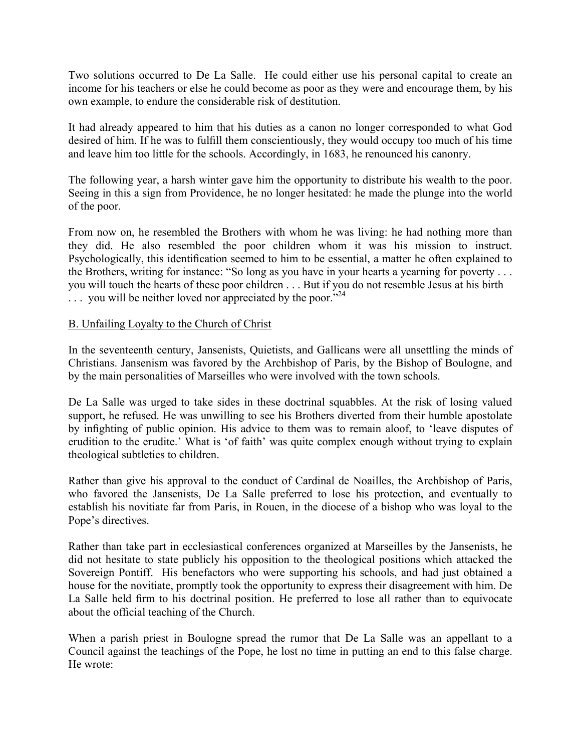Two solutions occurred to De La Salle. He could either use his personal capital to create an income for his teachers or else he could become as poor as they were and encourage them, by his own example, to endure the considerable risk of destitution.

It had already appeared to him that his duties as a canon no longer corresponded to what God desired of him. If he was to fulfill them conscientiously, they would occupy too much of his time and leave him too little for the schools. Accordingly, in 1683, he renounced his canonry.

The following year, a harsh winter gave him the opportunity to distribute his wealth to the poor. Seeing in this a sign from Providence, he no longer hesitated: he made the plunge into the world of the poor.

From now on, he resembled the Brothers with whom he was living: he had nothing more than they did. He also resembled the poor children whom it was his mission to instruct. Psychologically, this identification seemed to him to be essential, a matter he often explained to the Brothers, writing for instance: "So long as you have in your hearts a yearning for poverty . . . you will touch the hearts of these poor children . . . But if you do not resemble Jesus at his birth . . . you will be neither loved nor appreciated by the poor."[24]

<u>B. Unfailing Loyalty to the Church of Christ</u>

In the seventeenth century, Jansenists, Quietists, and Gallicans were all unsettling the minds of Christians. Jansenism was favored by the Archbishop of Paris, by the Bishop of Boulogne, and by the main personalities of Marseilles who were involved with the town schools.

De La Salle was urged to take sides in these doctrinal squabbles. At the risk of losing valued support, he refused. He was unwilling to see his Brothers diverted from their humble apostolate by infighting of public opinion. His advice to them was to remain aloof, to 'leave disputes of erudition to the erudite.' What is 'of faith' was quite complex enough without trying to explain theological subtleties to children.

Rather than give his approval to the conduct of Cardinal de Noailles, the Archbishop of Paris, who favored the Jansenists, De La Salle preferred to lose his protection, and eventually to establish his novitiate far from Paris, in Rouen, in the diocese of a bishop who was loyal to the Pope's directives.

Rather than take part in ecclesiastical conferences organized at Marseilles by the Jansenists, he did not hesitate to state publicly his opposition to the theological positions which attacked the Sovereign Pontiff. His benefactors who were supporting his schools, and had just obtained a house for the novitiate, promptly took the opportunity to express their disagreement with him. De La Salle held firm to his doctrinal position. He preferred to lose all rather than to equivocate about the official teaching of the Church.

When a parish priest in Boulogne spread the rumor that De La Salle was an appellant to a Council against the teachings of the Pope, he lost no time in putting an end to this false charge. He wrote: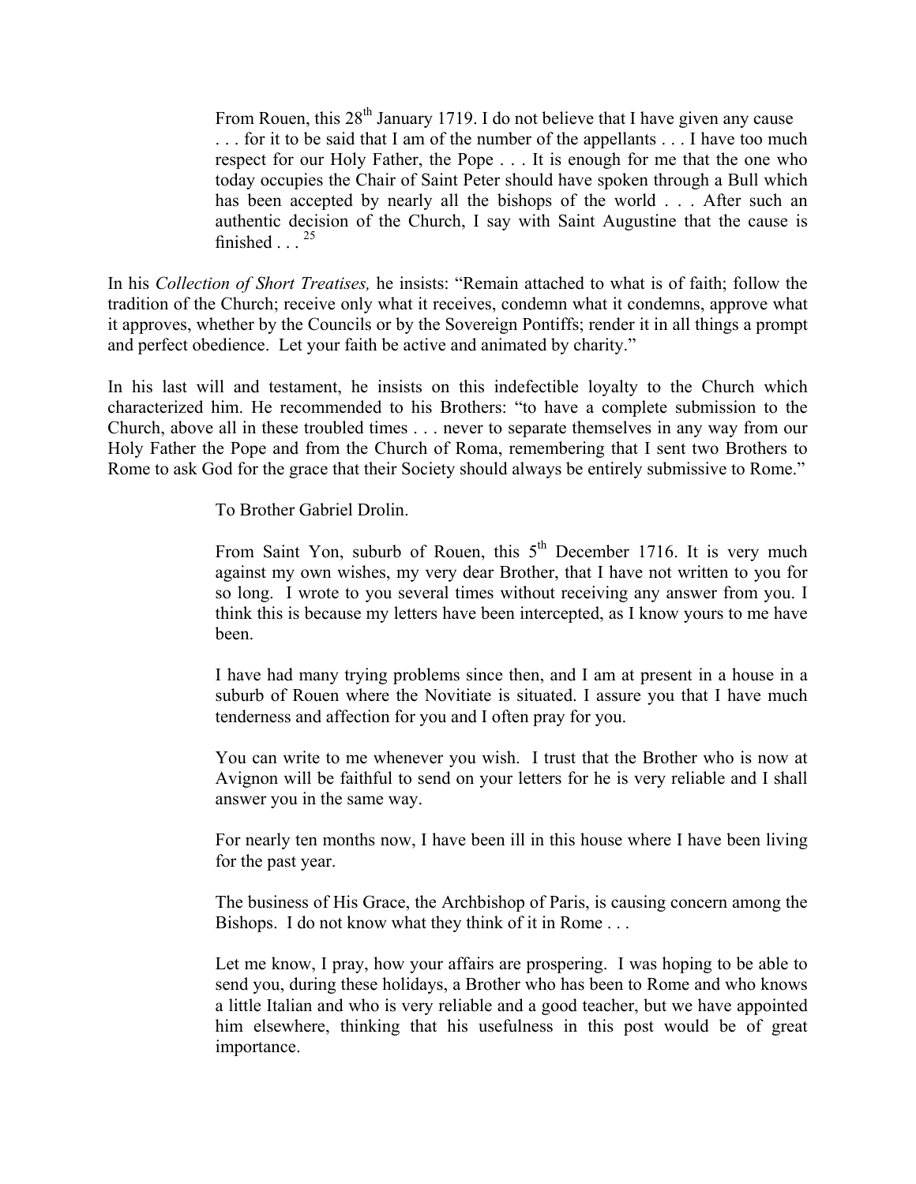> From Rouen, this 28th January 1719. I do not believe that I have given any cause . . . for it to be said that I am of the number of the appellants . . . I have too much respect for our Holy Father, the Pope . . . It is enough for me that the one who today occupies the Chair of Saint Peter should have spoken through a Bull which has been accepted by nearly all the bishops of the world . . . After such an authentic decision of the Church, I say with Saint Augustine that the cause is finished . . . [25]

In his *Collection of Short Treatises,* he insists: "Remain attached to what is of faith; follow the tradition of the Church; receive only what it receives, condemn what it condemns, approve what it approves, whether by the Councils or by the Sovereign Pontiffs; render it in all things a prompt and perfect obedience. Let your faith be active and animated by charity."

In his last will and testament, he insists on this indefectible loyalty to the Church which characterized him. He recommended to his Brothers: "to have a complete submission to the Church, above all in these troubled times . . . never to separate themselves in any way from our Holy Father the Pope and from the Church of Roma, remembering that I sent two Brothers to Rome to ask God for the grace that their Society should always be entirely submissive to Rome."

> To Brother Gabriel Drolin.
>
> From Saint Yon, suburb of Rouen, this 5th December 1716. It is very much against my own wishes, my very dear Brother, that I have not written to you for so long. I wrote to you several times without receiving any answer from you. I think this is because my letters have been intercepted, as I know yours to me have been.
>
> I have had many trying problems since then, and I am at present in a house in a suburb of Rouen where the Novitiate is situated. I assure you that I have much tenderness and affection for you and I often pray for you.
>
> You can write to me whenever you wish. I trust that the Brother who is now at Avignon will be faithful to send on your letters for he is very reliable and I shall answer you in the same way.
>
> For nearly ten months now, I have been ill in this house where I have been living for the past year.
>
> The business of His Grace, the Archbishop of Paris, is causing concern among the Bishops. I do not know what they think of it in Rome . . .
>
> Let me know, I pray, how your affairs are prospering. I was hoping to be able to send you, during these holidays, a Brother who has been to Rome and who knows a little Italian and who is very reliable and a good teacher, but we have appointed him elsewhere, thinking that his usefulness in this post would be of great importance.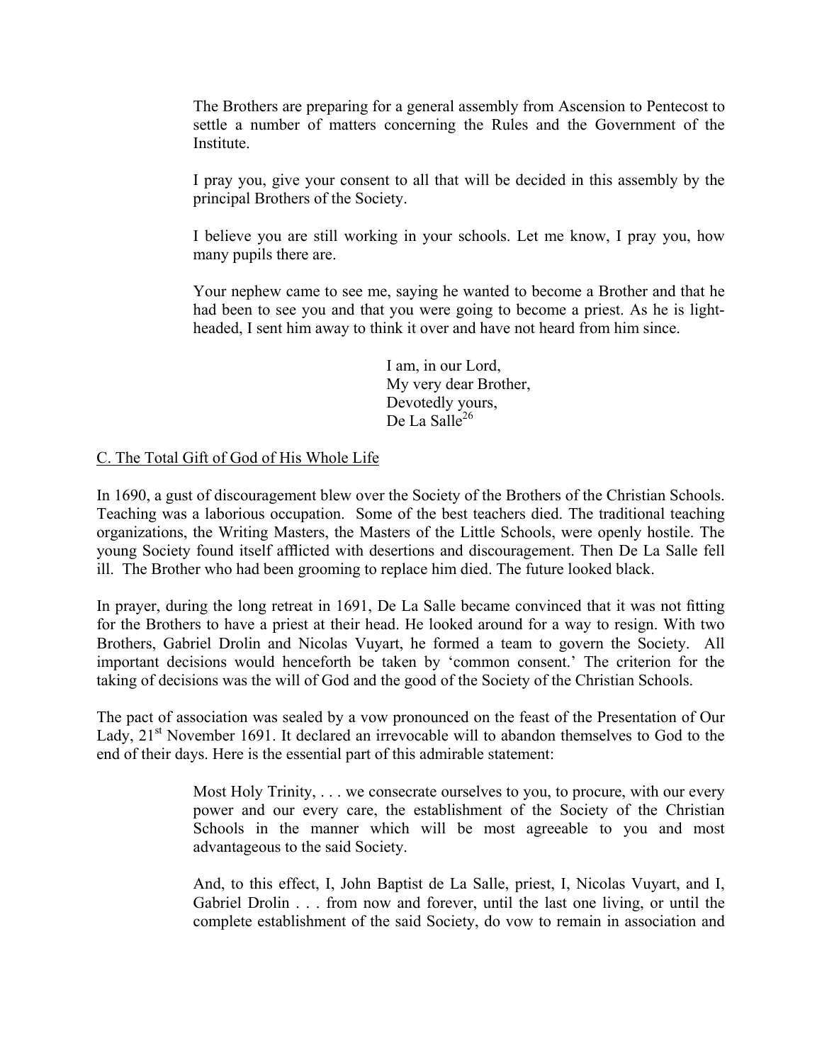> The Brothers are preparing for a general assembly from Ascension to Pentecost to settle a number of matters concerning the Rules and the Government of the Institute.
>
> I pray you, give your consent to all that will be decided in this assembly by the principal Brothers of the Society.
>
> I believe you are still working in your schools. Let me know, I pray you, how many pupils there are.
>
> Your nephew came to see me, saying he wanted to become a Brother and that he had been to see you and that you were going to become a priest. As he is light-headed, I sent him away to think it over and have not heard from him since.
>
> I am, in our Lord,
> My very dear Brother,
> Devotedly yours,
> De La Salle[26]

C. The Total Gift of God of His Whole Life

In 1690, a gust of discouragement blew over the Society of the Brothers of the Christian Schools. Teaching was a laborious occupation. Some of the best teachers died. The traditional teaching organizations, the Writing Masters, the Masters of the Little Schools, were openly hostile. The young Society found itself afflicted with desertions and discouragement. Then De La Salle fell ill. The Brother who had been grooming to replace him died. The future looked black.

In prayer, during the long retreat in 1691, De La Salle became convinced that it was not fitting for the Brothers to have a priest at their head. He looked around for a way to resign. With two Brothers, Gabriel Drolin and Nicolas Vuyart, he formed a team to govern the Society. All important decisions would henceforth be taken by 'common consent.' The criterion for the taking of decisions was the will of God and the good of the Society of the Christian Schools.

The pact of association was sealed by a vow pronounced on the feast of the Presentation of Our Lady, 21st November 1691. It declared an irrevocable will to abandon themselves to God to the end of their days. Here is the essential part of this admirable statement:

> Most Holy Trinity, . . . we consecrate ourselves to you, to procure, with our every power and our every care, the establishment of the Society of the Christian Schools in the manner which will be most agreeable to you and most advantageous to the said Society.
>
> And, to this effect, I, John Baptist de La Salle, priest, I, Nicolas Vuyart, and I, Gabriel Drolin . . . from now and forever, until the last one living, or until the complete establishment of the said Society, do vow to remain in association and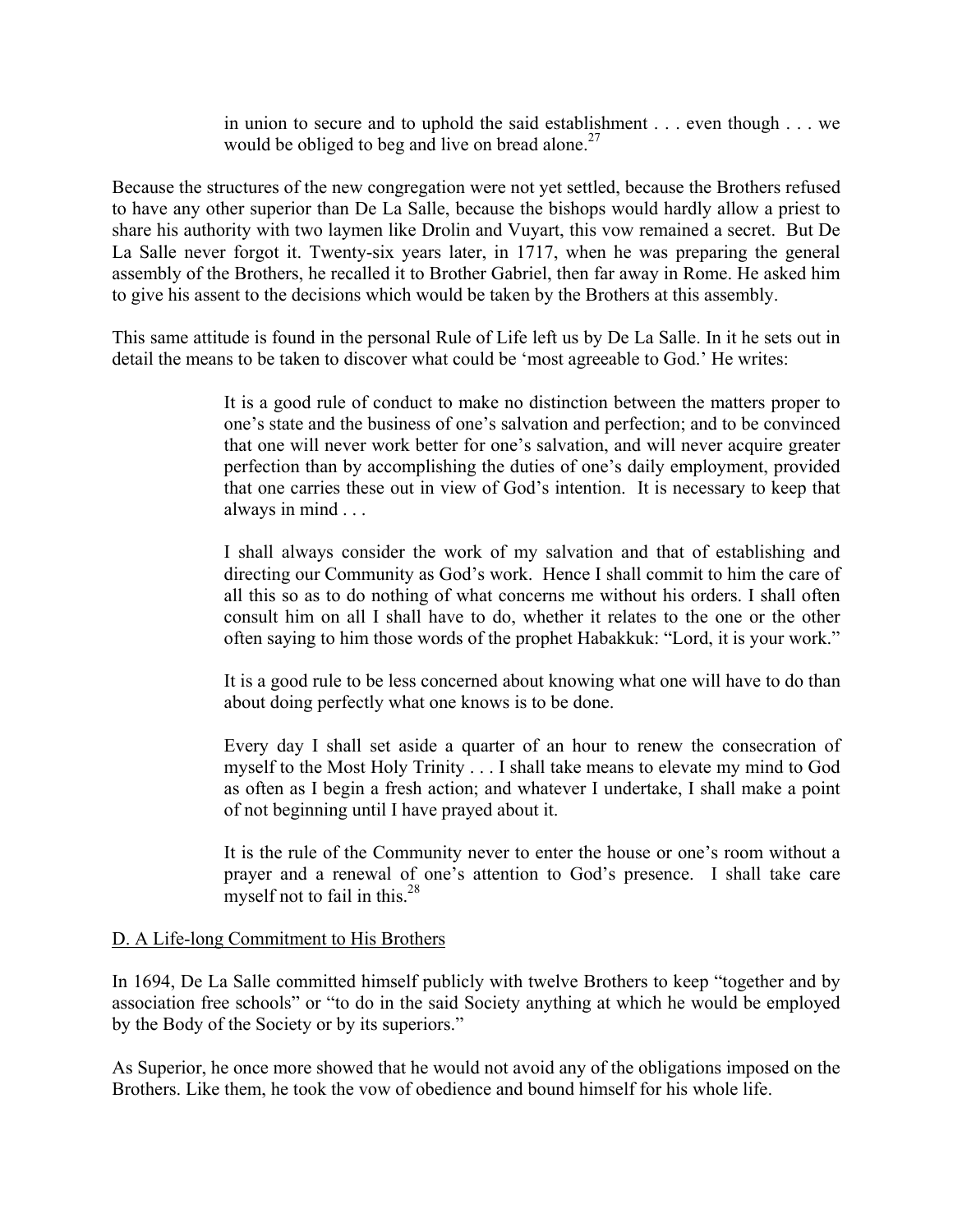> in union to secure and to uphold the said establishment . . . even though . . . we would be obliged to beg and live on bread alone.[27]

Because the structures of the new congregation were not yet settled, because the Brothers refused to have any other superior than De La Salle, because the bishops would hardly allow a priest to share his authority with two laymen like Drolin and Vuyart, this vow remained a secret. But De La Salle never forgot it. Twenty-six years later, in 1717, when he was preparing the general assembly of the Brothers, he recalled it to Brother Gabriel, then far away in Rome. He asked him to give his assent to the decisions which would be taken by the Brothers at this assembly.

This same attitude is found in the personal Rule of Life left us by De La Salle. In it he sets out in detail the means to be taken to discover what could be 'most agreeable to God.' He writes:

> It is a good rule of conduct to make no distinction between the matters proper to one's state and the business of one's salvation and perfection; and to be convinced that one will never work better for one's salvation, and will never acquire greater perfection than by accomplishing the duties of one's daily employment, provided that one carries these out in view of God's intention. It is necessary to keep that always in mind . . .
>
> I shall always consider the work of my salvation and that of establishing and directing our Community as God's work. Hence I shall commit to him the care of all this so as to do nothing of what concerns me without his orders. I shall often consult him on all I shall have to do, whether it relates to the one or the other often saying to him those words of the prophet Habakkuk: "Lord, it is your work."
>
> It is a good rule to be less concerned about knowing what one will have to do than about doing perfectly what one knows is to be done.
>
> Every day I shall set aside a quarter of an hour to renew the consecration of myself to the Most Holy Trinity . . . I shall take means to elevate my mind to God as often as I begin a fresh action; and whatever I undertake, I shall make a point of not beginning until I have prayed about it.
>
> It is the rule of the Community never to enter the house or one's room without a prayer and a renewal of one's attention to God's presence. I shall take care myself not to fail in this.[28]

## D. A Life-long Commitment to His Brothers

In 1694, De La Salle committed himself publicly with twelve Brothers to keep "together and by association free schools" or "to do in the said Society anything at which he would be employed by the Body of the Society or by its superiors."

As Superior, he once more showed that he would not avoid any of the obligations imposed on the Brothers. Like them, he took the vow of obedience and bound himself for his whole life.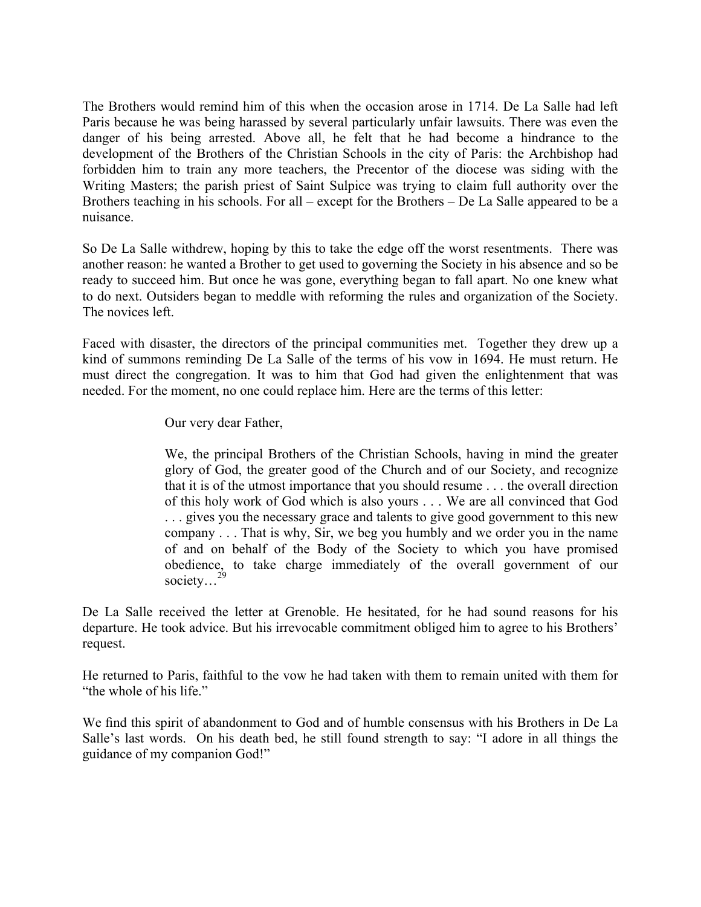The Brothers would remind him of this when the occasion arose in 1714. De La Salle had left Paris because he was being harassed by several particularly unfair lawsuits. There was even the danger of his being arrested. Above all, he felt that he had become a hindrance to the development of the Brothers of the Christian Schools in the city of Paris: the Archbishop had forbidden him to train any more teachers, the Precentor of the diocese was siding with the Writing Masters; the parish priest of Saint Sulpice was trying to claim full authority over the Brothers teaching in his schools. For all – except for the Brothers – De La Salle appeared to be a nuisance.

So De La Salle withdrew, hoping by this to take the edge off the worst resentments. There was another reason: he wanted a Brother to get used to governing the Society in his absence and so be ready to succeed him. But once he was gone, everything began to fall apart. No one knew what to do next. Outsiders began to meddle with reforming the rules and organization of the Society. The novices left.

Faced with disaster, the directors of the principal communities met. Together they drew up a kind of summons reminding De La Salle of the terms of his vow in 1694. He must return. He must direct the congregation. It was to him that God had given the enlightenment that was needed. For the moment, no one could replace him. Here are the terms of this letter:

> Our very dear Father,
>
> We, the principal Brothers of the Christian Schools, having in mind the greater glory of God, the greater good of the Church and of our Society, and recognize that it is of the utmost importance that you should resume . . . the overall direction of this holy work of God which is also yours . . . We are all convinced that God . . . gives you the necessary grace and talents to give good government to this new company . . . That is why, Sir, we beg you humbly and we order you in the name of and on behalf of the Body of the Society to which you have promised obedience, to take charge immediately of the overall government of our society…[29]

De La Salle received the letter at Grenoble. He hesitated, for he had sound reasons for his departure. He took advice. But his irrevocable commitment obliged him to agree to his Brothers' request.

He returned to Paris, faithful to the vow he had taken with them to remain united with them for "the whole of his life."

We find this spirit of abandonment to God and of humble consensus with his Brothers in De La Salle's last words. On his death bed, he still found strength to say: "I adore in all things the guidance of my companion God!"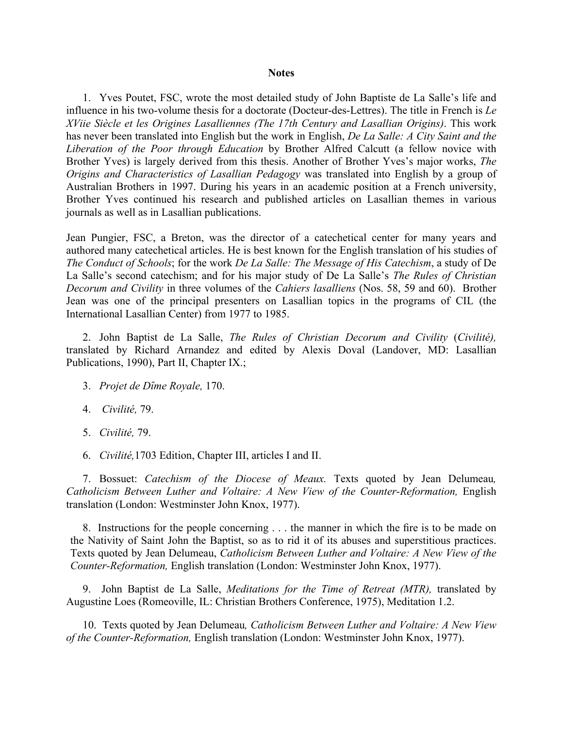**Notes**

1. Yves Poutet, FSC, wrote the most detailed study of John Baptiste de La Salle's life and influence in his two-volume thesis for a doctorate (Docteur-des-Lettres). The title in French is *Le XViie Siècle et les Origines Lasalliennes (The 17th Century and Lasallian Origins)*. This work has never been translated into English but the work in English, *De La Salle: A City Saint and the Liberation of the Poor through Education* by Brother Alfred Calcutt (a fellow novice with Brother Yves) is largely derived from this thesis. Another of Brother Yves's major works, *The Origins and Characteristics of Lasallian Pedagogy* was translated into English by a group of Australian Brothers in 1997. During his years in an academic position at a French university, Brother Yves continued his research and published articles on Lasallian themes in various journals as well as in Lasallian publications.

Jean Pungier, FSC, a Breton, was the director of a catechetical center for many years and authored many catechetical articles. He is best known for the English translation of his studies of *The Conduct of Schools*; for the work *De La Salle: The Message of His Catechism*, a study of De La Salle's second catechism; and for his major study of De La Salle's *The Rules of Christian Decorum and Civility* in three volumes of the *Cahiers lasalliens* (Nos. 58, 59 and 60). Brother Jean was one of the principal presenters on Lasallian topics in the programs of CIL (the International Lasallian Center) from 1977 to 1985.

2. John Baptist de La Salle, *The Rules of Christian Decorum and Civility* (*Civilité),* translated by Richard Arnandez and edited by Alexis Doval (Landover, MD: Lasallian Publications, 1990), Part II, Chapter IX.;

3. *Projet de Dîme Royale,* 170.

4. *Civilité,* 79.

5. *Civilité,* 79.

6. *Civilité,*1703 Edition, Chapter III, articles I and II.

7. Bossuet: *Catechism of the Diocese of Meaux.* Texts quoted by Jean Delumeau*, Catholicism Between Luther and Voltaire: A New View of the Counter-Reformation,* English translation (London: Westminster John Knox, 1977).

8. Instructions for the people concerning . . . the manner in which the fire is to be made on the Nativity of Saint John the Baptist, so as to rid it of its abuses and superstitious practices. Texts quoted by Jean Delumeau, *Catholicism Between Luther and Voltaire: A New View of the Counter-Reformation,* English translation (London: Westminster John Knox, 1977).

9. John Baptist de La Salle, *Meditations for the Time of Retreat (MTR),* translated by Augustine Loes (Romeoville, IL: Christian Brothers Conference, 1975), Meditation 1.2.

10. Texts quoted by Jean Delumeau*, Catholicism Between Luther and Voltaire: A New View of the Counter-Reformation,* English translation (London: Westminster John Knox, 1977).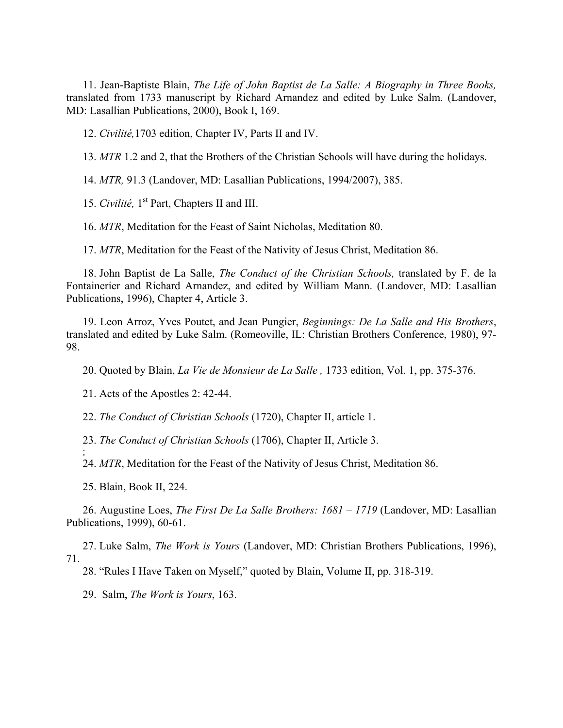11. Jean-Baptiste Blain, *The Life of John Baptist de La Salle: A Biography in Three Books,* translated from 1733 manuscript by Richard Arnandez and edited by Luke Salm. (Landover, MD: Lasallian Publications, 2000), Book I, 169.

12. *Civilité,*1703 edition, Chapter IV, Parts II and IV.

13. *MTR* 1.2 and 2, that the Brothers of the Christian Schools will have during the holidays.

14. *MTR,* 91.3 (Landover, MD: Lasallian Publications, 1994/2007), 385.

15. *Civilité,* 1st Part, Chapters II and III.

16. *MTR*, Meditation for the Feast of Saint Nicholas, Meditation 80.

17. *MTR*, Meditation for the Feast of the Nativity of Jesus Christ, Meditation 86.

18. John Baptist de La Salle, *The Conduct of the Christian Schools,* translated by F. de la Fontainerier and Richard Arnandez, and edited by William Mann. (Landover, MD: Lasallian Publications, 1996), Chapter 4, Article 3.

19. Leon Arroz, Yves Poutet, and Jean Pungier, *Beginnings: De La Salle and His Brothers*, translated and edited by Luke Salm. (Romeoville, IL: Christian Brothers Conference, 1980), 97-98.

20. Quoted by Blain, *La Vie de Monsieur de La Salle ,* 1733 edition, Vol. 1, pp. 375-376.

21. Acts of the Apostles 2: 42-44.

22. *The Conduct of Christian Schools* (1720), Chapter II, article 1.

23. *The Conduct of Christian Schools* (1706), Chapter II, Article 3.
;
24. *MTR*, Meditation for the Feast of the Nativity of Jesus Christ, Meditation 86.

25. Blain, Book II, 224.

26. Augustine Loes, *The First De La Salle Brothers: 1681 – 1719* (Landover, MD: Lasallian Publications, 1999), 60-61.

27. Luke Salm, *The Work is Yours* (Landover, MD: Christian Brothers Publications, 1996), 71.

28. "Rules I Have Taken on Myself," quoted by Blain, Volume II, pp. 318-319.

29. Salm, *The Work is Yours*, 163.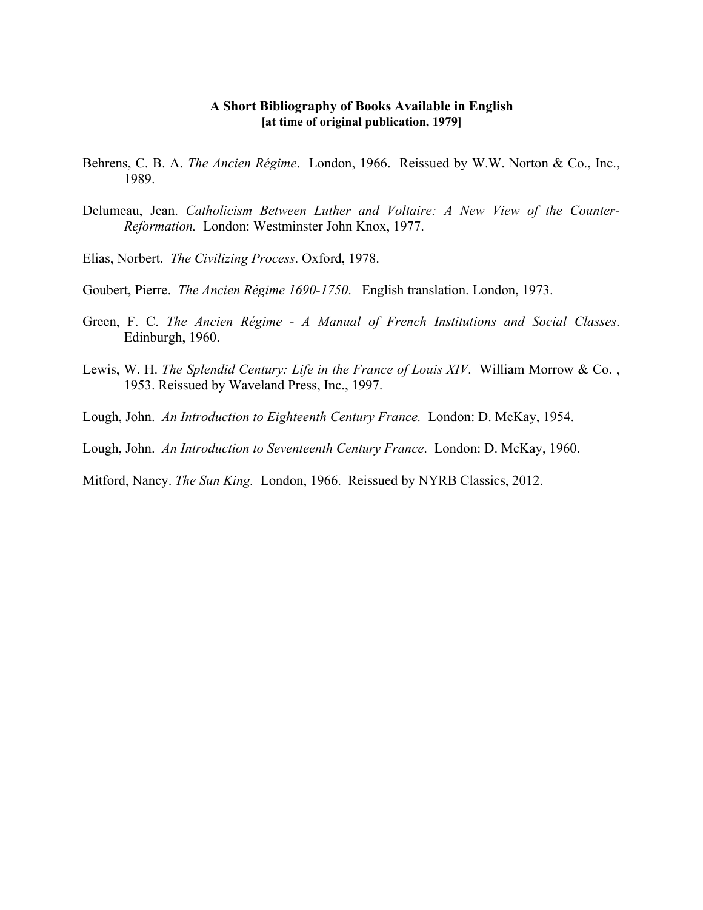## A Short Bibliography of Books Available in English
**[at time of original publication, 1979]**

Behrens, C. B. A. *The Ancien Régime*. London, 1966. Reissued by W.W. Norton & Co., Inc., 1989.

Delumeau, Jean. *Catholicism Between Luther and Voltaire: A New View of the Counter-Reformation.* London: Westminster John Knox, 1977.

Elias, Norbert. *The Civilizing Process*. Oxford, 1978.

Goubert, Pierre. *The Ancien Régime 1690-1750*. English translation. London, 1973.

Green, F. C. *The Ancien Régime - A Manual of French Institutions and Social Classes*. Edinburgh, 1960.

Lewis, W. H. *The Splendid Century: Life in the France of Louis XIV*. William Morrow & Co. , 1953. Reissued by Waveland Press, Inc., 1997.

Lough, John. *An Introduction to Eighteenth Century France.* London: D. McKay, 1954.

Lough, John. *An Introduction to Seventeenth Century France*. London: D. McKay, 1960.

Mitford, Nancy. *The Sun King.* London, 1966. Reissued by NYRB Classics, 2012.